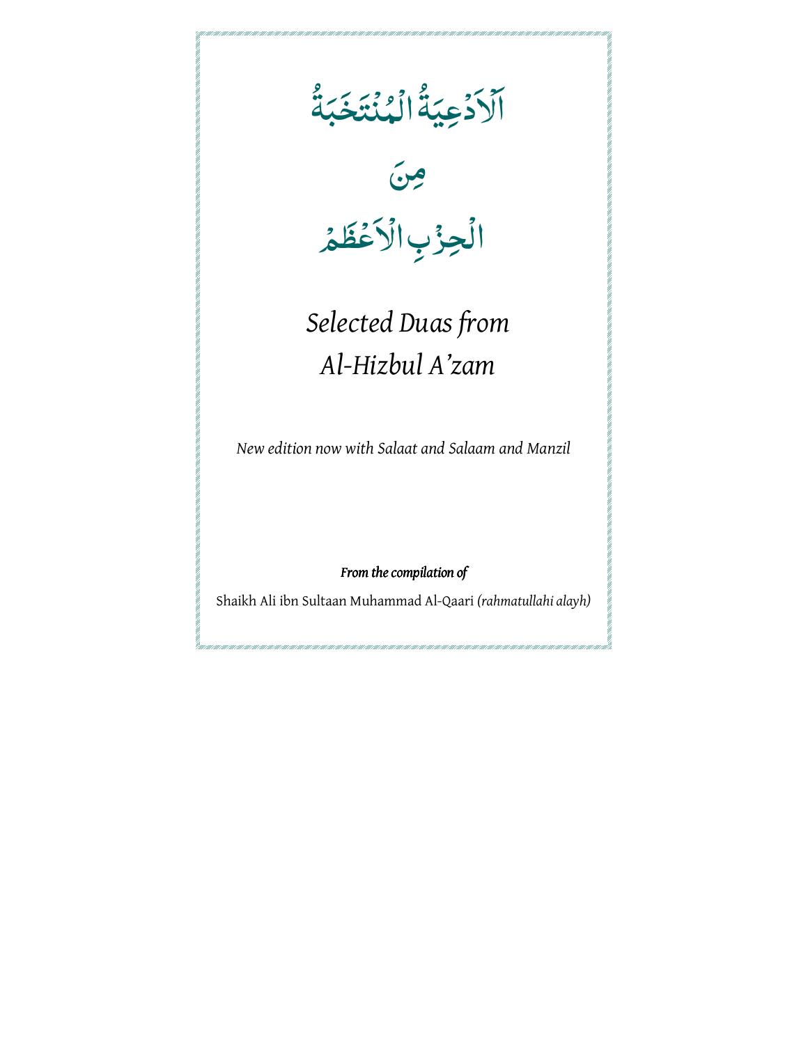# اَلْاَدْعِيَةُ الْمُنْتَخَبَةُ

# مِنَ

# الْحِزْبِ الْاَعْظَمُ

# *Selected Duas from Al-Hizbul A'zam*

*New edition now with Salaat and Salaam and Manzil*

***From the compilation of***

Shaikh Ali ibn Sultaan Muhammad Al-Qaari *(rahmatullahi alayh)*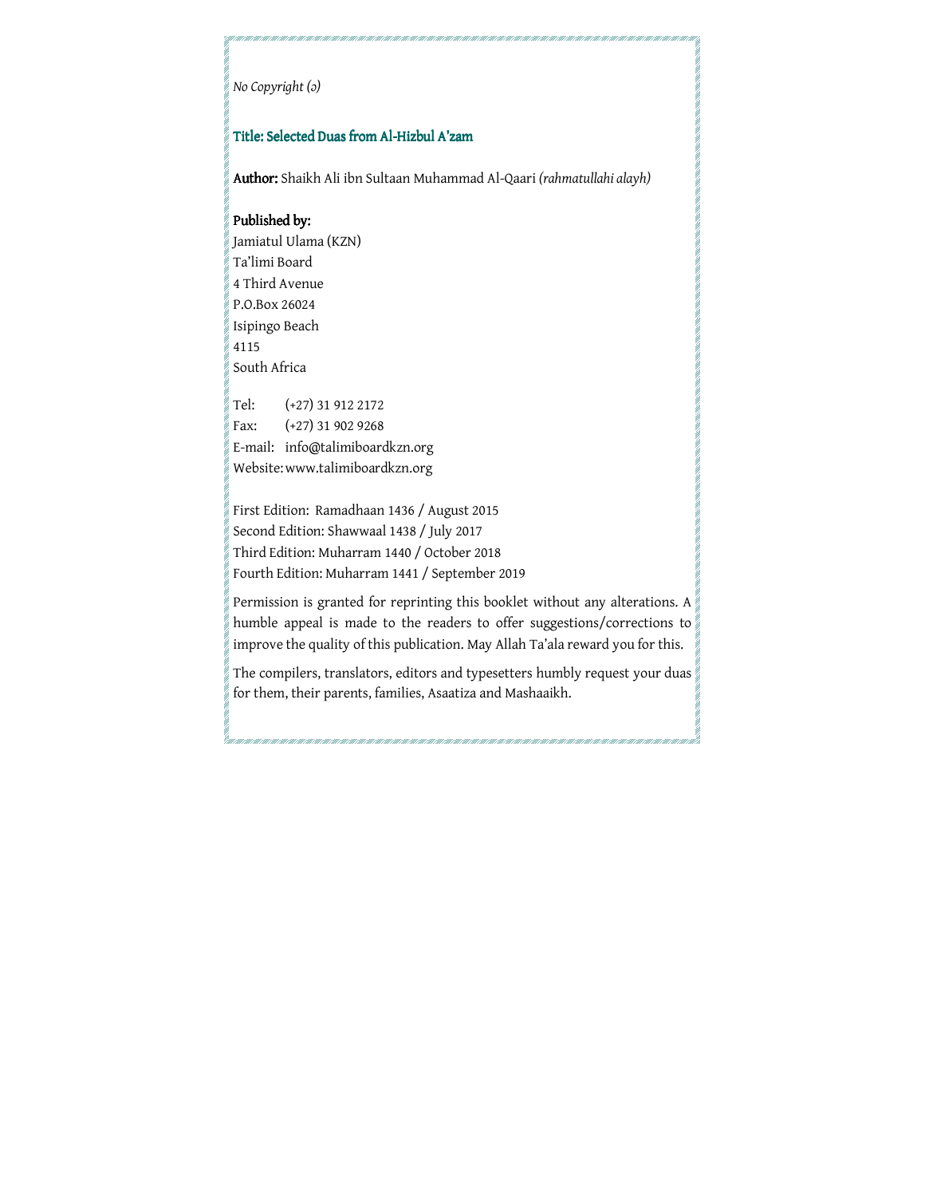*No Copyright (ↄ)*

**Title: Selected Duas from Al-Hizbul A'zam**

**Author:** Shaikh Ali ibn Sultaan Muhammad Al-Qaari *(rahmatullahi alayh)*

**Published by:**

Jamiatul Ulama (KZN)
Ta'limi Board
4 Third Avenue
P.O.Box 26024
Isipingo Beach
4115
South Africa

Tel: (+27) 31 912 2172
Fax: (+27) 31 902 9268
E-mail: info@talimiboardkzn.org
Website: www.talimiboardkzn.org

First Edition: Ramadhaan 1436 / August 2015
Second Edition: Shawwaal 1438 / July 2017
Third Edition: Muharram 1440 / October 2018
Fourth Edition: Muharram 1441 / September 2019

Permission is granted for reprinting this booklet without any alterations. A humble appeal is made to the readers to offer suggestions/corrections to improve the quality of this publication. May Allah Ta'ala reward you for this.

The compilers, translators, editors and typesetters humbly request your duas for them, their parents, families, Asaatiza and Mashaaikh.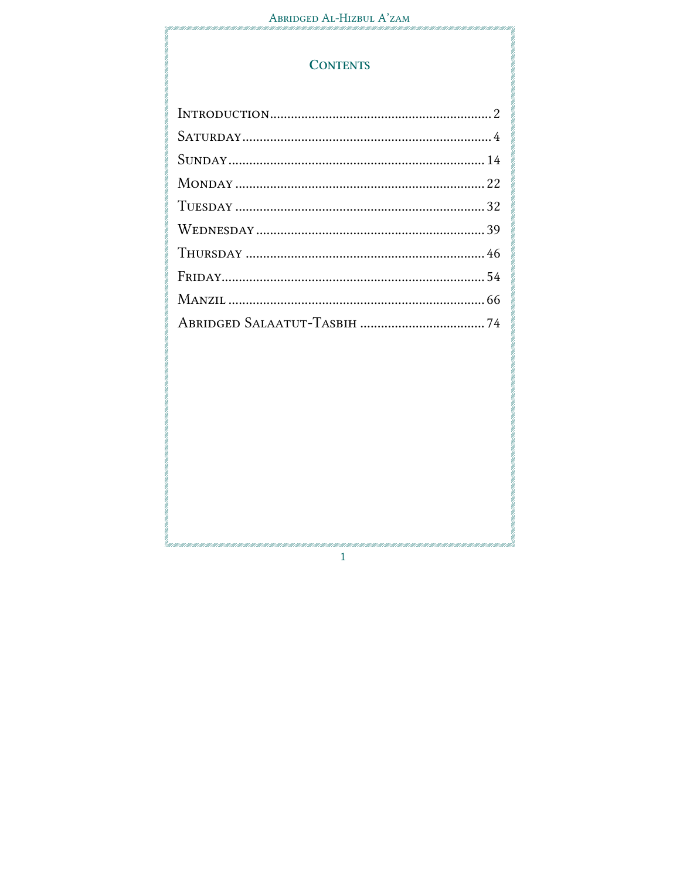# Contents

| | |
|---|---|
| Introduction | 2 |
| Saturday | 4 |
| Sunday | 14 |
| Monday | 22 |
| Tuesday | 32 |
| Wednesday | 39 |
| Thursday | 46 |
| Friday | 54 |
| Manzil | 66 |
| Abridged Salaatut-Tasbih | 74 |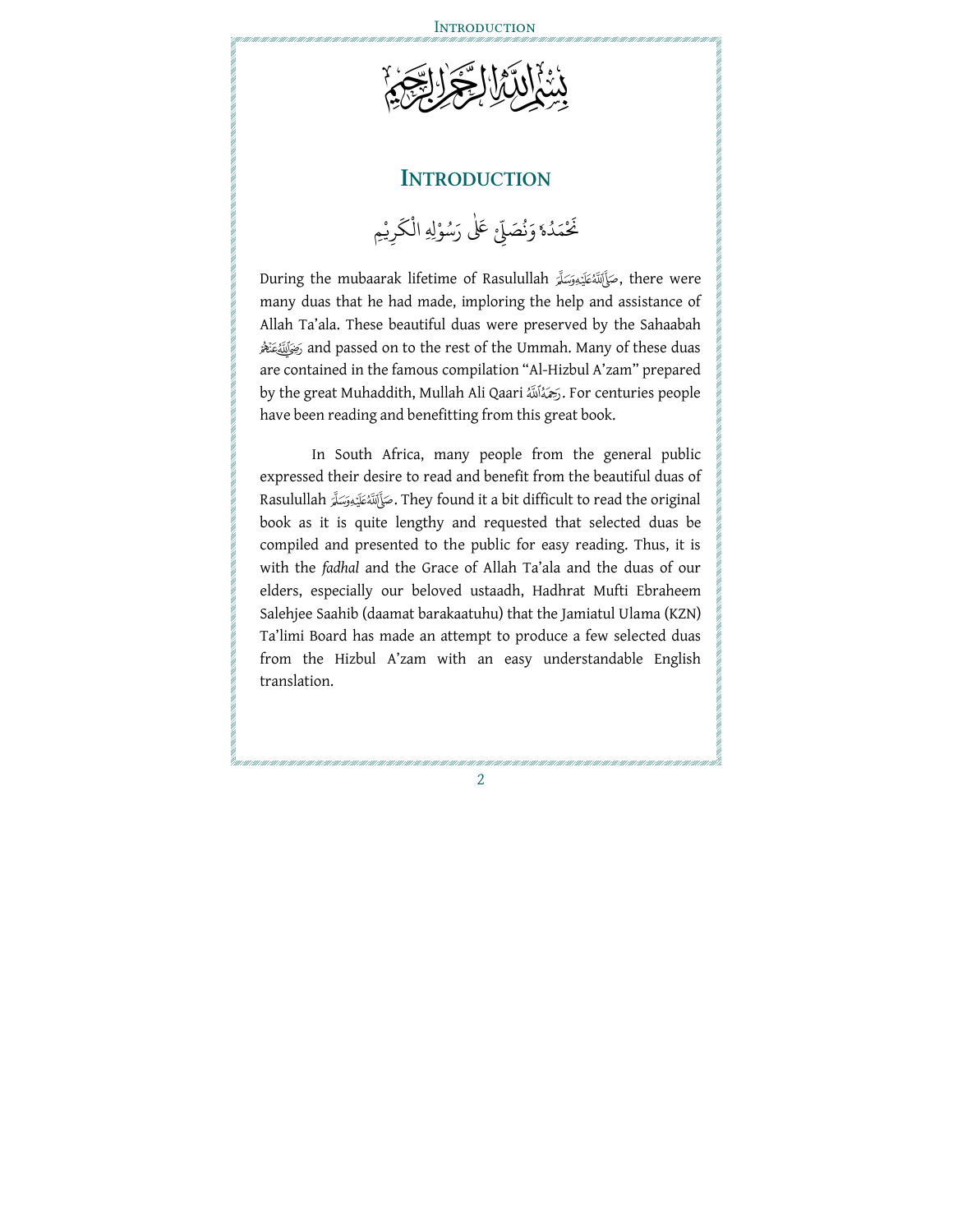بِسْمِ اللّٰهِ الرَّحْمٰنِ الرَّحِيْمِ

# INTRODUCTION

نَحْمَدُهٗ وَنُصَلِّيْ عَلٰى رَسُوْلِهِ الْكَرِيْمِ

During the mubaarak lifetime of Rasulullah صَلَّى اللهُ عَلَيْهِ وَسَلَّمَ, there were many duas that he had made, imploring the help and assistance of Allah Ta'ala. These beautiful duas were preserved by the Sahaabah رَضِيَ اللهُ عَنْهُمْ and passed on to the rest of the Ummah. Many of these duas are contained in the famous compilation "Al-Hizbul A'zam" prepared by the great Muhaddith, Mullah Ali Qaari رَحِمَهُ اللهُ. For centuries people have been reading and benefitting from this great book.

In South Africa, many people from the general public expressed their desire to read and benefit from the beautiful duas of Rasulullah صَلَّى اللهُ عَلَيْهِ وَسَلَّمَ. They found it a bit difficult to read the original book as it is quite lengthy and requested that selected duas be compiled and presented to the public for easy reading. Thus, it is with the *fadhal* and the Grace of Allah Ta'ala and the duas of our elders, especially our beloved ustaadh, Hadhrat Mufti Ebraheem Salehjee Saahib (daamat barakaatuhu) that the Jamiatul Ulama (KZN) Ta'limi Board has made an attempt to produce a few selected duas from the Hizbul A'zam with an easy understandable English translation.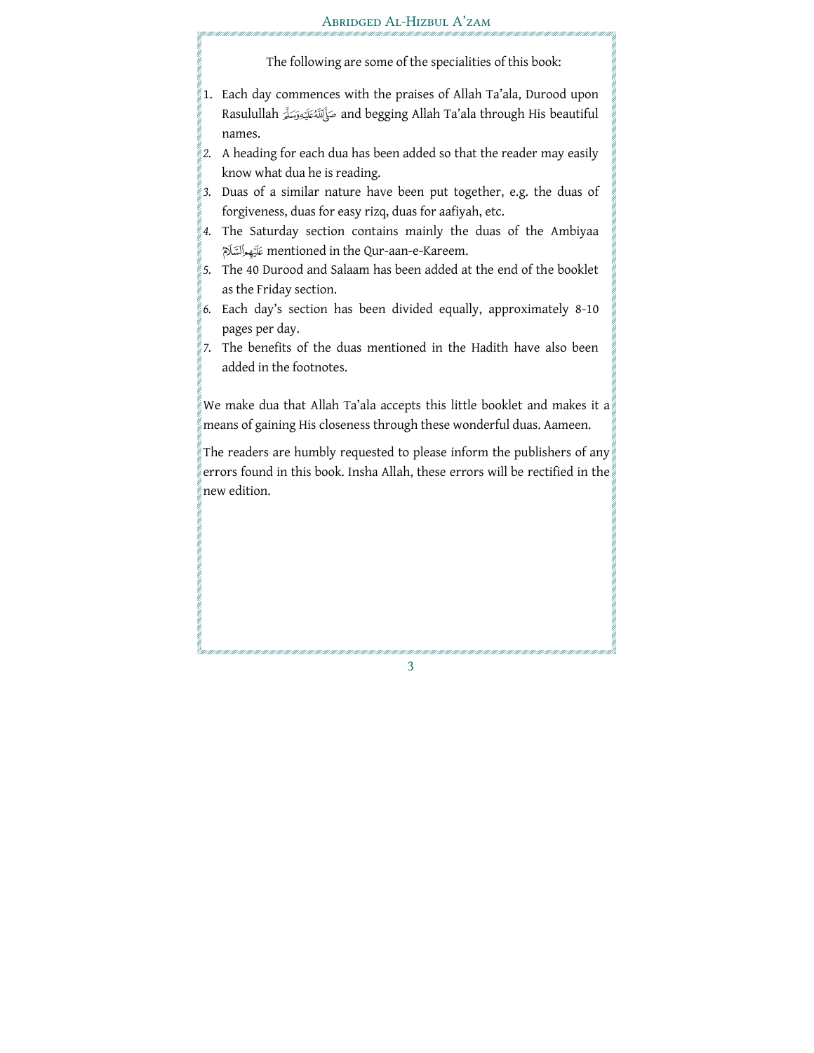The following are some of the specialities of this book:

1. Each day commences with the praises of Allah Ta'ala, Durood upon Rasulullah صَلَّىٱللَّهُعَلَيۡهِوَسَلَّمَ and begging Allah Ta'ala through His beautiful names.
2. A heading for each dua has been added so that the reader may easily know what dua he is reading.
3. Duas of a similar nature have been put together, e.g. the duas of forgiveness, duas for easy rizq, duas for aafiyah, etc.
4. The Saturday section contains mainly the duas of the Ambiyaa عَلَيۡهِمُٱلسَّلَامُ mentioned in the Qur-aan-e-Kareem.
5. The 40 Durood and Salaam has been added at the end of the booklet as the Friday section.
6. Each day's section has been divided equally, approximately 8-10 pages per day.
7. The benefits of the duas mentioned in the Hadith have also been added in the footnotes.

We make dua that Allah Ta'ala accepts this little booklet and makes it a means of gaining His closeness through these wonderful duas. Aameen.

The readers are humbly requested to please inform the publishers of any errors found in this book. Insha Allah, these errors will be rectified in the new edition.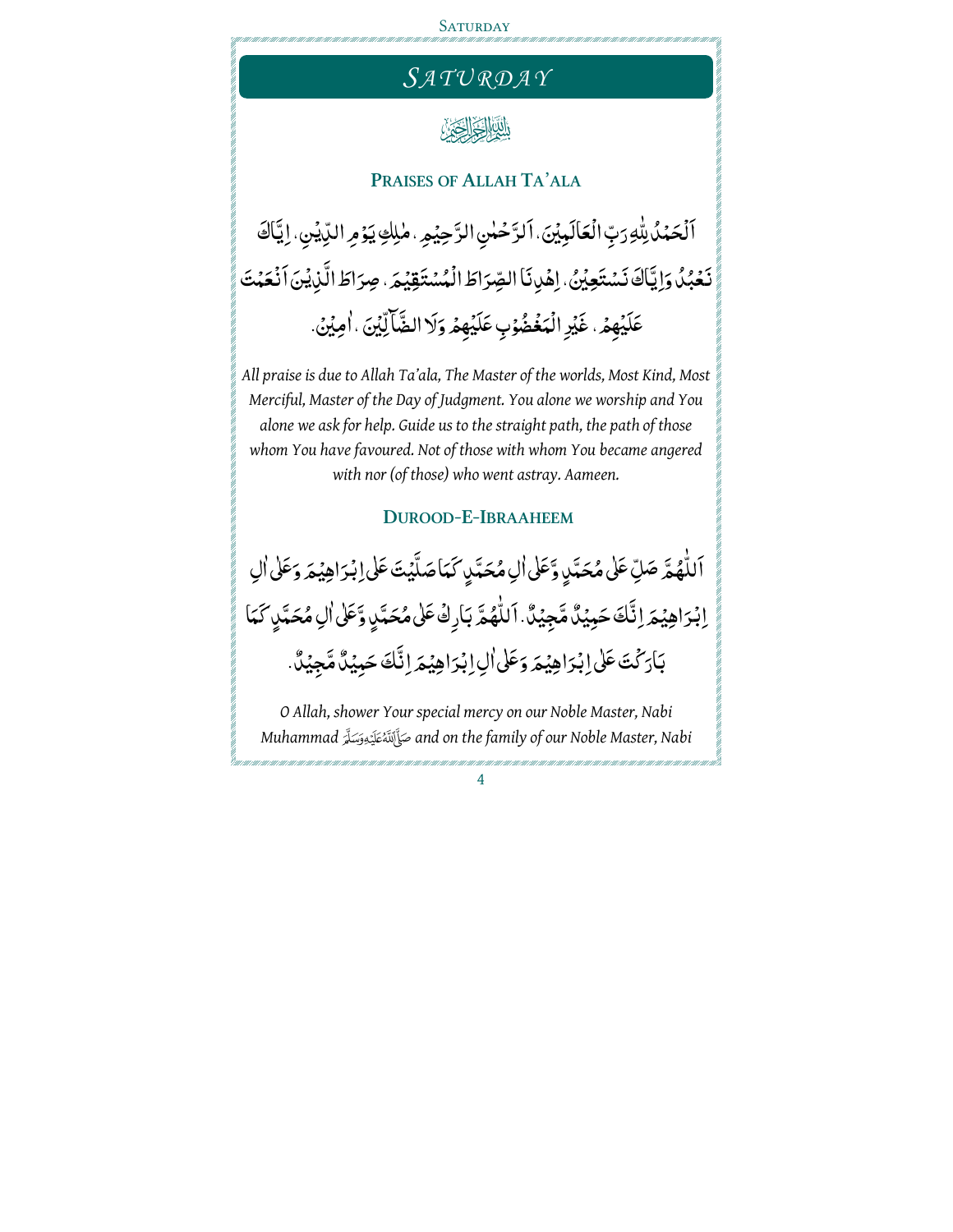# SATURDAY

بِسۡمِ اللّٰهِ الرَّحۡمٰنِ الرَّحِيۡمِ

## PRAISES OF ALLAH TA'ALA

اَلۡحَمۡدُ لِلّٰهِ رَبِّ الۡعٰلَمِيۡنَ ۙ اَلرَّحۡمٰنِ الرَّحِيۡمِ ۙ مٰلِكِ يَوۡمِ الدِّيۡنِ ؕ اِيَّاكَ نَعۡبُدُ وَاِيَّاكَ نَسۡتَعِيۡنُ ؕ اِهۡدِنَا الصِّرَاطَ الۡمُسۡتَقِيۡمَ ۙ صِرَاطَ الَّذِيۡنَ اَنۡعَمۡتَ عَلَيۡهِمۡ ۙ غَيۡرِ الۡمَغۡضُوۡبِ عَلَيۡهِمۡ وَلَا الضَّآلِّيۡنَ ؕ اٰمِيۡنَ.

*All praise is due to Allah Ta'ala, The Master of the worlds, Most Kind, Most Merciful, Master of the Day of Judgment. You alone we worship and You alone we ask for help. Guide us to the straight path, the path of those whom You have favoured. Not of those with whom You became angered with nor (of those) who went astray. Aameen.*

## DUROOD-E-IBRAAHEEM

اَللّٰهُمَّ صَلِّ عَلٰى مُحَمَّدٍ وَّعَلٰى اٰلِ مُحَمَّدٍ كَمَا صَلَّيْتَ عَلٰى اِبْرَاهِيْمَ وَعَلٰى اٰلِ اِبْرَاهِيْمَ اِنَّكَ حَمِيْدٌ مَّجِيْدٌ. اَللّٰهُمَّ بَارِكْ عَلٰى مُحَمَّدٍ وَّعَلٰى اٰلِ مُحَمَّدٍ كَمَا بَارَكْتَ عَلٰى اِبْرَاهِيْمَ وَعَلٰى اٰلِ اِبْرَاهِيْمَ اِنَّكَ حَمِيْدٌ مَّجِيْدٌ.

*O Allah, shower Your special mercy on our Noble Master, Nabi Muhammad* ﷺ *and on the family of our Noble Master, Nabi*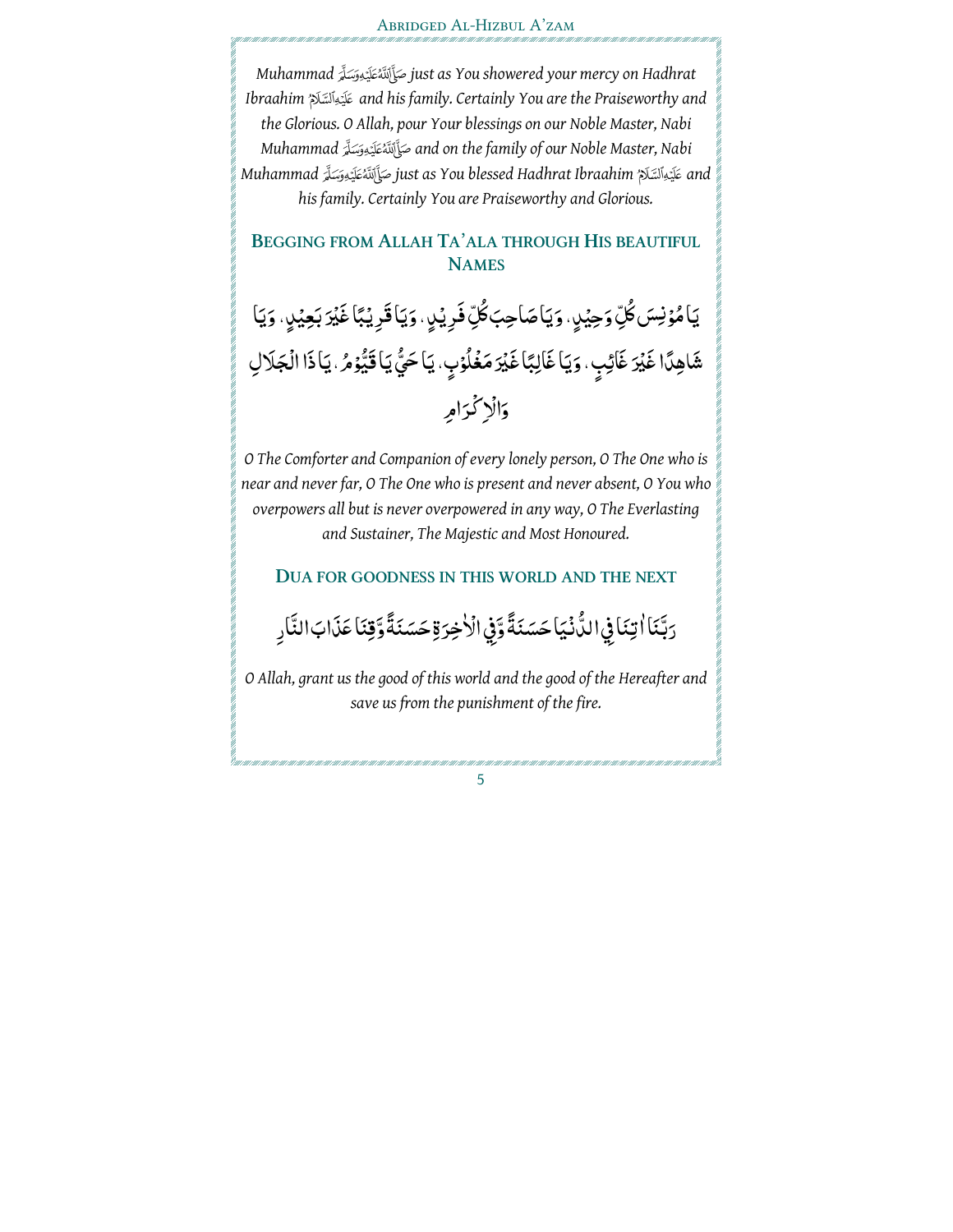*Muhammad* صَلَّى ٱللَّٰهُ عَلَيْهِ وَسَلَّمَ *just as You showered your mercy on Hadhrat Ibraahim* عَلَيْهِ ٱلسَّلَامُ *and his family. Certainly You are the Praiseworthy and the Glorious. O Allah, pour Your blessings on our Noble Master, Nabi Muhammad* صَلَّى ٱللَّٰهُ عَلَيْهِ وَسَلَّمَ *and on the family of our Noble Master, Nabi Muhammad* صَلَّى ٱللَّٰهُ عَلَيْهِ وَسَلَّمَ *just as You blessed Hadhrat Ibraahim* عَلَيْهِ ٱلسَّلَامُ *and his family. Certainly You are Praiseworthy and Glorious.*

## Begging from Allah Ta'ala through His beautiful Names

يَا مُؤْنِسَ كُلِّ وَحِيْدٍ، وَيَا صَاحِبَ كُلِّ فَرِيْدٍ، وَيَا قَرِيْبًا غَيْرَ بَعِيْدٍ، وَيَا شَاهِدًا غَيْرَ غَائِبٍ، وَيَا غَالِبًا غَيْرَ مَغْلُوْبٍ، يَا حَيُّ يَا قَيُّوْمُ، يَا ذَا الْجَلَالِ وَالْاِكْرَامِ

*O The Comforter and Companion of every lonely person, O The One who is near and never far, O The One who is present and never absent, O You who overpowers all but is never overpowered in any way, O The Everlasting and Sustainer, The Majestic and Most Honoured.*

## Dua for goodness in this world and the next

رَبَّنَا اٰتِنَا فِي الدُّنْيَا حَسَنَةً وَّفِي الْاٰخِرَةِ حَسَنَةً وَّقِنَا عَذَابَ النَّارِ

*O Allah, grant us the good of this world and the good of the Hereafter and save us from the punishment of the fire.*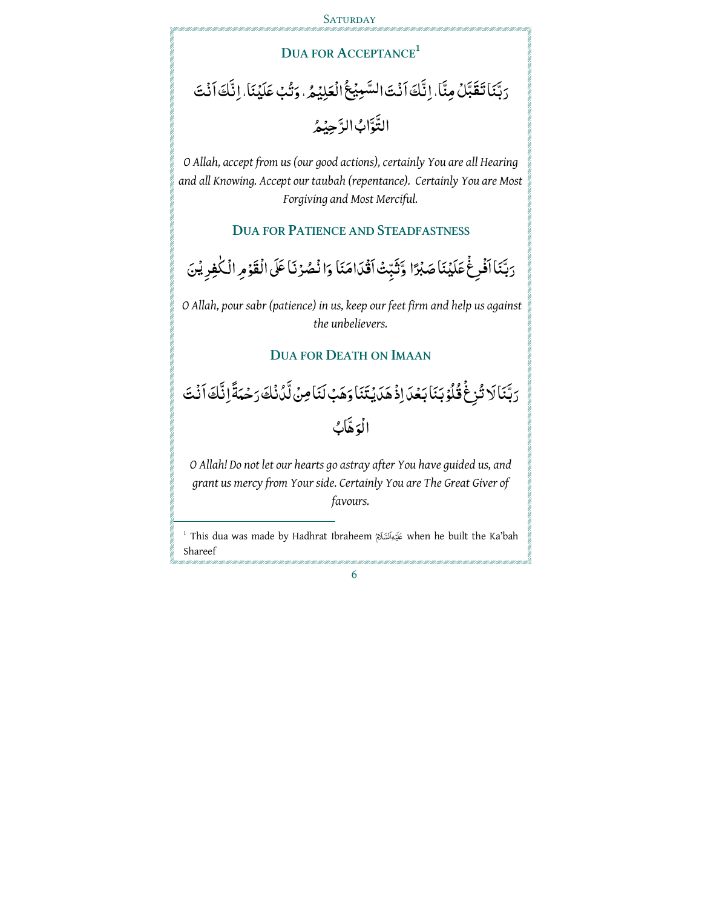## DUA FOR ACCEPTANCE[1]

رَبَّنَا تَقَبَّلْ مِنَّا ۔ اِنَّكَ اَنْتَ السَّمِيْعُ الْعَلِيْمُ ۔ وَتُبْ عَلَيْنَا ۔ اِنَّكَ اَنْتَ التَّوَّابُ الرَّحِيْمُ

*O Allah, accept from us (our good actions), certainly You are all Hearing and all Knowing. Accept our taubah (repentance). Certainly You are Most Forgiving and Most Merciful.*

## DUA FOR PATIENCE AND STEADFASTNESS

رَبَّنَا اَفْرِغْ عَلَيْنَا صَبْرًا وَّثَبِّتْ اَقْدَامَنَا وَانْصُرْنَا عَلَى الْقَوْمِ الْكٰفِرِيْنَ

*O Allah, pour sabr (patience) in us, keep our feet firm and help us against the unbelievers.*

## DUA FOR DEATH ON IMAAN

رَبَّنَا لَا تُزِغْ قُلُوْبَنَا بَعْدَ اِذْ هَدَيْتَنَا وَهَبْ لَنَا مِنْ لَّدُنْكَ رَحْمَةً اِنَّكَ اَنْتَ الْوَهَّابُ

*O Allah! Do not let our hearts go astray after You have guided us, and grant us mercy from Your side. Certainly You are The Great Giver of favours.*

---

[1] This dua was made by Hadhrat Ibraheem عَلَيْهِ السَّلَام when he built the Ka'bah Shareef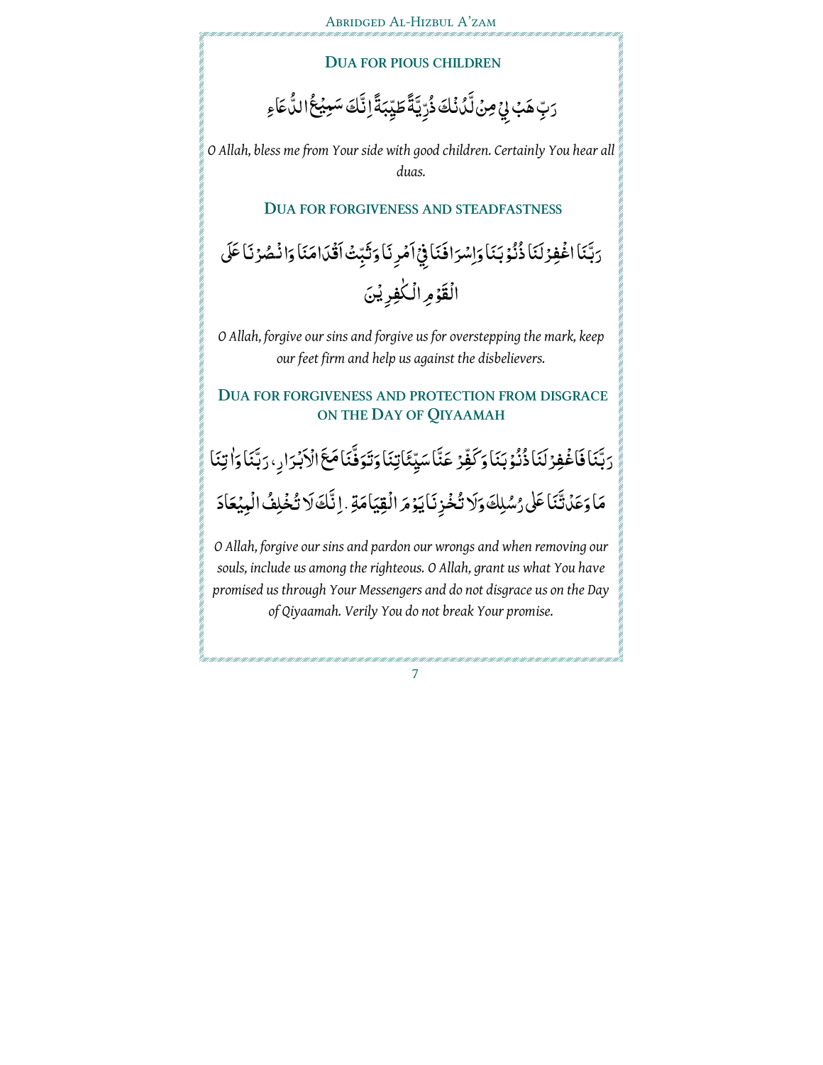## DUA FOR PIOUS CHILDREN

رَبِّ هَبْ لِيْ مِنْ لَّدُنْكَ ذُرِّيَّةً طَيِّبَةً اِنَّكَ سَمِيْعُ الدُّعَاءِ

*O Allah, bless me from Your side with good children. Certainly You hear all duas.*

## DUA FOR FORGIVENESS AND STEADFASTNESS

رَبَّنَا اغْفِرْ لَنَا ذُنُوْبَنَا وَاِسْرَافَنَا فِيْ اَمْرِنَا وَثَبِّتْ اَقْدَامَنَا وَانْصُرْنَا عَلَى الْقَوْمِ الْكٰفِرِيْنَ

*O Allah, forgive our sins and forgive us for overstepping the mark, keep our feet firm and help us against the disbelievers.*

## DUA FOR FORGIVENESS AND PROTECTION FROM DISGRACE ON THE DAY OF QIYAAMAH

رَبَّنَا فَاغْفِرْ لَنَا ذُنُوْبَنَا وَكَفِّرْ عَنَّا سَيِّئَاتِنَا وَتَوَفَّنَا مَعَ الْاَبْرَارِ، رَبَّنَا وَاٰتِنَا مَا وَعَدْتَّنَا عَلٰى رُسُلِكَ وَلَا تُخْزِنَا يَوْمَ الْقِيَامَةِ . اِنَّكَ لَا تُخْلِفُ الْمِيْعَادَ

*O Allah, forgive our sins and pardon our wrongs and when removing our souls, include us among the righteous. O Allah, grant us what You have promised us through Your Messengers and do not disgrace us on the Day of Qiyaamah. Verily You do not break Your promise.*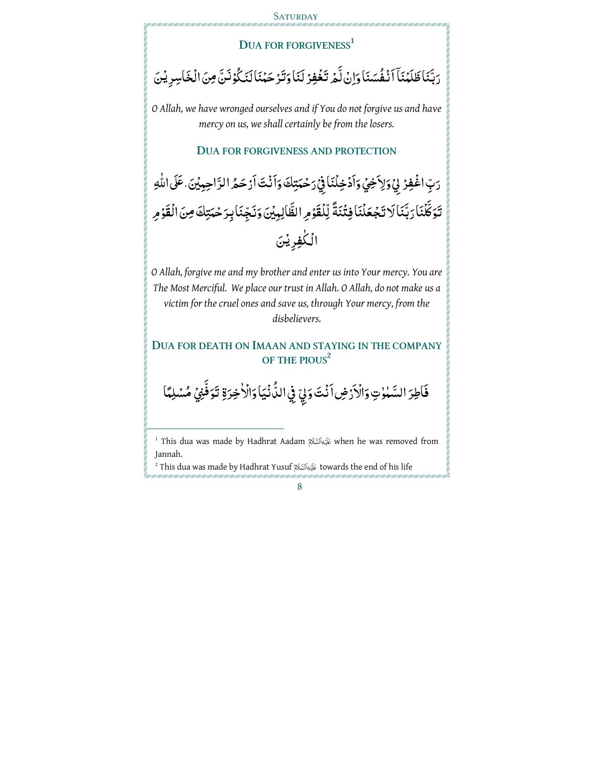## DUA FOR FORGIVENESS[1]

رَبَّنَا ظَلَمْنَآ اَنْفُسَنَا وَاِنْ لَّمْ تَغْفِرْ لَنَا وَتَرْحَمْنَا لَنَكُوْنَنَّ مِنَ الْخَاسِرِيْنَ

*O Allah, we have wronged ourselves and if You do not forgive us and have mercy on us, we shall certainly be from the losers.*

## DUA FOR FORGIVENESS AND PROTECTION

رَبِّ اغْفِرْ لِيْ وَلِاَخِيْ وَاَدْخِلْنَا فِيْ رَحْمَتِكَ وَاَنْتَ اَرْحَمُ الرّٰحِمِيْنَ. عَلَى اللّٰهِ تَوَكَّلْنَا رَبَّنَا لَا تَجْعَلْنَا فِتْنَةً لِّلْقَوْمِ الظّٰلِمِيْنَ وَنَجِّنَا بِرَحْمَتِكَ مِنَ الْقَوْمِ الْكٰفِرِيْنَ

*O Allah, forgive me and my brother and enter us into Your mercy. You are The Most Merciful. We place our trust in Allah. O Allah, do not make us a victim for the cruel ones and save us, through Your mercy, from the disbelievers.*

## DUA FOR DEATH ON IMAAN AND STAYING IN THE COMPANY OF THE PIOUS[2]

فَاطِرَ السَّمٰوٰتِ وَالْاَرْضِ اَنْتَ وَلِيّ فِي الدُّنْيَا وَالْاٰخِرَةِ تَوَفَّنِيْ مُسْلِمًا

---

[1] This dua was made by Hadhrat Aadam عَلَيْهِ السَّلَام when he was removed from Jannah.

[2] This dua was made by Hadhrat Yusuf عَلَيْهِ السَّلَام towards the end of his life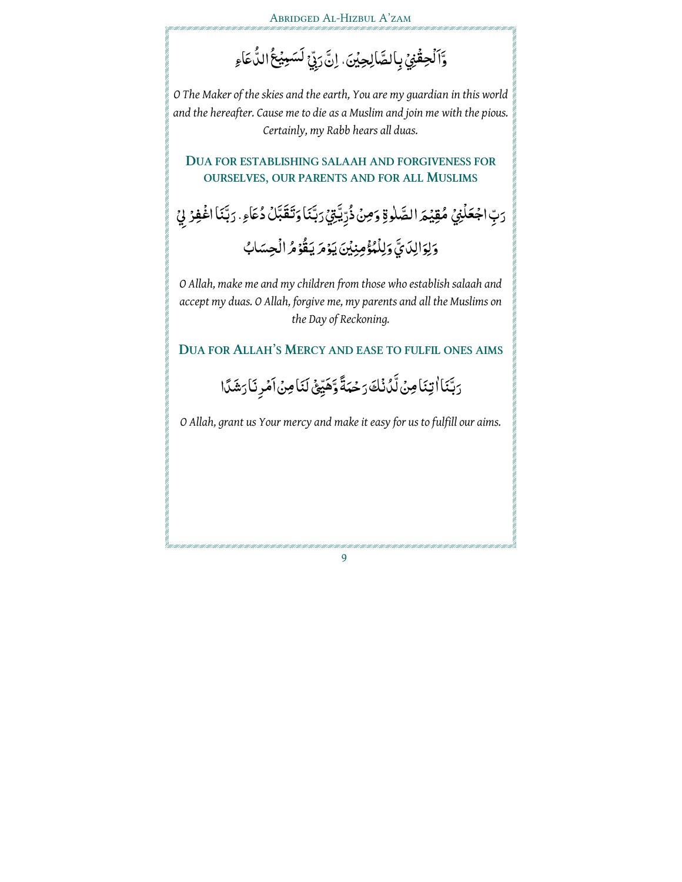وَّاَلْحِقْنِيْ بِالصّٰلِحِيْنَ. اِنَّ رَبِّيْ لَسَمِيْعُ الدُّعَاءِ

*O The Maker of the skies and the earth, You are my guardian in this world and the hereafter. Cause me to die as a Muslim and join me with the pious. Certainly, my Rabb hears all duas.*

## Dua for establishing salaah and forgiveness for ourselves, our parents and for all Muslims

رَبِّ اجْعَلْنِيْ مُقِيْمَ الصَّلٰوةِ وَمِنْ ذُرِّيَّتِيْ رَبَّنَا وَتَقَبَّلْ دُعَاءِ. رَبَّنَا اغْفِرْ لِيْ وَلِوَالِدَيَّ وَلِلْمُؤْمِنِيْنَ يَوْمَ يَقُوْمُ الْحِسَابُ

*O Allah, make me and my children from those who establish salaah and accept my duas. O Allah, forgive me, my parents and all the Muslims on the Day of Reckoning.*

## Dua for Allah's Mercy and ease to fulfil ones aims

رَبَّنَا اٰتِنَا مِنْ لَّدُنْكَ رَحْمَةً وَّهَيِّئْ لَنَا مِنْ اَمْرِنَا رَشَدًا

*O Allah, grant us Your mercy and make it easy for us to fulfill our aims.*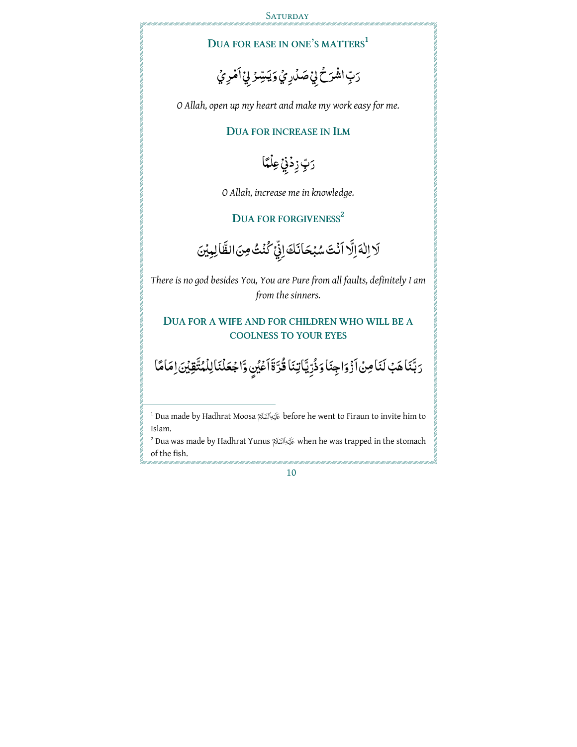## Dua for ease in one's matters[1]

رَبِّ اشْرَحْ لِيْ صَدْرِيْ وَيَسِّرْ لِيْ اَمْرِيْ

*O Allah, open up my heart and make my work easy for me.*

## Dua for increase in Ilm

رَبِّ زِدْنِيْ عِلْمًا

*O Allah, increase me in knowledge.*

## Dua for forgiveness[2]

لَا اِلٰهَ اِلَّا اَنْتَ سُبْحَانَكَ اِنِّيْ كُنْتُ مِنَ الظّٰلِمِيْنَ

*There is no god besides You, You are Pure from all faults, definitely I am from the sinners.*

## Dua for a wife and for children who will be a coolness to your eyes

رَبَّنَا هَبْ لَنَا مِنْ اَزْوَاجِنَا وَذُرِّيّٰتِنَا قُرَّةَ اَعْيُنٍ وَّاجْعَلْنَا لِلْمُتَّقِيْنَ اِمَامًا

---

[1] Dua made by Hadhrat Moosa عَلَيْهِ السَّلَامُ before he went to Firaun to invite him to Islam.

[2] Dua was made by Hadhrat Yunus عَلَيْهِ السَّلَامُ when he was trapped in the stomach of the fish.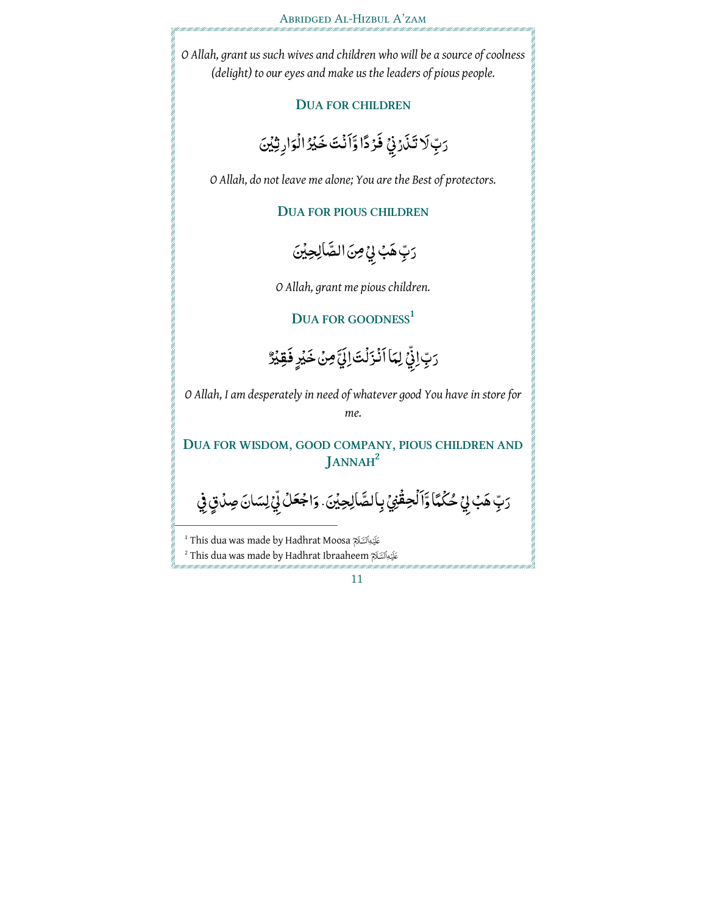*O Allah, grant us such wives and children who will be a source of coolness (delight) to our eyes and make us the leaders of pious people.*

### Dua for Children

رَبِّ لَا تَذَرْنِيْ فَرْدًا وَّاَنْتَ خَيْرُ الْوَارِثِيْنَ

*O Allah, do not leave me alone; You are the Best of protectors.*

### Dua for Pious Children

رَبِّ هَبْ لِيْ مِنَ الصّٰلِحِيْنَ

*O Allah, grant me pious children.*

### Dua for Goodness[1]

رَبِّ اِنِّيْ لِمَا اَنْزَلْتَ اِلَيَّ مِنْ خَيْرٍ فَقِيْرٌ

*O Allah, I am desperately in need of whatever good You have in store for me.*

### Dua for Wisdom, Good Company, Pious Children and Jannah[2]

رَبِّ هَبْ لِيْ حُكْمًا وَّاَلْحِقْنِيْ بِالصّٰلِحِيْنَ. وَاجْعَلْ لِّيْ لِسَانَ صِدْقٍ فِيْ

---

[1] This dua was made by Hadhrat Moosa عَلَيْهِ السَّلَام

[2] This dua was made by Hadhrat Ibraaheem عَلَيْهِ السَّلَام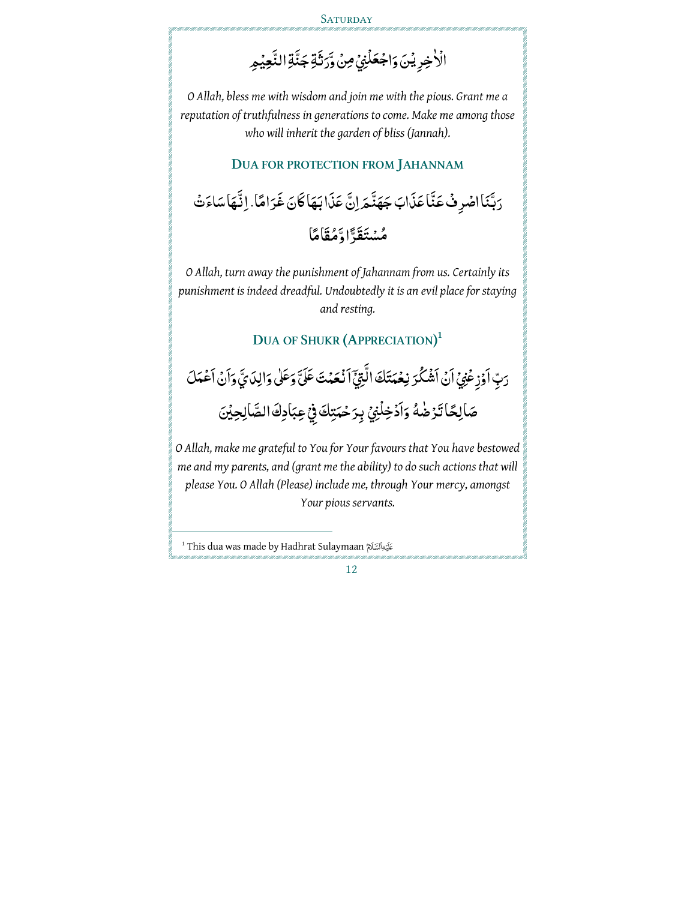الْاٰخِرِيْنَ وَاجْعَلْنِيْ مِنْ وَّرَثَةِ جَنَّةِ النَّعِيْمِ

*O Allah, bless me with wisdom and join me with the pious. Grant me a reputation of truthfulness in generations to come. Make me among those who will inherit the garden of bliss (Jannah).*

## Dua for Protection from Jahannam

رَبَّنَا اصْرِفْ عَنَّا عَذَابَ جَهَنَّمَ اِنَّ عَذَابَهَا كَانَ غَرَامًا. اِنَّهَا سَاءَتْ مُسْتَقَرًّا وَّمُقَامًا

*O Allah, turn away the punishment of Jahannam from us. Certainly its punishment is indeed dreadful. Undoubtedly it is an evil place for staying and resting.*

## Dua of Shukr (Appreciation)[1]

رَبِّ اَوْزِعْنِيْ اَنْ اَشْكُرَ نِعْمَتَكَ الَّتِيْٓ اَنْعَمْتَ عَلَيَّ وَعَلٰى وَالِدَيَّ وَاَنْ اَعْمَلَ صَالِحًا تَرْضٰهُ وَاَدْخِلْنِيْ بِرَحْمَتِكَ فِيْ عِبَادِكَ الصّٰلِحِيْنَ

*O Allah, make me grateful to You for Your favours that You have bestowed me and my parents, and (grant me the ability) to do such actions that will please You. O Allah (Please) include me, through Your mercy, amongst Your pious servants.*

---

[1] This dua was made by Hadhrat Sulaymaan عَلَيْهِ السَّلَام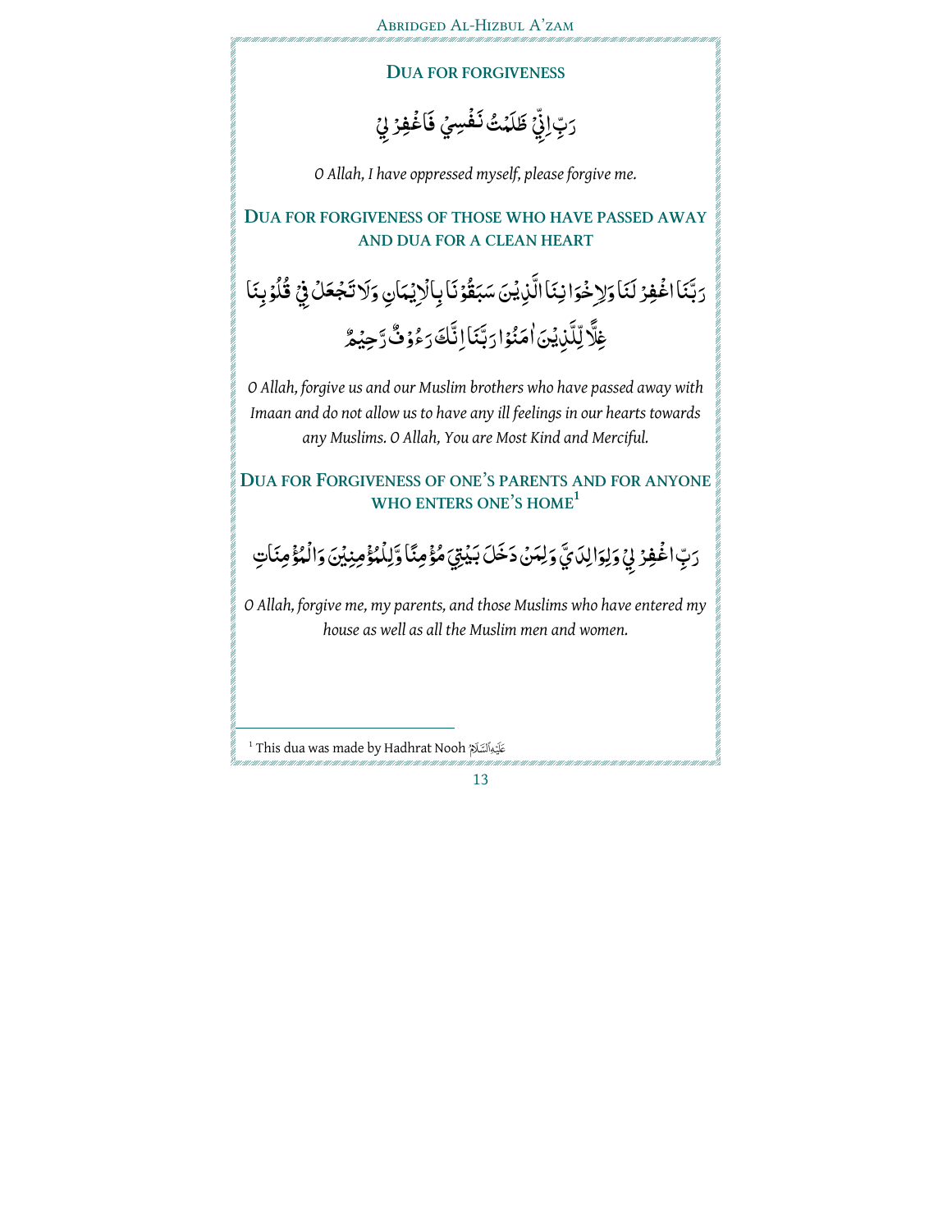## DUA FOR FORGIVENESS

رَبِّ اِنِّيْ ظَلَمْتُ نَفْسِيْ فَاغْفِرْ لِيْ

*O Allah, I have oppressed myself, please forgive me.*

## DUA FOR FORGIVENESS OF THOSE WHO HAVE PASSED AWAY AND DUA FOR A CLEAN HEART

رَبَّنَا اغْفِرْ لَنَا وَلِاِخْوَانِنَا الَّذِيْنَ سَبَقُوْنَا بِالْاِيْمَانِ وَلَا تَجْعَلْ فِيْ قُلُوْبِنَا غِلًّا لِّلَّذِيْنَ اٰمَنُوْا رَبَّنَا اِنَّكَ رَءُوْفٌ رَّحِيْمٌ

*O Allah, forgive us and our Muslim brothers who have passed away with Imaan and do not allow us to have any ill feelings in our hearts towards any Muslims. O Allah, You are Most Kind and Merciful.*

## DUA FOR FORGIVENESS OF ONE'S PARENTS AND FOR ANYONE WHO ENTERS ONE'S HOME[1]

رَبِّ اغْفِرْ لِيْ وَلِوَالِدَيَّ وَلِمَنْ دَخَلَ بَيْتِيَ مُؤْمِنًا وَّلِلْمُؤْمِنِيْنَ وَالْمُؤْمِنَاتِ

*O Allah, forgive me, my parents, and those Muslims who have entered my house as well as all the Muslim men and women.*

---

[1] This dua was made by Hadhrat Nooh عَلَيْهِ السَّلَامُ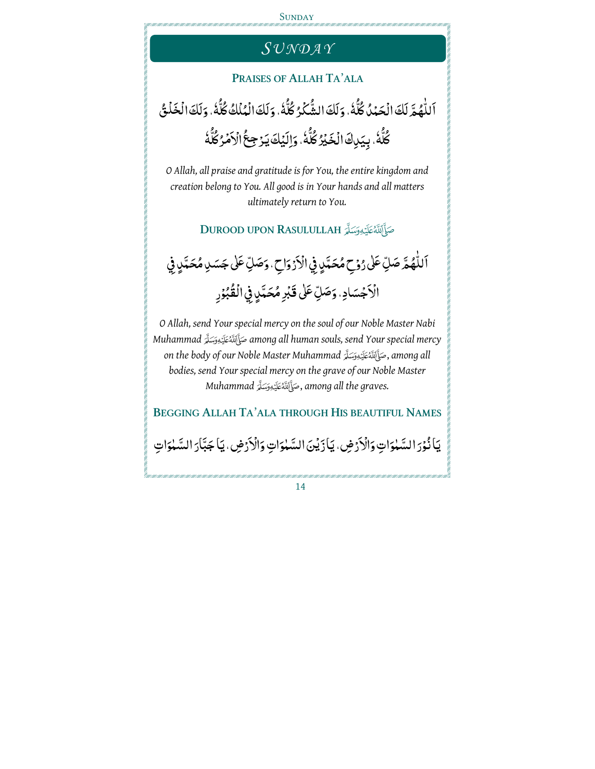# SUNDAY

## PRAISES OF ALLAH TA'ALA

اَللّٰهُمَّ لَكَ الْحَمْدُ كُلُّهٗ، وَلَكَ الشُّكْرُ كُلُّهٗ، وَلَكَ الْمُلْكُ كُلُّهٗ، وَلَكَ الْخَلْقُ كُلُّهٗ، بِيَدِكَ الْخَيْرُ كُلُّهٗ، وَاِلَيْكَ يَرْجِعُ الْاَمْرُ كُلُّهٗ

*O Allah, all praise and gratitude is for You, the entire kingdom and creation belong to You. All good is in Your hands and all matters ultimately return to You.*

## DUROOD UPON RASULULLAH ﷺ

اَللّٰهُمَّ صَلِّ عَلٰى رُوْحِ مُحَمَّدٍ فِي الْاَرْوَاحِ، وَصَلِّ عَلٰى جَسَدِ مُحَمَّدٍ فِي الْاَجْسَادِ، وَصَلِّ عَلٰى قَبْرِ مُحَمَّدٍ فِي الْقُبُوْرِ

*O Allah, send Your special mercy on the soul of our Noble Master Nabi Muhammad ﷺ among all human souls, send Your special mercy on the body of our Noble Master Muhammad ﷺ, among all bodies, send Your special mercy on the grave of our Noble Master Muhammad ﷺ, among all the graves.*

## BEGGING ALLAH TA'ALA THROUGH HIS BEAUTIFUL NAMES

يَا نُوْرَ السَّمٰوَاتِ وَالْاَرْضِ، يَا زَيْنَ السَّمٰوَاتِ وَالْاَرْضِ، يَا جَبَّارَ السَّمٰوَاتِ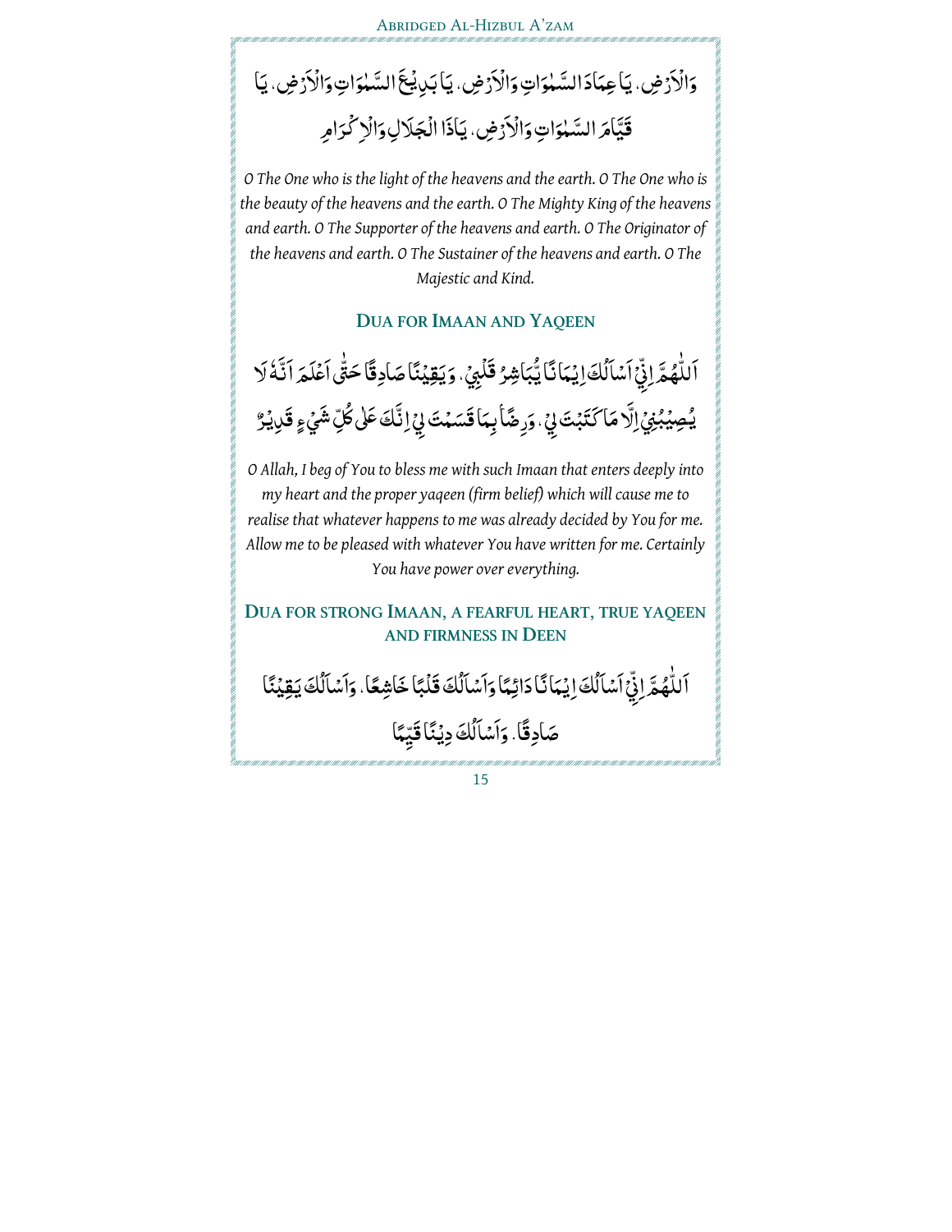وَالْاَرْضِ، يَا عِمَادَ السَّمٰوَاتِ وَالْاَرْضِ، يَا بَدِيْعَ السَّمٰوَاتِ وَالْاَرْضِ، يَا قَيَّامَ السَّمٰوَاتِ وَالْاَرْضِ، يَاذَا الْجَلَالِ وَالْاِكْرَامِ

*O The One who is the light of the heavens and the earth. O The One who is the beauty of the heavens and the earth. O The Mighty King of the heavens and earth. O The Supporter of the heavens and earth. O The Originator of the heavens and earth. O The Sustainer of the heavens and earth. O The Majestic and Kind.*

## DUA FOR IMAAN AND YAQEEN

اَللّٰهُمَّ اِنِّيْ اَسْاَلُكَ اِيْمَانًا يُّبَاشِرُ قَلْبِيْ، وَيَقِيْنًا صَادِقًا حَتّٰى اَعْلَمَ اَنَّهٗ لَا يُصِيْبُنِيْ اِلَّا مَا كَتَبْتَ لِيْ، وَرِضًا بِمَا قَسَمْتَ لِيْ اِنَّكَ عَلٰى كُلِّ شَيْءٍ قَدِيْرٌ

*O Allah, I beg of You to bless me with such Imaan that enters deeply into my heart and the proper yaqeen (firm belief) which will cause me to realise that whatever happens to me was already decided by You for me. Allow me to be pleased with whatever You have written for me. Certainly You have power over everything.*

## DUA FOR STRONG IMAAN, A FEARFUL HEART, TRUE YAQEEN AND FIRMNESS IN DEEN

اَللّٰهُمَّ اِنِّيْ اَسْاَلُكَ اِيْمَانًا دَائِمًا وَاَسْاَلُكَ قَلْبًا خَاشِعًا، وَاَسْاَلُكَ يَقِيْنًا صَادِقًا. وَاَسْاَلُكَ دِيْنًا قَيِّمًا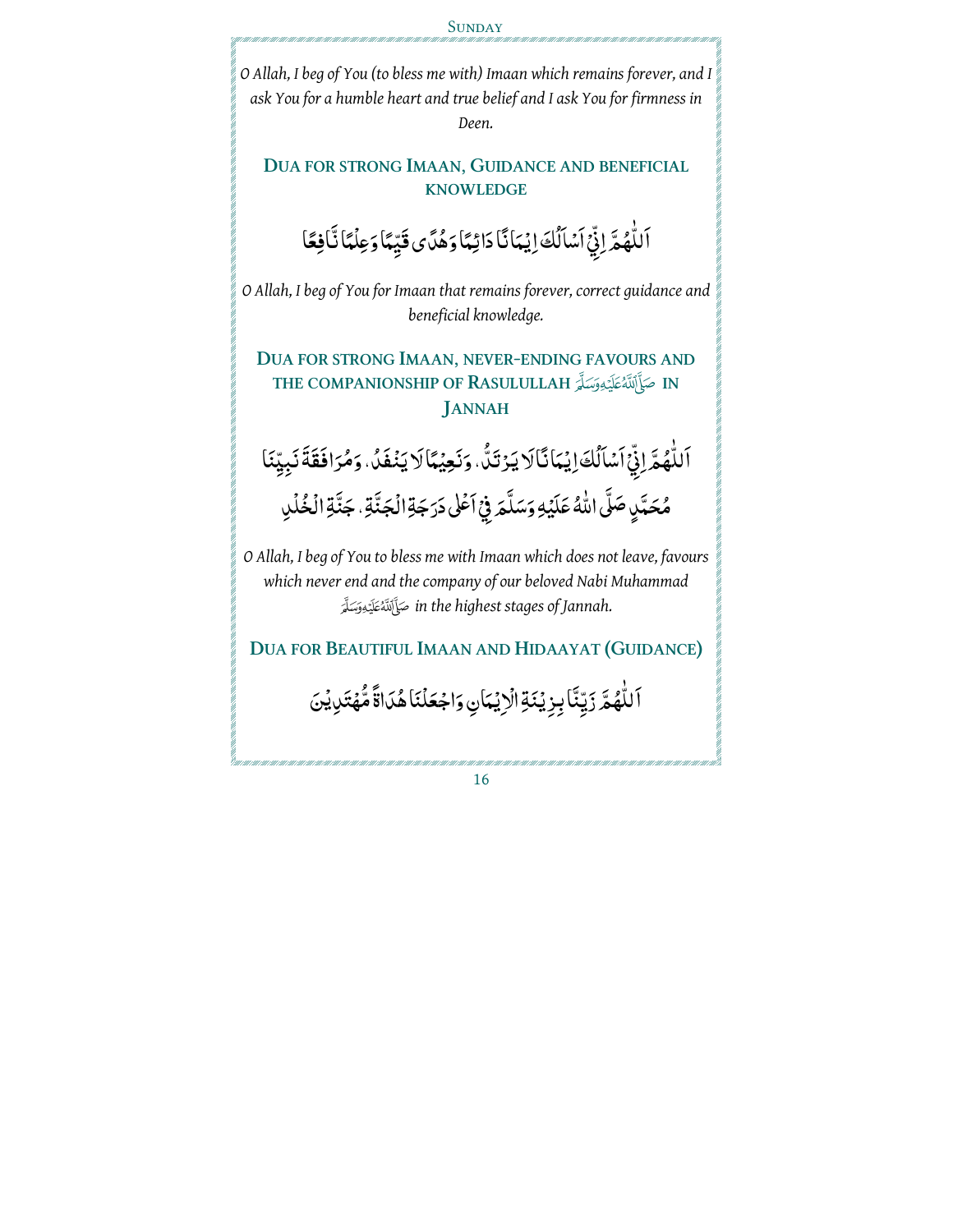*O Allah, I beg of You (to bless me with) Imaan which remains forever, and I ask You for a humble heart and true belief and I ask You for firmness in Deen.*

## DUA FOR STRONG IMAAN, GUIDANCE AND BENEFICIAL KNOWLEDGE

اَللّٰهُمَّ اِنِّيْ اَسْاَلُكَ اِيْمَانًا دَائِمًا وَهُدًى قَيِّمًا وَعِلْمًا نَّافِعًا

*O Allah, I beg of You for Imaan that remains forever, correct guidance and beneficial knowledge.*

## DUA FOR STRONG IMAAN, NEVER-ENDING FAVOURS AND THE COMPANIONSHIP OF RASULULLAH ﷺ IN JANNAH

اَللّٰهُمَّ اِنِّيْ اَسْاَلُكَ اِيْمَانًا لَا يَرْتَدُّ ، وَنَعِيْمًا لَا يَنْفَدُ ، وَمُرَافَقَةَ نَبِيِّنَا مُحَمَّدٍ صَلَّى اللهُ عَلَيْهِ وَسَلَّمَ فِيْ اَعْلٰى دَرَجَةِ الْجَنَّةِ ، جَنَّةِ الْخُلْدِ

*O Allah, I beg of You to bless me with Imaan which does not leave, favours which never end and the company of our beloved Nabi Muhammad ﷺ in the highest stages of Jannah.*

## DUA FOR BEAUTIFUL IMAAN AND HIDAAYAT (GUIDANCE)

اَللّٰهُمَّ زَيِّنَّا بِزِيْنَةِ الْاِيْمَانِ وَاجْعَلْنَا هُدَاةً مُّهْتَدِيْنَ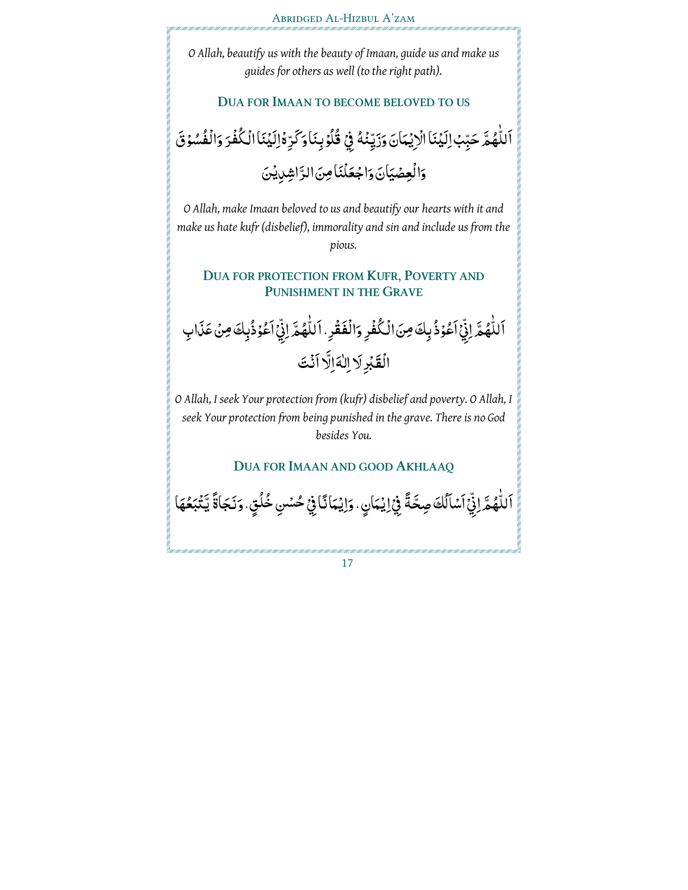*O Allah, beautify us with the beauty of Imaan, guide us and make us guides for others as well (to the right path).*

## DUA FOR IMAAN TO BECOME BELOVED TO US

اَللّٰهُمَّ حَبِّبْ اِلَيْنَا الْاِيْمَانَ وَزَيِّنْهُ فِيْ قُلُوْبِنَا وَكَرِّهْ اِلَيْنَا الْكُفْرَ وَالْفُسُوْقَ وَالْعِصْيَانَ وَاجْعَلْنَا مِنَ الرَّاشِدِيْنَ

*O Allah, make Imaan beloved to us and beautify our hearts with it and make us hate kufr (disbelief), immorality and sin and include us from the pious.*

## DUA FOR PROTECTION FROM KUFR, POVERTY AND PUNISHMENT IN THE GRAVE

اَللّٰهُمَّ اِنِّيْ اَعُوْذُ بِكَ مِنَ الْكُفْرِ وَالْفَقْرِ، اَللّٰهُمَّ اِنِّيْ اَعُوْذُ بِكَ مِنْ عَذَابِ الْقَبْرِ لَا اِلٰهَ اِلَّا اَنْتَ

*O Allah, I seek Your protection from (kufr) disbelief and poverty. O Allah, I seek Your protection from being punished in the grave. There is no God besides You.*

## DUA FOR IMAAN AND GOOD AKHLAAQ

اَللّٰهُمَّ اِنِّيْ اَسْاَلُكَ صِحَّةً فِيْ اِيْمَانٍ، وَاِيْمَانًا فِيْ حُسْنِ خُلُقٍ، وَنَجَاةً يَّتْبَعُهَا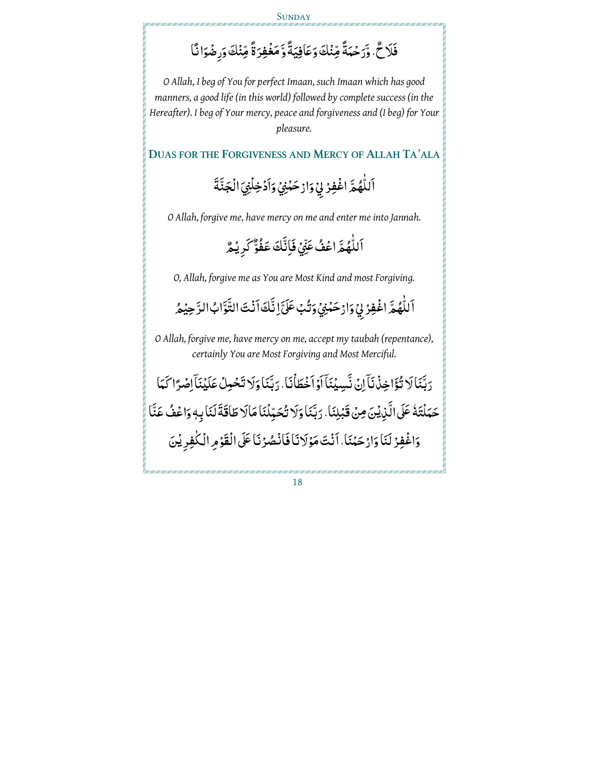فَلَاحٌ، وَّرَحْمَةً مِّنْكَ وَعَافِيَةً وَّمَغْفِرَةً مِّنْكَ وَرِضْوَانًا

*O Allah, I beg of You for perfect Imaan, such Imaan which has good manners, a good life (in this world) followed by complete success (in the Hereafter). I beg of Your mercy, peace and forgiveness and (I beg) for Your pleasure.*

## Duas for the Forgiveness and Mercy of Allah Ta'ala

اَللّٰهُمَّ اغْفِرْ لِيْ وَارْحَمْنِيْ وَاَدْخِلْنِيَ الْجَنَّةَ

*O Allah, forgive me, have mercy on me and enter me into Jannah.*

اَللّٰهُمَّ اعْفُ عَنِّيْ فَاِنَّكَ عَفُوٌّ كَرِيْمٌ

*O, Allah, forgive me as You are Most Kind and most Forgiving.*

اَللّٰهُمَّ اغْفِرْ لِيْ وَارْحَمْنِيْ وَتُبْ عَلَيَّ اِنَّكَ اَنْتَ التَّوَّابُ الرَّحِيْمُ

*O Allah, forgive me, have mercy on me, accept my taubah (repentance), certainly You are Most Forgiving and Most Merciful.*

رَبَّنَا لَا تُؤَاخِذْنَاۤ اِنْ نَّسِيْنَاۤ اَوْ اَخْطَاْنَا. رَبَّنَا وَلَا تَحْمِلْ عَلَيْنَاۤ اِصْرًا كَمَا حَمَلْتَهٗ عَلَى الَّذِيْنَ مِنْ قَبْلِنَا. رَبَّنَا وَلَا تُحَمِّلْنَا مَالَا طَاقَةَ لَنَا بِهٖ وَاعْفُ عَنَّا وَاغْفِرْ لَنَا وَارْحَمْنَا. اَنْتَ مَوْلَانَا فَانْصُرْنَا عَلَى الْقَوْمِ الْكٰفِرِيْنَ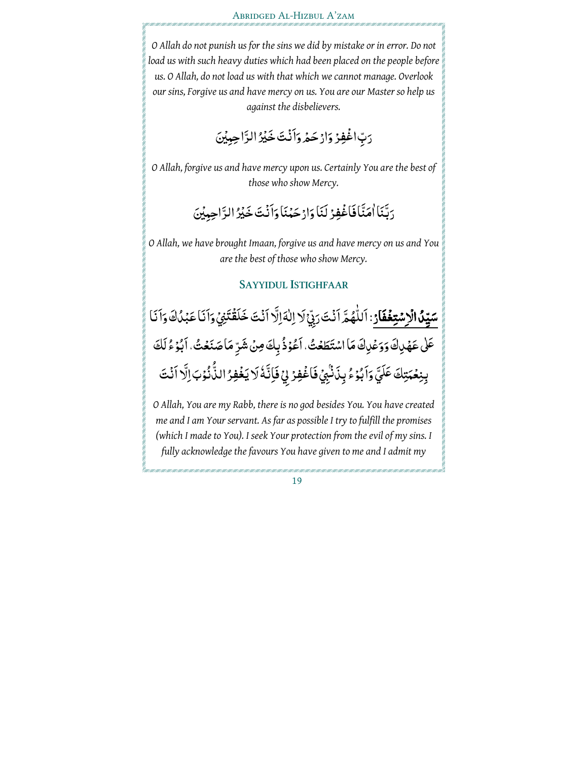*O Allah do not punish us for the sins we did by mistake or in error. Do not load us with such heavy duties which had been placed on the people before us. O Allah, do not load us with that which we cannot manage. Overlook our sins, Forgive us and have mercy on us. You are our Master so help us against the disbelievers.*

رَبِّ اغْفِرْ وَارْحَمْ وَاَنْتَ خَيْرُ الرَّاحِمِيْنَ

*O Allah, forgive us and have mercy upon us. Certainly You are the best of those who show Mercy.*

رَبَّنَا اٰمَنَّا فَاغْفِرْ لَنَا وَارْحَمْنَا وَاَنْتَ خَيْرُ الرَّاحِمِيْنَ

*O Allah, we have brought Imaan, forgive us and have mercy on us and You are the best of those who show Mercy.*

## SAYYIDUL ISTIGHFAAR

**سَيِّدُ الْاِسْتِغْفَارِ**: اَللّٰهُمَّ اَنْتَ رَبِّيْ لَا اِلٰهَ اِلَّا اَنْتَ خَلَقْتَنِيْ وَاَنَا عَبْدُكَ وَاَنَا عَلٰى عَهْدِكَ وَوَعْدِكَ مَا اسْتَطَعْتُ. اَعُوْذُ بِكَ مِنْ شَرِّ مَا صَنَعْتُ. اَبُوْءُ لَكَ بِنِعْمَتِكَ عَلَيَّ وَاَبُوْءُ بِذَنْبِيْ فَاغْفِرْ لِيْ فَاِنَّهٗ لَا يَغْفِرُ الذُّنُوْبَ اِلَّا اَنْتَ

*O Allah, You are my Rabb, there is no god besides You. You have created me and I am Your servant. As far as possible I try to fulfill the promises (which I made to You). I seek Your protection from the evil of my sins. I fully acknowledge the favours You have given to me and I admit my*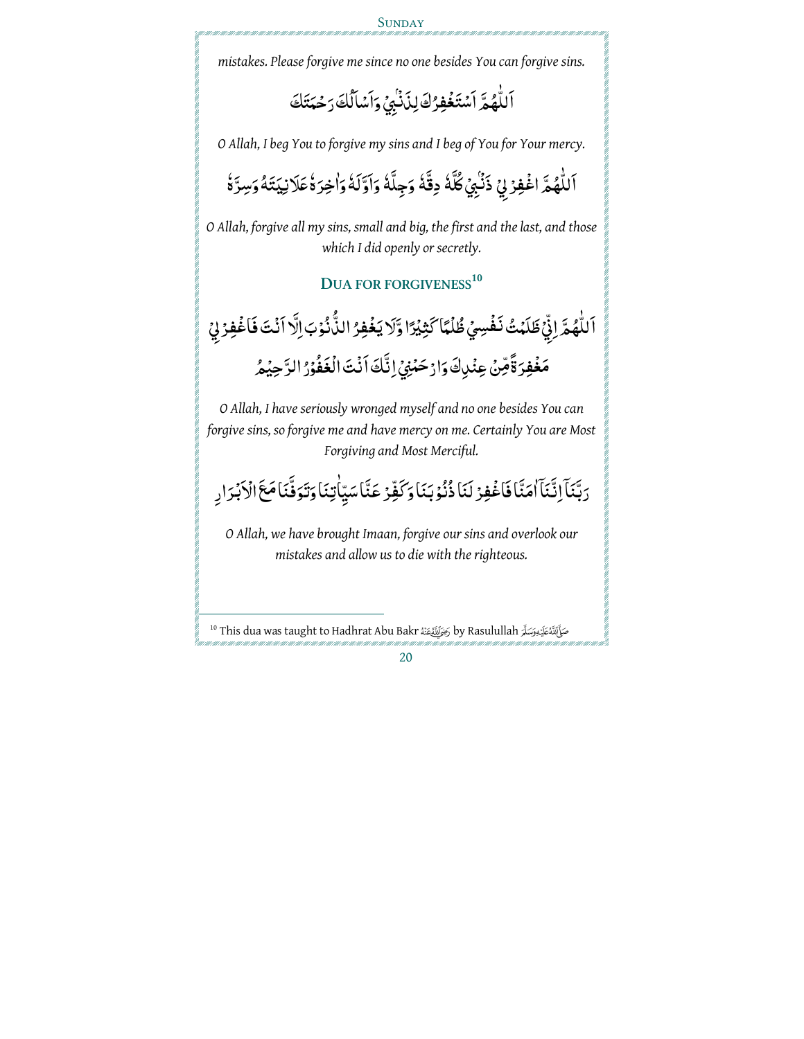*mistakes. Please forgive me since no one besides You can forgive sins.*

اَللّٰهُمَّ اَسْتَغْفِرُكَ لِذَنْبِيْ وَاَسْاَلُكَ رَحْمَتَكَ

*O Allah, I beg You to forgive my sins and I beg of You for Your mercy.*

اَللّٰهُمَّ اغْفِرْ لِيْ ذَنْبِيْ كُلَّهٗ دِقَّهٗ وَجِلَّهٗ وَاَوَّلَهٗ وَاٰخِرَهٗ عَلَانِيَتَهٗ وَسِرَّهٗ

*O Allah, forgive all my sins, small and big, the first and the last, and those which I did openly or secretly.*

## Dua for Forgiveness[10]

اَللّٰهُمَّ اِنِّيْ ظَلَمْتُ نَفْسِيْ ظُلْمًا كَثِيْرًا وَّلَا يَغْفِرُ الذُّنُوْبَ اِلَّا اَنْتَ فَاغْفِرْ لِيْ مَغْفِرَةً مِّنْ عِنْدِكَ وَارْحَمْنِيْ اِنَّكَ اَنْتَ الْغَفُوْرُ الرَّحِيْمُ

*O Allah, I have seriously wronged myself and no one besides You can forgive sins, so forgive me and have mercy on me. Certainly You are Most Forgiving and Most Merciful.*

رَبَّنَآ اِنَّنَآ اٰمَنَّا فَاغْفِرْ لَنَا ذُنُوْبَنَا وَكَفِّرْ عَنَّا سَيِّاٰتِنَا وَتَوَفَّنَا مَعَ الْاَبْرَارِ

*O Allah, we have brought Imaan, forgive our sins and overlook our mistakes and allow us to die with the righteous.*

[10] This dua was taught to Hadhrat Abu Bakr رَضِيَ اللّٰهُ عَنْهُ by Rasulullah صَلَّى اللّٰهُ عَلَيْهِ وَسَلَّمَ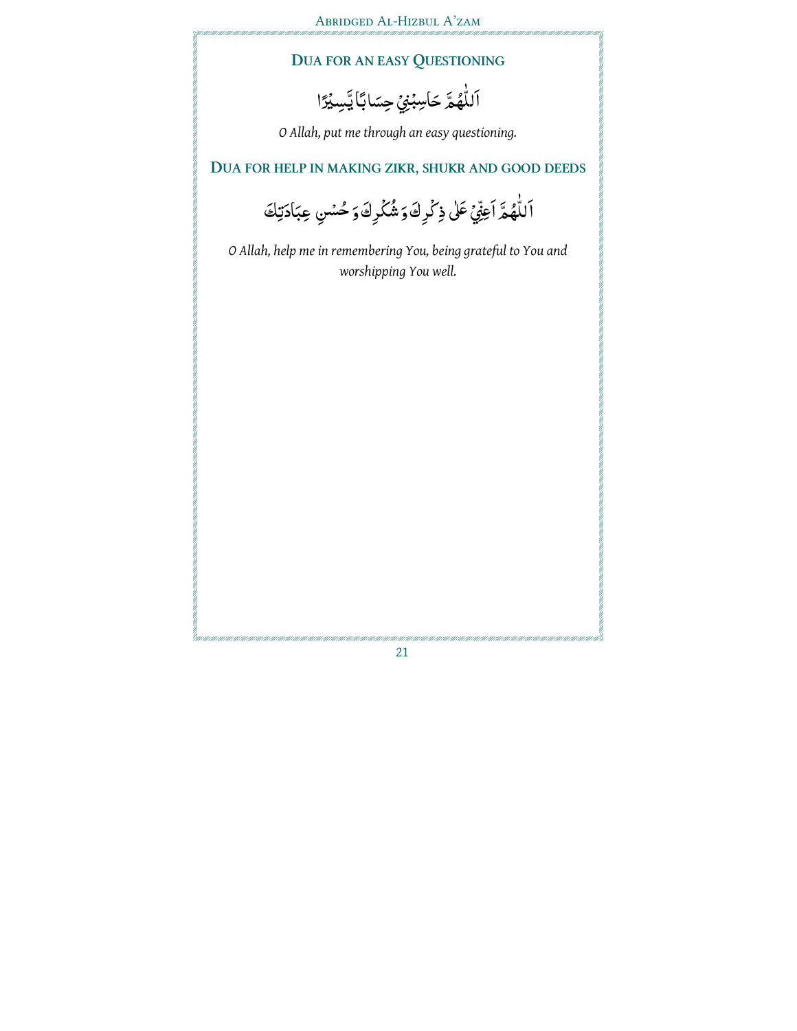## DUA FOR AN EASY QUESTIONING

اَللّٰهُمَّ حَاسِبْنِيْ حِسَابًا يَّسِيْرًا

*O Allah, put me through an easy questioning.*

## DUA FOR HELP IN MAKING ZIKR, SHUKR AND GOOD DEEDS

اَللّٰهُمَّ اَعِنِّيْ عَلٰى ذِكْرِكَ وَ شُكْرِكَ وَ حُسْنِ عِبَادَتِكَ

*O Allah, help me in remembering You, being grateful to You and worshipping You well.*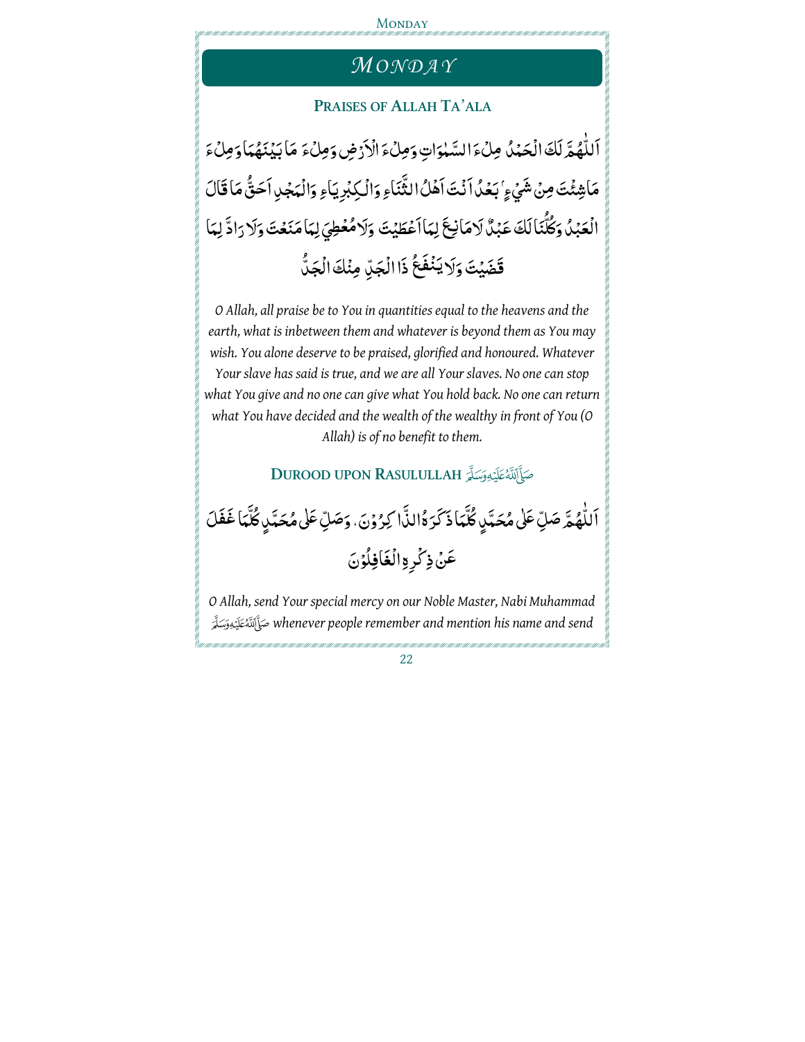# MONDAY

## PRAISES OF ALLAH TA'ALA

اَللّٰهُمَّ لَكَ الْحَمْدُ مِلْءَ السَّمٰوَاتِ وَمِلْءَ الْاَرْضِ وَمِلْءَ مَا بَيْنَهُمَا وَمِلْءَ مَاشِئْتَ مِنْ شَيْءٍ بَعْدُ اَنْتَ اَهْلُ الثَّنَاءِ وَالْكِبْرِيَاءِ وَالْمَجْدِ اَحَقُّ مَا قَالَ الْعَبْدُ وَكُلُّنَا لَكَ عَبْدٌ لَا مَانِعَ لِمَا اَعْطَيْتَ وَلَا مُعْطِيَ لِمَا مَنَعْتَ وَلَا رَادَّ لِمَا قَضَيْتَ وَلَا يَنْفَعُ ذَا الْجَدِّ مِنْكَ الْجَدُّ

*O Allah, all praise be to You in quantities equal to the heavens and the earth, what is inbetween them and whatever is beyond them as You may wish. You alone deserve to be praised, glorified and honoured. Whatever Your slave has said is true, and we are all Your slaves. No one can stop what You give and no one can give what You hold back. No one can return what You have decided and the wealth of the wealthy in front of You (O Allah) is of no benefit to them.*

## DUROOD UPON RASULULLAH صَلَّى ٱللَّٰهُ عَلَيْهِ وَسَلَّمَ

اَللّٰهُمَّ صَلِّ عَلٰى مُحَمَّدٍ كُلَّمَا ذَكَرَهُ الذَّاكِرُوْنَ ، وَصَلِّ عَلٰى مُحَمَّدٍ كُلَّمَا غَفَلَ عَنْ ذِكْرِهِ الْغَافِلُوْنَ

*O Allah, send Your special mercy on our Noble Master, Nabi Muhammad صَلَّى ٱللَّٰهُ عَلَيْهِ وَسَلَّمَ whenever people remember and mention his name and send*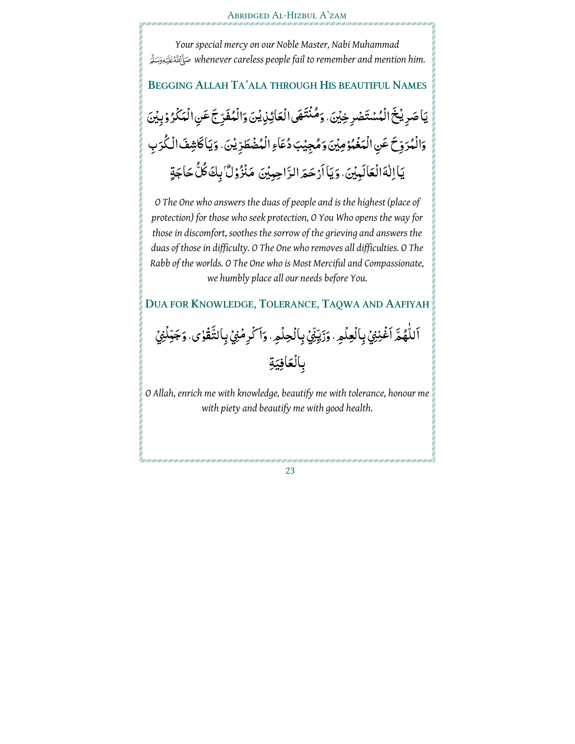*Your special mercy on our Noble Master, Nabi Muhammad ﷺ whenever careless people fail to remember and mention him.*

## Begging Allah Ta'ala through His beautiful Names

يَا صَرِيْخَ الْمُسْتَصْرِخِيْنَ، وَمُنْتَهَى الْعَائِذِيْنَ وَالْمُفَرِّجَ عَنِ الْمَكْرُوْبِيْنَ وَالْمُرَوِّحَ عَنِ الْمَغْمُوْمِيْنَ وَمُجِيْبَ دُعَاءِ الْمُضْطَرِّيْنَ، وَيَا كَاشِفَ الْكُرَبِ يَا اِلٰهَ الْعَالَمِيْنَ، وَيَا اَرْحَمَ الرَّاحِمِيْنَ مَنْزُوْلٌ بِكَ كُلُّ حَاجَةٍ

*O The One who answers the duas of people and is the highest (place of protection) for those who seek protection, O You Who opens the way for those in discomfort, soothes the sorrow of the grieving and answers the duas of those in difficulty. O The One who removes all difficulties. O The Rabb of the worlds. O The One who is Most Merciful and Compassionate, we humbly place all our needs before You.*

## Dua for Knowledge, Tolerance, Taqwa and Aafiyah

اَللّٰهُمَّ اَغْنِنِيْ بِالْعِلْمِ، وَزَيِّنِّيْ بِالْحِلْمِ، وَاَكْرِمْنِيْ بِالتَّقْوٰى، وَجَمِّلْنِيْ بِالْعَافِيَةِ

*O Allah, enrich me with knowledge, beautify me with tolerance, honour me with piety and beautify me with good health.*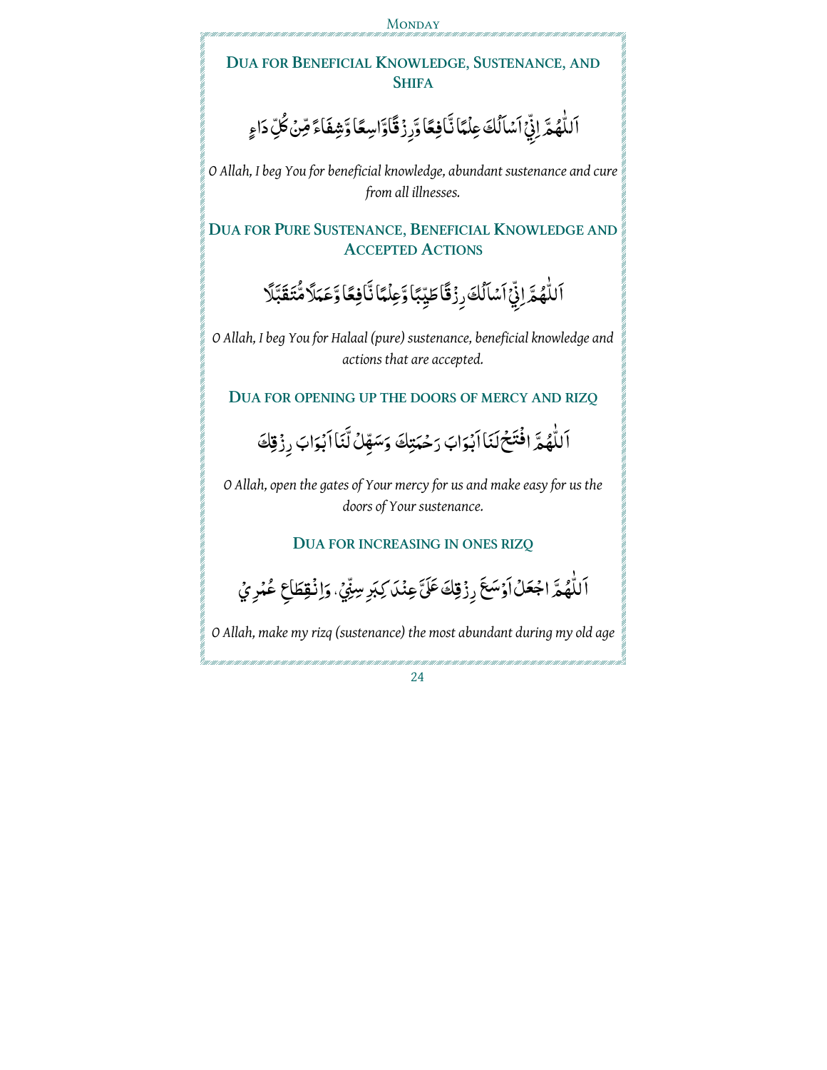## Dua for Beneficial Knowledge, Sustenance, and Shifa

اَللّٰهُمَّ اِنِّيْٓ اَسْاَلُكَ عِلْمًا نَّافِعًا وَّرِزْقًا وَّاسِعًا وَّشِفَاءً مِّنْ كُلِّ دَاءٍ

*O Allah, I beg You for beneficial knowledge, abundant sustenance and cure from all illnesses.*

## Dua for Pure Sustenance, Beneficial Knowledge and Accepted Actions

اَللّٰهُمَّ اِنِّيْٓ اَسْاَلُكَ رِزْقًا طَيِّبًا وَّعِلْمًا نَّافِعًا وَّعَمَلًا مُّتَقَبَّلًا

*O Allah, I beg You for Halaal (pure) sustenance, beneficial knowledge and actions that are accepted.*

## Dua for opening up the doors of mercy and rizq

اَللّٰهُمَّ افْتَحْ لَنَا اَبْوَابَ رَحْمَتِكَ وَسَهِّلْ لَّنَا اَبْوَابَ رِزْقِكَ

*O Allah, open the gates of Your mercy for us and make easy for us the doors of Your sustenance.*

## Dua for increasing in ones rizq

اَللّٰهُمَّ اجْعَلْ اَوْسَعَ رِزْقِكَ عَلَيَّ عِنْدَ كِبَرِ سِنِّيْ، وَانْقِطَاعِ عُمُرِيْ

*O Allah, make my rizq (sustenance) the most abundant during my old age*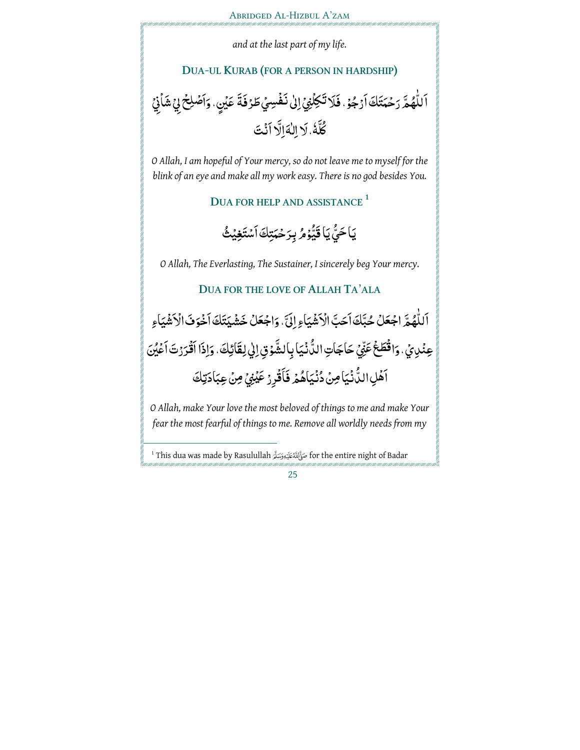*and at the last part of my life.*

## DUA-UL KURAB (FOR A PERSON IN HARDSHIP)

اَللّٰهُمَّ رَحْمَتَكَ اَرْجُوْ، فَلَا تَكِلْنِيْ اِلٰى نَفْسِيْ طَرْفَةَ عَيْنٍ، وَاَصْلِحْ لِيْ شَأْنِيْ كُلَّهٗ، لَا اِلٰهَ اِلَّا اَنْتَ

*O Allah, I am hopeful of Your mercy, so do not leave me to myself for the blink of an eye and make all my work easy. There is no god besides You.*

## DUA FOR HELP AND ASSISTANCE [1]

يَا حَيُّ يَا قَيُّوْمُ بِرَحْمَتِكَ اَسْتَغِيْثُ

*O Allah, The Everlasting, The Sustainer, I sincerely beg Your mercy.*

## DUA FOR THE LOVE OF ALLAH TA'ALA

اَللّٰهُمَّ اجْعَلْ حُبَّكَ اَحَبَّ الْاَشْيَاءِ اِلَيَّ، وَاجْعَلْ خَشْيَتَكَ اَخْوَفَ الْاَشْيَاءِ عِنْدِيْ، وَاقْطَعْ عَنِّيْ حَاجَاتِ الدُّنْيَا بِالشَّوْقِ اِلٰى لِقَائِكَ، وَاِذَا اَقْرَرْتَ اَعْيُنَ اَهْلِ الدُّنْيَا مِنْ دُنْيَاهُمْ فَاَقْرِرْ عَيْنِيْ مِنْ عِبَادَتِكَ

*O Allah, make Your love the most beloved of things to me and make Your fear the most fearful of things to me. Remove all worldly needs from my*

---

[1] This dua was made by Rasulullah ﷺ for the entire night of Badar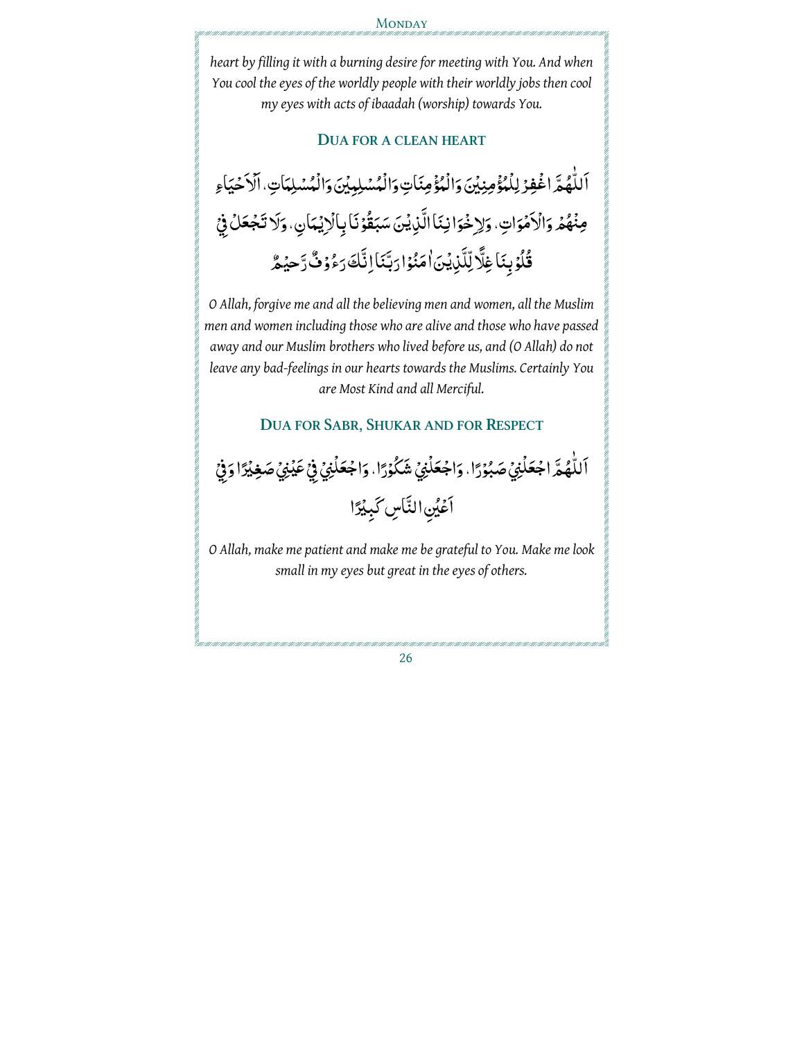*heart by filling it with a burning desire for meeting with You. And when You cool the eyes of the worldly people with their worldly jobs then cool my eyes with acts of ibaadah (worship) towards You.*

## Dua for a Clean Heart

اَللّٰهُمَّ اغْفِرْ لِلْمُؤْمِنِيْنَ وَالْمُؤْمِنَاتِ وَالْمُسْلِمِيْنَ وَالْمُسْلِمَاتِ، اَلْاَحْيَاءِ مِنْهُمْ وَالْاَمْوَاتِ، وَلِاِخْوَانِنَا الَّذِيْنَ سَبَقُوْنَا بِالْاِيْمَانِ، وَلَا تَجْعَلْ فِيْ قُلُوْبِنَا غِلًّا لِّلَّذِيْنَ اٰمَنُوْا رَبَّنَا اِنَّكَ رَءُوْفٌ رَّحِيْمٌ

*O Allah, forgive me and all the believing men and women, all the Muslim men and women including those who are alive and those who have passed away and our Muslim brothers who lived before us, and (O Allah) do not leave any bad-feelings in our hearts towards the Muslims. Certainly You are Most Kind and all Merciful.*

## Dua for Sabr, Shukar and for Respect

اَللّٰهُمَّ اجْعَلْنِيْ صَبُوْرًا، وَاجْعَلْنِيْ شَكُوْرًا، وَاجْعَلْنِيْ فِيْ عَيْنِيْ صَغِيْرًا وَفِيْ اَعْيُنِ النَّاسِ كَبِيْرًا

*O Allah, make me patient and make me be grateful to You. Make me look small in my eyes but great in the eyes of others.*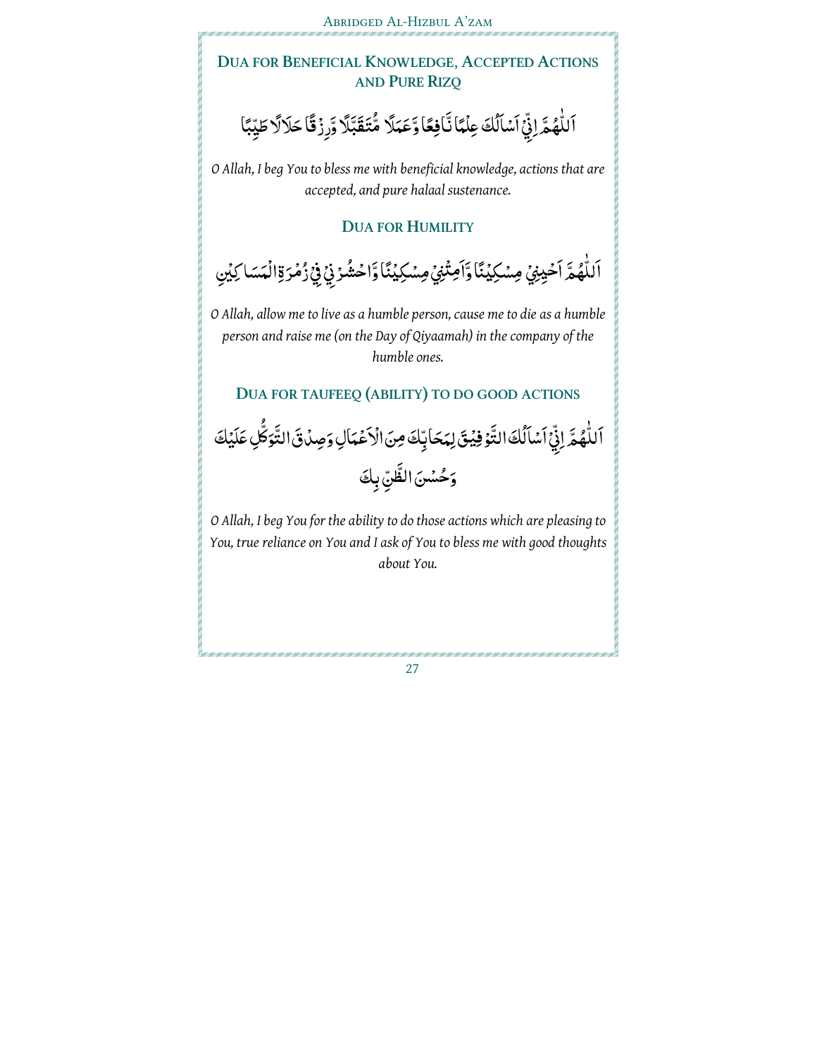## Dua for Beneficial Knowledge, Accepted Actions and Pure Rizq

اَللّٰهُمَّ اِنِّيْ اَسْاَلُكَ عِلْمًا نَّافِعًا وَّعَمَلًا مُّتَقَبَّلًا وَّرِزْقًا حَلَالًا طَيِّبًا

*O Allah, I beg You to bless me with beneficial knowledge, actions that are accepted, and pure halaal sustenance.*

## Dua for Humility

اَللّٰهُمَّ اَحْيِنِيْ مِسْكِيْنًا وَّاَمِتْنِيْ مِسْكِيْنًا وَّاحْشُرْنِيْ فِيْ زُمْرَةِ الْمَسَاكِيْنِ

*O Allah, allow me to live as a humble person, cause me to die as a humble person and raise me (on the Day of Qiyaamah) in the company of the humble ones.*

## Dua for Taufeeq (Ability) to do Good Actions

اَللّٰهُمَّ اِنِّيْ اَسْاَلُكَ التَّوْفِيْقَ لِمَحَابِّكَ مِنَ الْاَعْمَالِ وَصِدْقَ التَّوَكُّلِ عَلَيْكَ وَحُسْنَ الظَّنِّ بِكَ

*O Allah, I beg You for the ability to do those actions which are pleasing to You, true reliance on You and I ask of You to bless me with good thoughts about You.*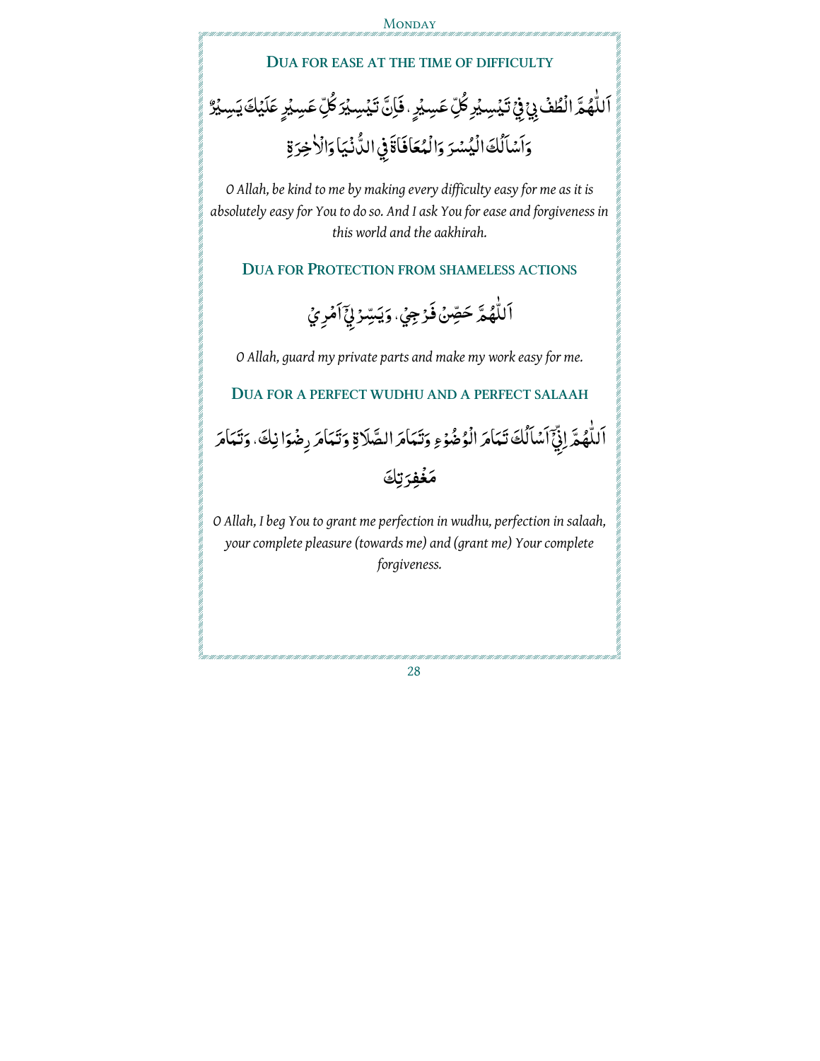## DUA FOR EASE AT THE TIME OF DIFFICULTY

اَللّٰهُمَّ الْطُفْ بِيْ فِيْ تَيْسِيْرِ كُلِّ عَسِيْرٍ ، فَاِنَّ تَيْسِيْرَ كُلِّ عَسِيْرٍ عَلَيْكَ يَسِيْرٌ وَاَسْاَلُكَ الْيُسْرَ وَالْمُعَافَاةَ فِي الدُّنْيَا وَالْاٰخِرَةِ

*O Allah, be kind to me by making every difficulty easy for me as it is absolutely easy for You to do so. And I ask You for ease and forgiveness in this world and the aakhirah.*

## DUA FOR PROTECTION FROM SHAMELESS ACTIONS

اَللّٰهُمَّ حَصِّنْ فَرْجِيْ، وَيَسِّرْ لِيْٓ اَمْرِيْ

*O Allah, guard my private parts and make my work easy for me.*

## DUA FOR A PERFECT WUDHU AND A PERFECT SALAAH

اَللّٰهُمَّ اِنِّيْٓ اَسْاَلُكَ تَمَامَ الْوُضُوْءِ وَتَمَامَ الصَّلَاةِ وَتَمَامَ رِضْوَانِكَ، وَتَمَامَ مَغْفِرَتِكَ

*O Allah, I beg You to grant me perfection in wudhu, perfection in salaah, your complete pleasure (towards me) and (grant me) Your complete forgiveness.*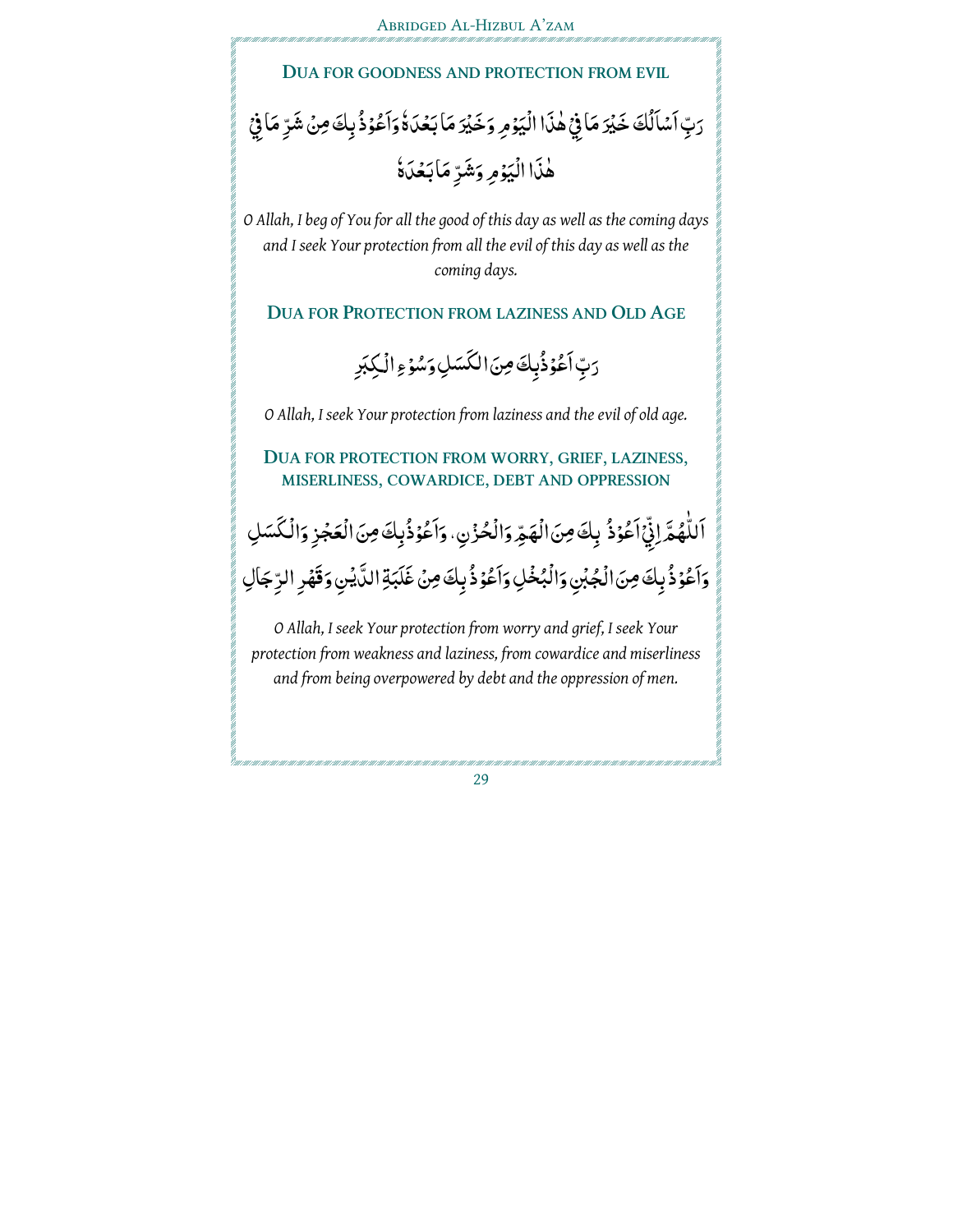## DUA FOR GOODNESS AND PROTECTION FROM EVIL

رَبِّ اَسْاَلُكَ خَيْرَ مَا فِيْ هٰذَا الْيَوْمِ وَخَيْرَ مَا بَعْدَهٗ وَاَعُوْذُ بِكَ مِنْ شَرِّ مَا فِيْ هٰذَا الْيَوْمِ وَشَرِّ مَا بَعْدَهٗ

*O Allah, I beg of You for all the good of this day as well as the coming days and I seek Your protection from all the evil of this day as well as the coming days.*

## DUA FOR PROTECTION FROM LAZINESS AND OLD AGE

رَبِّ اَعُوْذُبِكَ مِنَ الْكَسَلِ وَسُوْءِ الْكِبَرِ

*O Allah, I seek Your protection from laziness and the evil of old age.*

## DUA FOR PROTECTION FROM WORRY, GRIEF, LAZINESS, MISERLINESS, COWARDICE, DEBT AND OPPRESSION

اَللّٰهُمَّ اِنِّيْ اَعُوْذُ بِكَ مِنَ الْهَمِّ وَالْحُزْنِ، وَاَعُوْذُبِكَ مِنَ الْعَجْزِ وَالْكَسَلِ وَاَعُوْذُ بِكَ مِنَ الْجُبْنِ وَالْبُخْلِ وَاَعُوْذُ بِكَ مِنْ غَلَبَةِ الدَّيْنِ وَقَهْرِ الرِّجَالِ

*O Allah, I seek Your protection from worry and grief, I seek Your protection from weakness and laziness, from cowardice and miserliness and from being overpowered by debt and the oppression of men.*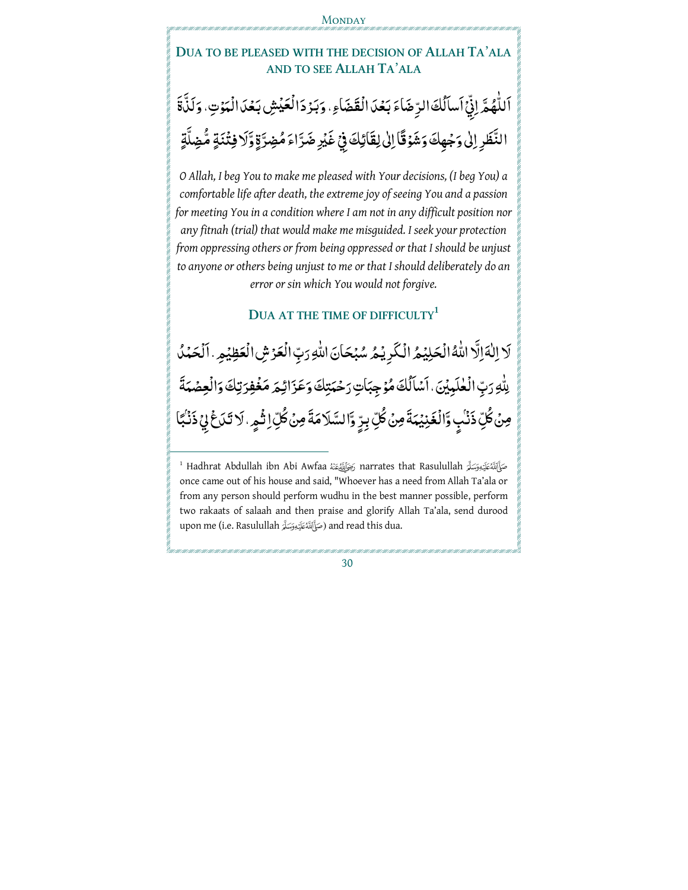## Dua to be pleased with the decision of Allah Ta'ala and to see Allah Ta'ala

اَللّٰهُمَّ اِنِّیْ اَسْاَلُكَ الرِّضَاءَ بَعْدَ الْقَضَاءِ ، وَبَرْدَ الْعَيْشِ بَعْدَ الْمَوْتِ ، وَلَذَّةَ النَّظَرِ اِلٰى وَجْهِكَ وَشَوْقًا اِلٰى لِقَائِكَ فِیْ غَيْرِ ضَرَّاءَ مُضِرَّةٍ وَّلَا فِتْنَةٍ مُّضِلَّةٍ

*O Allah, I beg You to make me pleased with Your decisions, (I beg You) a comfortable life after death, the extreme joy of seeing You and a passion for meeting You in a condition where I am not in any difficult position nor any fitnah (trial) that would make me misguided. I seek your protection from oppressing others or from being oppressed or that I should be unjust to anyone or others being unjust to me or that I should deliberately do an error or sin which You would not forgive.*

## Dua at the time of difficulty[1]

لَا اِلٰهَ اِلَّا اللّٰهُ الْحَلِيْمُ الْكَرِيْمُ سُبْحَانَ اللّٰهِ رَبِّ الْعَرْشِ الْعَظِيْمِ . اَلْحَمْدُ لِلّٰهِ رَبِّ الْعٰلَمِيْنَ . اَسْاَلُكَ مُوْجِبَاتِ رَحْمَتِكَ وَعَزَائِمَ مَغْفِرَتِكَ وَالْعِصْمَةَ مِنْ كُلِّ ذَنْبٍ وَّالْغَنِيْمَةَ مِنْ كُلِّ بِرٍّ وَّالسَّلَامَةَ مِنْ كُلِّ اِثْمٍ . لَا تَدَعْ لِیْ ذَنْبًا

---

[1] Hadhrat Abdullah ibn Abi Awfaa رَضِيَ اللّٰهُ عَنْهُ narrates that Rasulullah صَلَّى اللّٰهُ عَلَيْهِ وَسَلَّمَ once came out of his house and said, "Whoever has a need from Allah Ta'ala or from any person should perform wudhu in the best manner possible, perform two rakaats of salaah and then praise and glorify Allah Ta'ala, send durood upon me (i.e. Rasulullah صَلَّى اللّٰهُ عَلَيْهِ وَسَلَّمَ) and read this dua.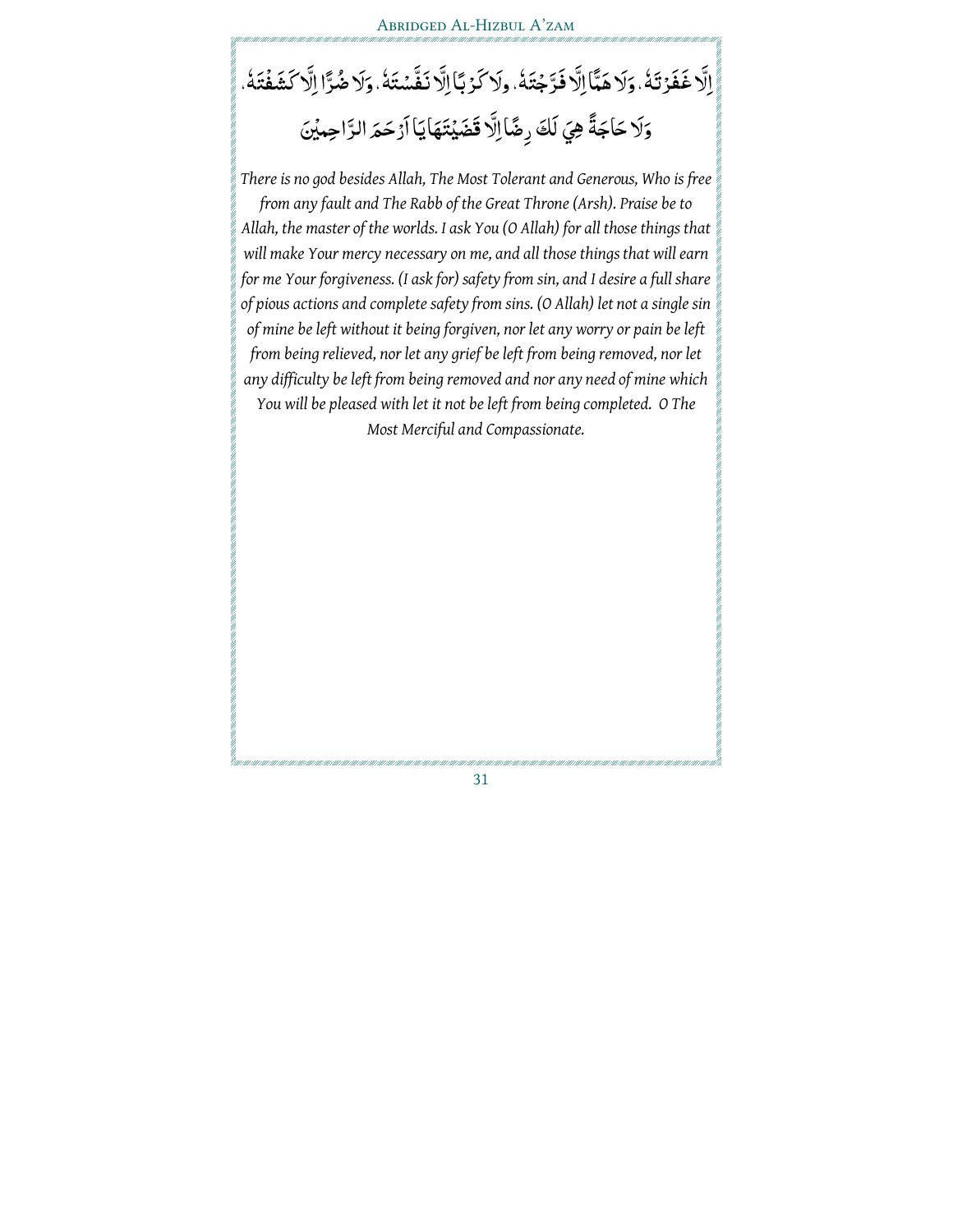اِلَّا غَفَرْتَهٗ ، وَلَا هَمًّا اِلَّا فَرَّجْتَهٗ ، وَلَا كَرْبًا اِلَّا نَفَّسْتَهٗ ، وَلَا ضُرًّا اِلَّا كَشَفْتَهٗ ،

وَلَا حَاجَةً هِيَ لَكَ رِضًا اِلَّا قَضَيْتَهَا يَا اَرْحَمَ الرَّاحِمِيْنَ

*There is no god besides Allah, The Most Tolerant and Generous, Who is free from any fault and The Rabb of the Great Throne (Arsh). Praise be to Allah, the master of the worlds. I ask You (O Allah) for all those things that will make Your mercy necessary on me, and all those things that will earn for me Your forgiveness. (I ask for) safety from sin, and I desire a full share of pious actions and complete safety from sins. (O Allah) let not a single sin of mine be left without it being forgiven, nor let any worry or pain be left from being relieved, nor let any grief be left from being removed, nor let any difficulty be left from being removed and nor any need of mine which You will be pleased with let it not be left from being completed. O The Most Merciful and Compassionate.*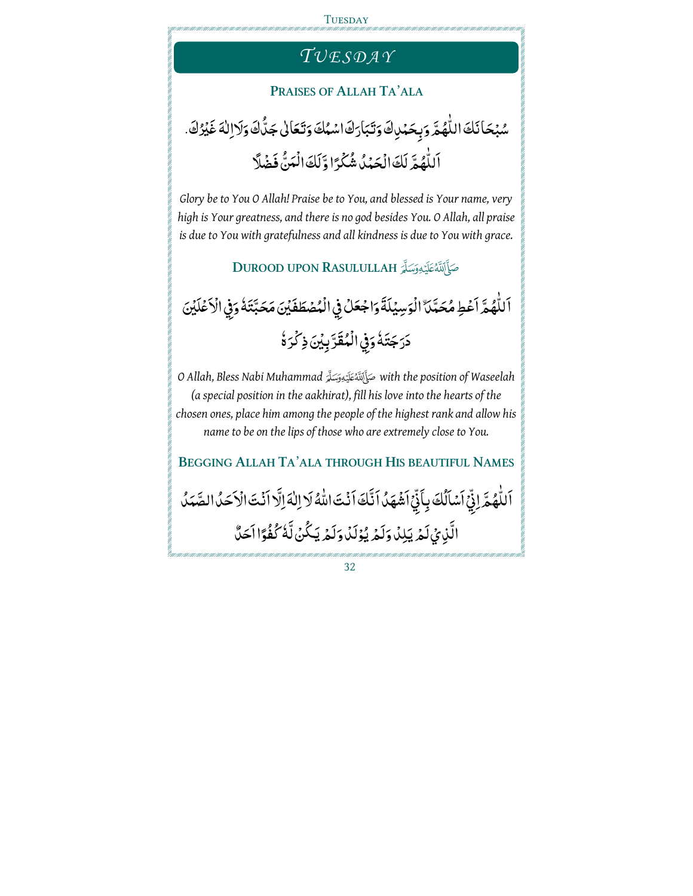# TUESDAY

## PRAISES OF ALLAH TA'ALA

سُبْحَانَكَ اللّٰهُمَّ وَبِحَمْدِكَ وَتَبَارَكَ اسْمُكَ وَتَعَالٰى جَدُّكَ وَلَا اِلٰهَ غَيْرُكَ.
اَللّٰهُمَّ لَكَ الْحَمْدُ شُكْرًا وَّلَكَ الْمَنُّ فَضْلًا

*Glory be to You O Allah! Praise be to You, and blessed is Your name, very high is Your greatness, and there is no god besides You. O Allah, all praise is due to You with gratefulness and all kindness is due to You with grace.*

## DUROOD UPON RASULULLAH ﷺ

اَللّٰهُمَّ اَعْطِ مُحَمَّدَنِ الْوَسِيْلَةَ وَاجْعَلْ فِي الْمُصْطَفَيْنَ مَحَبَّتَهٗ وَفِي الْاَعْلَيْنَ دَرَجَتَهٗ وَفِي الْمُقَرَّبِيْنَ ذِكْرَهٗ

*O Allah, Bless Nabi Muhammad ﷺ with the position of Waseelah (a special position in the aakhirat), fill his love into the hearts of the chosen ones, place him among the people of the highest rank and allow his name to be on the lips of those who are extremely close to You.*

## BEGGING ALLAH TA'ALA THROUGH HIS BEAUTIFUL NAMES

اَللّٰهُمَّ اِنِّيْ اَسْاَلُكَ بِاَنِّيْ اَشْهَدُ اَنَّكَ اَنْتَ اللّٰهُ لَا اِلٰهَ اِلَّا اَنْتَ الْاَحَدُ الصَّمَدُ الَّذِيْ لَمْ يَلِدْ وَلَمْ يُوْلَدْ وَلَمْ يَكُنْ لَّهٗ كُفُوًا اَحَدٌ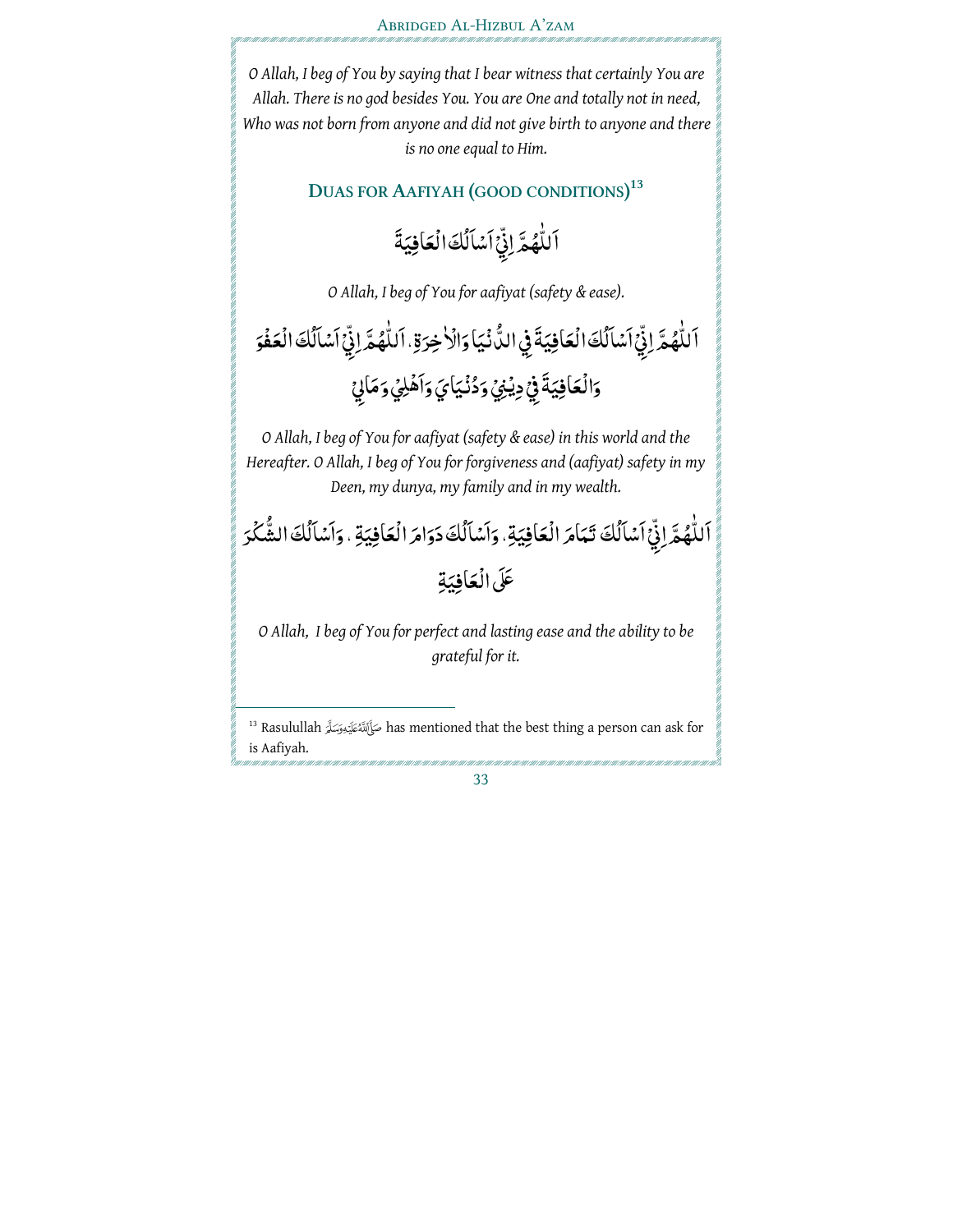*O Allah, I beg of You by saying that I bear witness that certainly You are Allah. There is no god besides You. You are One and totally not in need, Who was not born from anyone and did not give birth to anyone and there is no one equal to Him.*

## Duas for Aafiyah (good conditions)[13]

اَللّٰهُمَّ اِنِّيْ اَسْاَلُكَ الْعَافِيَةَ

*O Allah, I beg of You for aafiyat (safety & ease).*

اَللّٰهُمَّ اِنِّيْ اَسْاَلُكَ الْعَافِيَةَ فِي الدُّنْيَا وَالْاٰخِرَةِ . اَللّٰهُمَّ اِنِّيْ اَسْاَلُكَ الْعَفْوَ وَالْعَافِيَةَ فِيْ دِيْنِيْ وَدُنْيَايَ وَاَهْلِيْ وَمَالِيْ

*O Allah, I beg of You for aafiyat (safety & ease) in this world and the Hereafter. O Allah, I beg of You for forgiveness and (aafiyat) safety in my Deen, my dunya, my family and in my wealth.*

اَللّٰهُمَّ اِنِّيْ اَسْاَلُكَ تَمَامَ الْعَافِيَةِ . وَاَسْاَلُكَ دَوَامَ الْعَافِيَةِ . وَاَسْاَلُكَ الشُّكْرَ عَلَى الْعَافِيَةِ

*O Allah, I beg of You for perfect and lasting ease and the ability to be grateful for it.*

---

[13] Rasulullah صَلَّى ٱللَّٰهُ عَلَيْهِ وَسَلَّمَ has mentioned that the best thing a person can ask for is Aafiyah.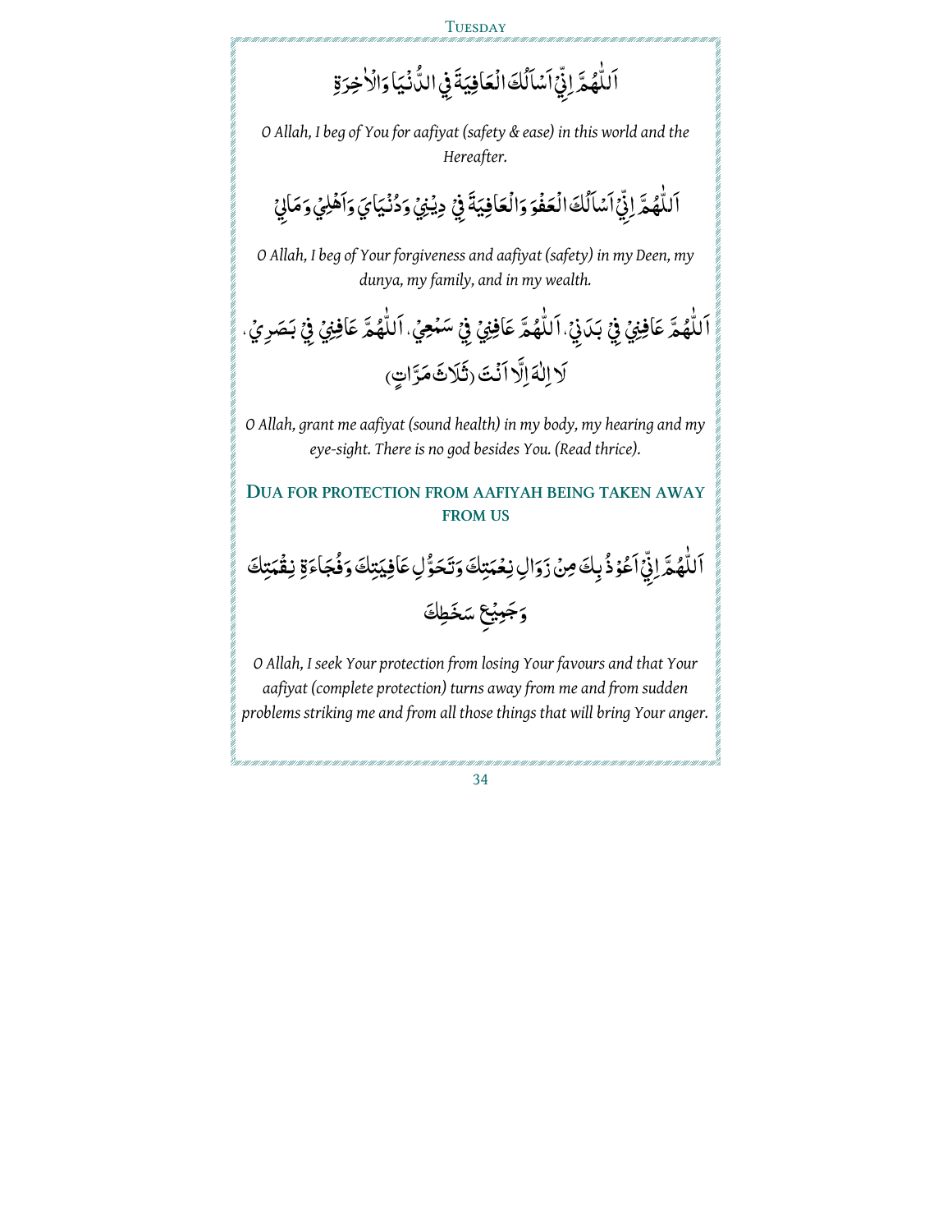اَللّٰهُمَّ اِنِّيْ اَسْاَلُكَ الْعَافِيَةَ فِي الدُّنْيَا وَالْاٰخِرَةِ

*O Allah, I beg of You for aafiyat (safety & ease) in this world and the Hereafter.*

اَللّٰهُمَّ اِنِّيْ اَسْاَلُكَ الْعَفْوَ وَالْعَافِيَةَ فِيْ دِيْنِيْ وَدُنْيَايَ وَاَهْلِيْ وَمَالِيْ

*O Allah, I beg of Your forgiveness and aafiyat (safety) in my Deen, my dunya, my family, and in my wealth.*

اَللّٰهُمَّ عَافِنِيْ فِيْ بَدَنِيْ، اَللّٰهُمَّ عَافِنِيْ فِيْ سَمْعِيْ، اَللّٰهُمَّ عَافِنِيْ فِيْ بَصَرِيْ، لَا اِلٰهَ اِلَّا اَنْتَ (ثَلَاثَ مَرَّاتٍ)

*O Allah, grant me aafiyat (sound health) in my body, my hearing and my eye-sight. There is no god besides You. (Read thrice).*

## Dua for protection from aafiyah being taken away from us

اَللّٰهُمَّ اِنِّيْ اَعُوْذُ بِكَ مِنْ زَوَالِ نِعْمَتِكَ وَتَحَوُّلِ عَافِيَتِكَ وَفُجَاءَةِ نِقْمَتِكَ وَجَمِيْعِ سَخَطِكَ

*O Allah, I seek Your protection from losing Your favours and that Your aafiyat (complete protection) turns away from me and from sudden problems striking me and from all those things that will bring Your anger.*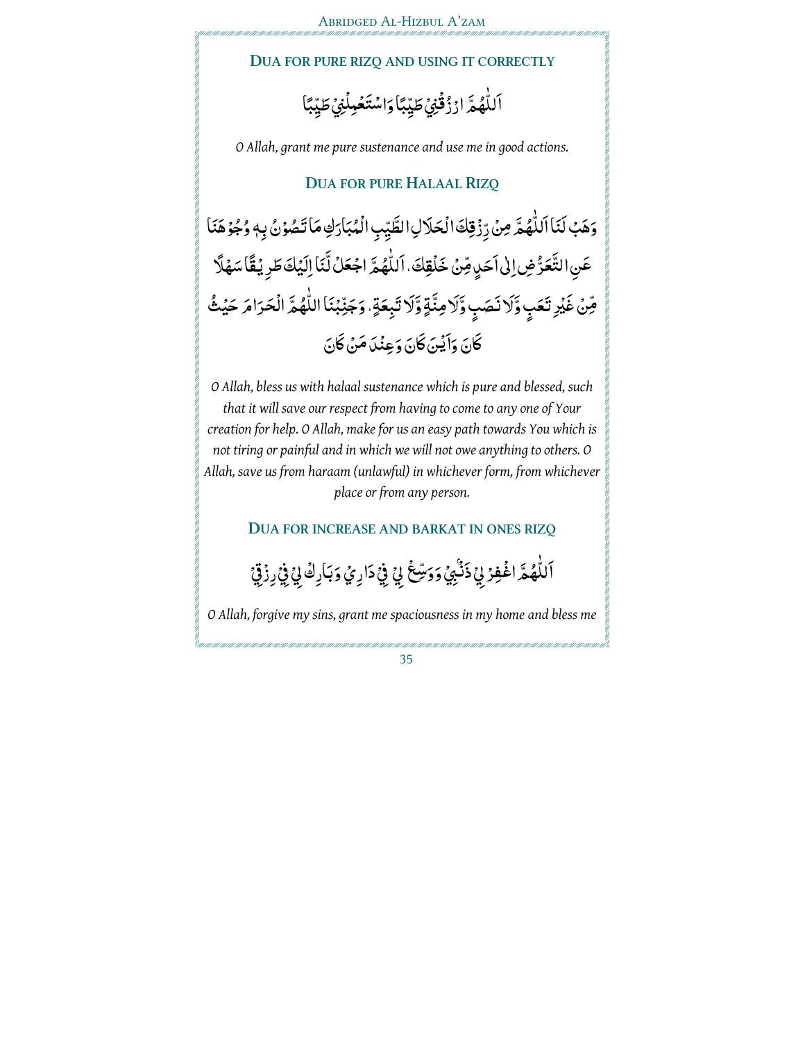## DUA FOR PURE RIZQ AND USING IT CORRECTLY

اَللّٰهُمَّ ارْزُقْنِيْ طَيِّبًا وَاسْتَعْمِلْنِيْ طَيِّبًا

*O Allah, grant me pure sustenance and use me in good actions.*

## DUA FOR PURE HALAAL RIZQ

وَهَبْ لَنَا اَللّٰهُمَّ مِنْ رِّزْقِكَ الْحَلَالِ الطَّيِّبِ الْمُبَارَكِ مَا تَصُوْنُ بِهٖ وُجُوْهَنَا عَنِ التَّعَرُّضِ اِلٰى اَحَدٍ مِّنْ خَلْقِكَ. اَللّٰهُمَّ اجْعَلْ لَّنَا اِلَيْكَ طَرِيْقًا سَهْلًا مِّنْ غَيْرِ تَعَبٍ وَّلَا نَصَبٍ وَّلَا مِنَّةٍ وَّلَا تَبِعَةٍ. وَجَنِّبْنَا اللّٰهُمَّ الْحَرَامَ حَيْثُ كَانَ وَاَيْنَ كَانَ وَعِنْدَ مَنْ كَانَ

*O Allah, bless us with halaal sustenance which is pure and blessed, such that it will save our respect from having to come to any one of Your creation for help. O Allah, make for us an easy path towards You which is not tiring or painful and in which we will not owe anything to others. O Allah, save us from haraam (unlawful) in whichever form, from whichever place or from any person.*

## DUA FOR INCREASE AND BARKAT IN ONES RIZQ

اَللّٰهُمَّ اغْفِرْ لِيْ ذَنْبِيْ وَوَسِّعْ لِيْ فِيْ دَارِيْ وَبَارِكْ لِيْ فِيْ رِزْقِيْ

*O Allah, forgive my sins, grant me spaciousness in my home and bless me*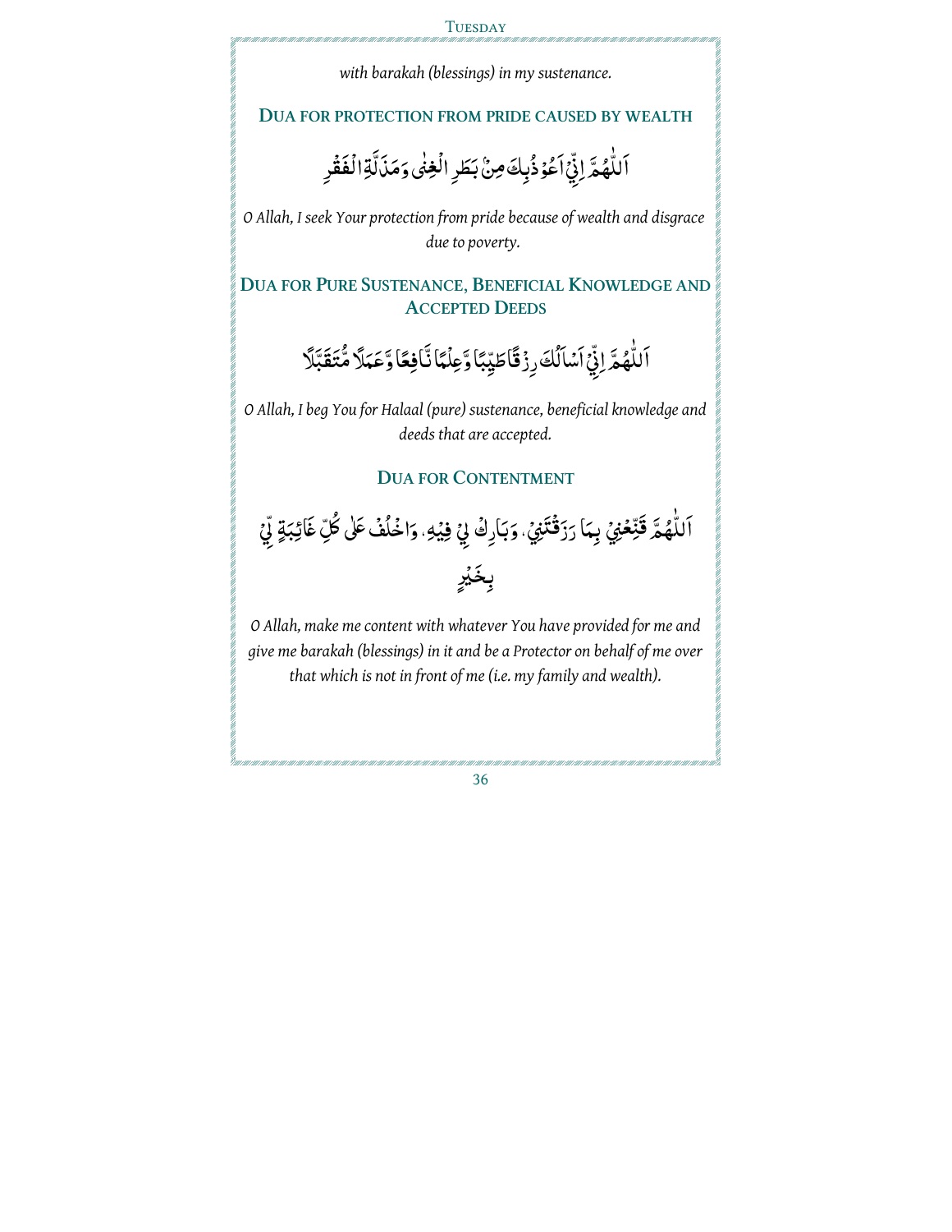*with barakah (blessings) in my sustenance.*

## Dua for protection from pride caused by wealth

اَللّٰهُمَّ اِنِّيْ اَعُوْذُبِكَ مِنْ بَطَرِ الْغِنٰى وَمَذَلَّةِ الْفَقْرِ

*O Allah, I seek Your protection from pride because of wealth and disgrace due to poverty.*

## Dua for Pure Sustenance, Beneficial Knowledge and Accepted Deeds

اَللّٰهُمَّ اِنِّيْ اَسْاَلُكَ رِزْقًا طَيِّبًا وَّعِلْمًا نَّافِعًا وَّعَمَلًا مُّتَقَبَّلًا

*O Allah, I beg You for Halaal (pure) sustenance, beneficial knowledge and deeds that are accepted.*

## Dua for Contentment

اَللّٰهُمَّ قَنِّعْنِيْ بِمَا رَزَقْتَنِيْ، وَبَارِكْ لِيْ فِيْهِ، وَاخْلُفْ عَلٰى كُلِّ غَائِبَةٍ لِّيْ بِخَيْرٍ

*O Allah, make me content with whatever You have provided for me and give me barakah (blessings) in it and be a Protector on behalf of me over that which is not in front of me (i.e. my family and wealth).*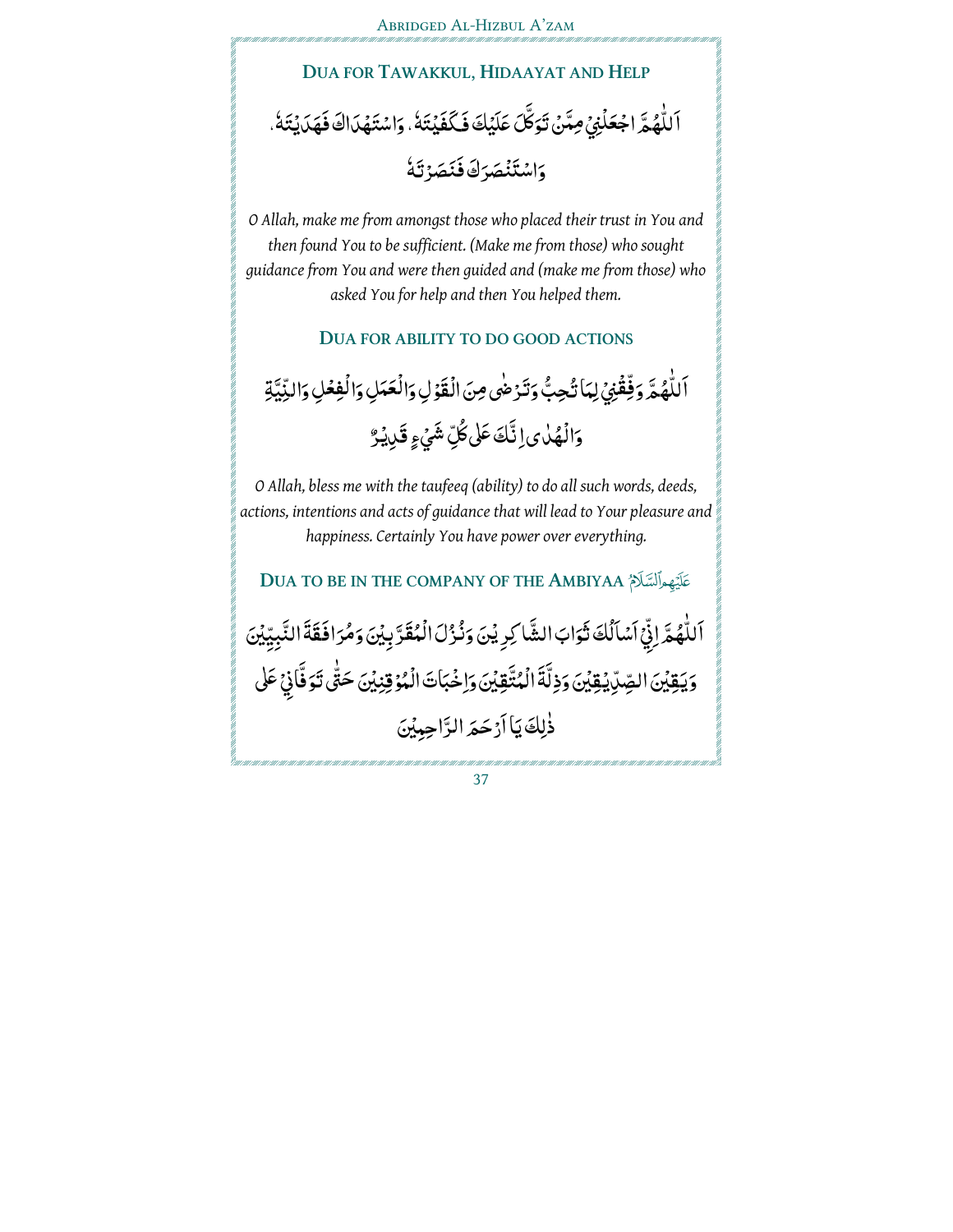## DUA FOR TAWAKKUL, HIDAAYAT AND HELP

اَللّٰهُمَّ اجْعَلْنِيْ مِمَّنْ تَوَكَّلَ عَلَيْكَ فَكَفَيْتَهٗ ، وَاسْتَهْدَاكَ فَهَدَيْتَهٗ ، وَاسْتَنْصَرَكَ فَنَصَرْتَهٗ

*O Allah, make me from amongst those who placed their trust in You and then found You to be sufficient. (Make me from those) who sought guidance from You and were then guided and (make me from those) who asked You for help and then You helped them.*

## DUA FOR ABILITY TO DO GOOD ACTIONS

اَللّٰهُمَّ وَفِّقْنِيْ لِمَا تُحِبُّ وَتَرْضٰى مِنَ الْقَوْلِ وَالْعَمَلِ وَالْفِعْلِ وَالنِّيَّةِ وَالْهُدٰى اِنَّكَ عَلٰى كُلِّ شَيْءٍ قَدِيْرٌ

*O Allah, bless me with the taufeeq (ability) to do all such words, deeds, actions, intentions and acts of guidance that will lead to Your pleasure and happiness. Certainly You have power over everything.*

## DUA TO BE IN THE COMPANY OF THE AMBIYAA عَلَيۡهِمُ ٱلسَّلَامُ

اَللّٰهُمَّ اِنِّيْ اَسْاَلُكَ ثَوَابَ الشَّاكِرِيْنَ وَنُزُلَ الْمُقَرَّبِيْنَ وَمُرَافَقَةَ النَّبِيِّيْنَ وَيَقِيْنَ الصِّدِّيْقِيْنَ وَذِلَّةَ الْمُتَّقِيْنَ وَاِخْبَاتَ الْمُوْقِنِيْنَ حَتّٰى تَوَفَّانِيْ عَلٰى ذٰلِكَ يَا اَرْحَمَ الرَّاحِمِيْنَ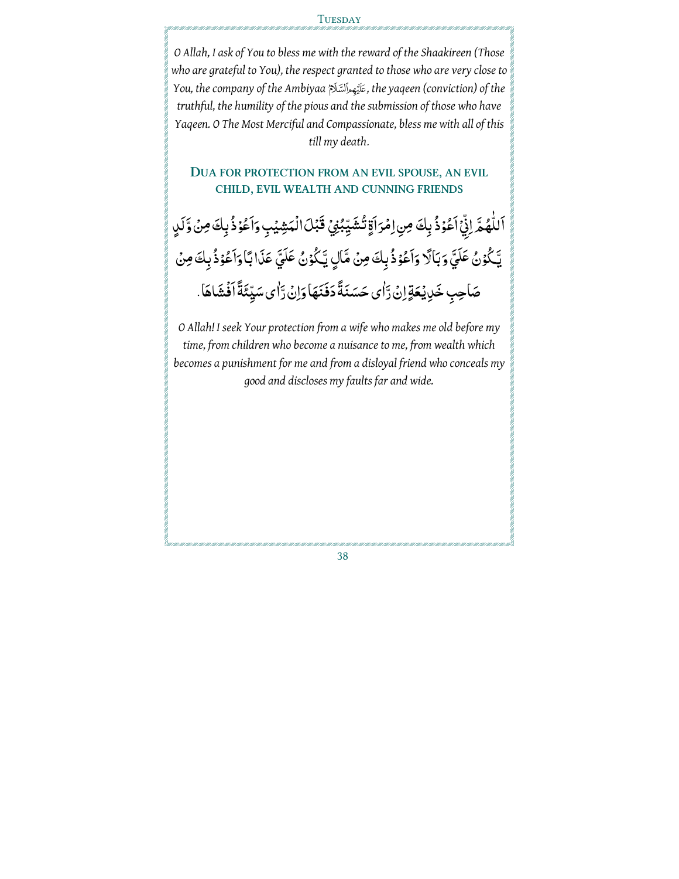*O Allah, I ask of You to bless me with the reward of the Shaakireen (Those who are grateful to You), the respect granted to those who are very close to You, the company of the Ambiyaa عَلَيْهِمُ السَّلَامُ, the yaqeen (conviction) of the truthful, the humility of the pious and the submission of those who have Yaqeen. O The Most Merciful and Compassionate, bless me with all of this till my death.*

## DUA FOR PROTECTION FROM AN EVIL SPOUSE, AN EVIL CHILD, EVIL WEALTH AND CUNNING FRIENDS

اَللّٰهُمَّ اِنِّيْ اَعُوْذُ بِكَ مِنِ امْرَاَةٍ تُشَيِّبُنِيْ قَبْلَ الْمَشِيْبِ وَاَعُوْذُ بِكَ مِنْ وَّلَدٍ يَّكُوْنُ عَلَيَّ وَبَالًا وَاَعُوْذُ بِكَ مِنْ مَّالٍ يَّكُوْنُ عَلَيَّ عَذَابًا وَاَعُوْذُ بِكَ مِنْ صَاحِبٍ خَدِيْعَةٍ اِنْ رَّاٰى حَسَنَةً دَفَنَهَا وَاِنْ رَّاٰى سَيِّئَةً اَفْشَاهَا.

*O Allah! I seek Your protection from a wife who makes me old before my time, from children who become a nuisance to me, from wealth which becomes a punishment for me and from a disloyal friend who conceals my good and discloses my faults far and wide.*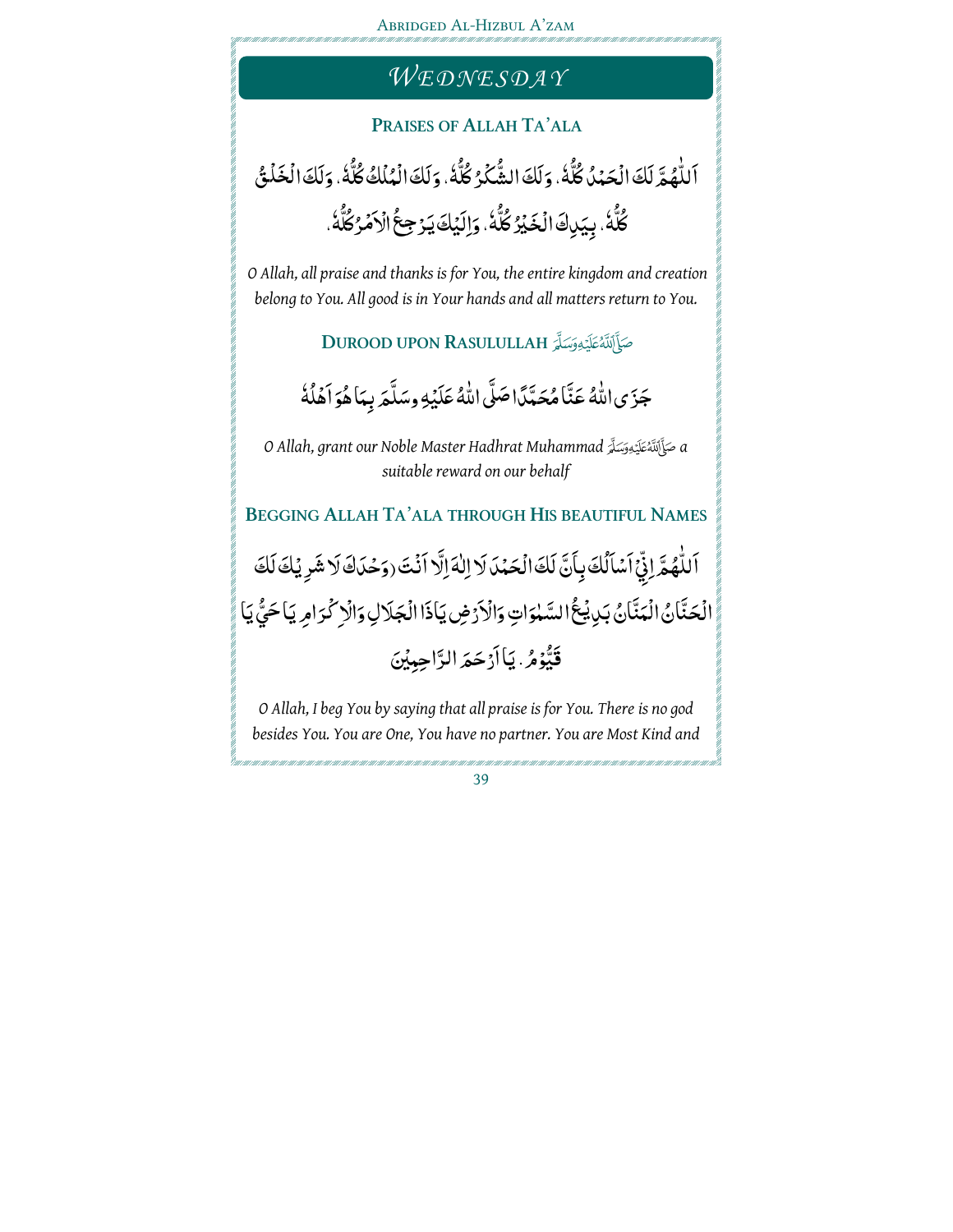# WEDNESDAY

## PRAISES OF ALLAH TA'ALA

اَللّٰهُمَّ لَكَ الْحَمْدُ كُلُّهٗ، وَلَكَ الشُّكْرُ كُلُّهٗ، وَلَكَ الْمُلْكُ كُلُّهٗ، وَلَكَ الْخَلْقُ كُلُّهٗ، بِيَدِكَ الْخَيْرُ كُلُّهٗ، وَاِلَيْكَ يَرْجِعُ الْاَمْرُ كُلُّهٗ،

*O Allah, all praise and thanks is for You, the entire kingdom and creation belong to You. All good is in Your hands and all matters return to You.*

## DUROOD UPON RASULULLAH صَلَّى اللهُ عَلَيْهِ وَسَلَّمَ

جَزَى اللهُ عَنَّا مُحَمَّدًا صَلَّى اللهُ عَلَيْهِ وسَلَّمَ بِمَا هُوَ اَهْلُهٗ

*O Allah, grant our Noble Master Hadhrat Muhammad صَلَّى اللهُ عَلَيْهِ وَسَلَّمَ a suitable reward on our behalf*

## BEGGING ALLAH TA'ALA THROUGH HIS BEAUTIFUL NAMES

اَللّٰهُمَّ اِنِّيْ اَسْاَلُكَ بِاَنَّ لَكَ الْحَمْدَ لَا اِلٰهَ اِلَّا اَنْتَ (وَحْدَكَ لَا شَرِيْكَ لَكَ الْحَنَّانُ الْمَنَّانُ بَدِيْعُ السَّمٰوٰتِ وَالْاَرْضِ يَاذَا الْجَلَالِ وَالْاِكْرَامِ يَا حَيُّ يَا قَيُّوْمُ. يَا اَرْحَمَ الرَّاحِمِيْنَ

*O Allah, I beg You by saying that all praise is for You. There is no god besides You. You are One, You have no partner. You are Most Kind and*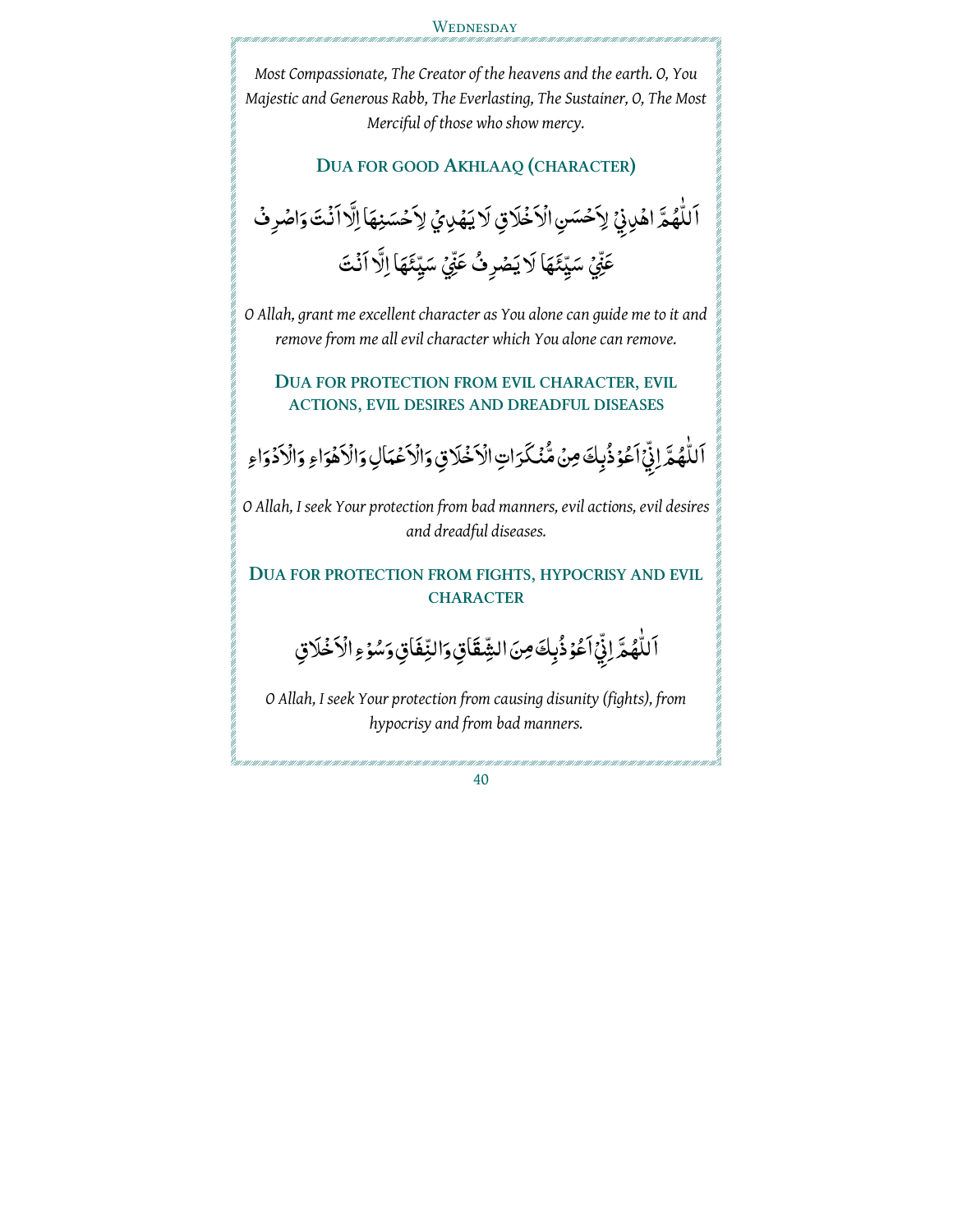*Most Compassionate, The Creator of the heavens and the earth. O, You Majestic and Generous Rabb, The Everlasting, The Sustainer, O, The Most Merciful of those who show mercy.*

## DUA FOR GOOD AKHLAAQ (CHARACTER)

اَللّٰهُمَّ اهْدِنِيْ لِاَحْسَنِ الْاَخْلَاقِ لَا يَهْدِيْ لِاَحْسَنِهَا اِلَّا اَنْتَ وَاصْرِفْ عَنِّيْ سَيِّئَهَا لَا يَصْرِفُ عَنِّيْ سَيِّئَهَا اِلَّا اَنْتَ

*O Allah, grant me excellent character as You alone can guide me to it and remove from me all evil character which You alone can remove.*

## DUA FOR PROTECTION FROM EVIL CHARACTER, EVIL ACTIONS, EVIL DESIRES AND DREADFUL DISEASES

اَللّٰهُمَّ اِنِّيْ اَعُوْذُبِكَ مِنْ مُّنْكَرَاتِ الْاَخْلَاقِ وَالْاَعْمَالِ وَالْاَهْوَاءِ وَالْاَدْوَاءِ

*O Allah, I seek Your protection from bad manners, evil actions, evil desires and dreadful diseases.*

## DUA FOR PROTECTION FROM FIGHTS, HYPOCRISY AND EVIL CHARACTER

اَللّٰهُمَّ اِنِّيْ اَعُوْذُبِكَ مِنَ الشِّقَاقِ وَالنِّفَاقِ وَسُوْءِ الْاَخْلَاقِ

*O Allah, I seek Your protection from causing disunity (fights), from hypocrisy and from bad manners.*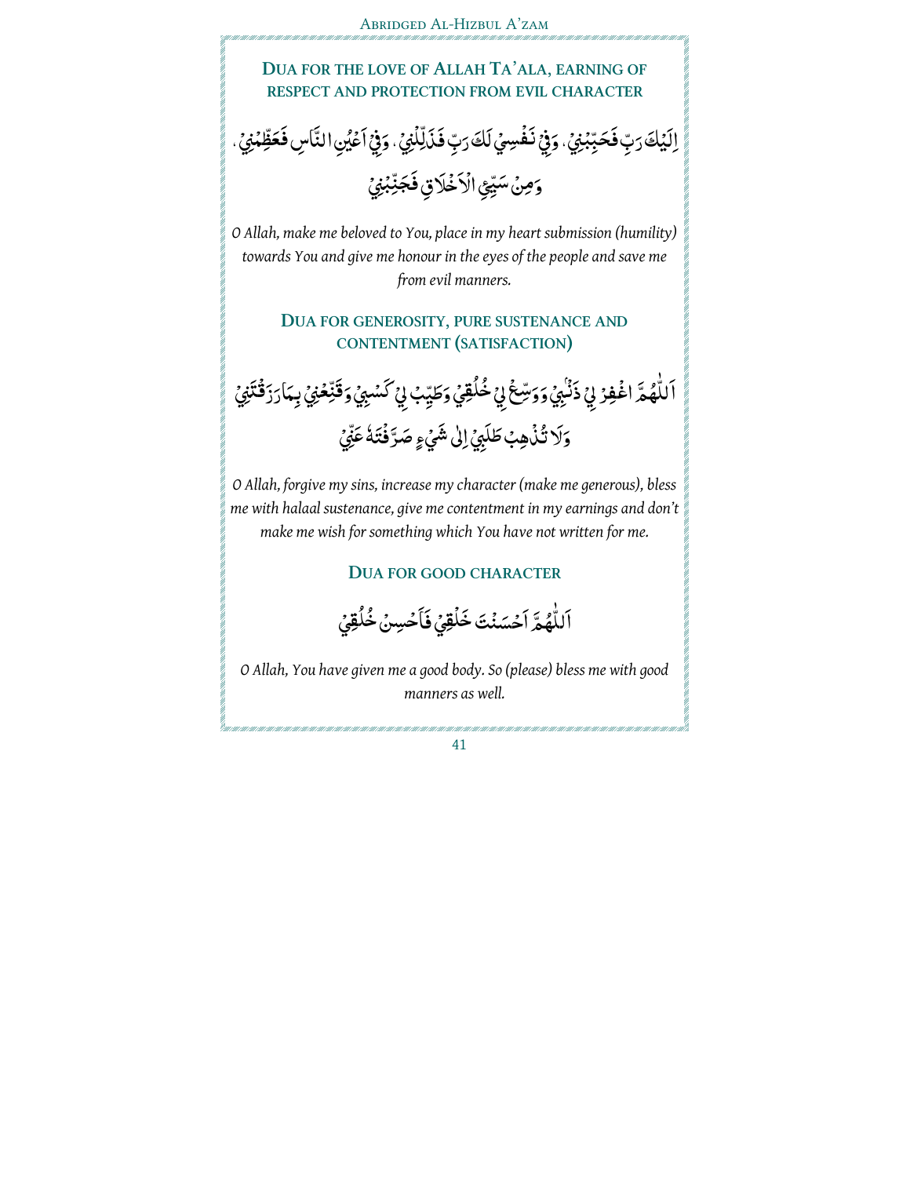## Dua for the love of Allah Ta'ala, earning of respect and protection from evil character

اِلَيْكَ رَبِّ فَحَبِّبْنِيْ ، وَفِيْ نَفْسِيْ لَكَ رَبِّ فَذَلِّلْنِيْ ، وَفِيْ اَعْيُنِ النَّاسِ فَعَظِّمْنِيْ ، وَمِنْ سَيِّئِ الْاَخْلَاقِ فَجَنِّبْنِيْ

*O Allah, make me beloved to You, place in my heart submission (humility) towards You and give me honour in the eyes of the people and save me from evil manners.*

## Dua for generosity, pure sustenance and contentment (satisfaction)

اَللّٰهُمَّ اغْفِرْ لِيْ ذَنْبِيْ وَوَسِّعْ لِيْ خُلُقِيْ وَطَيِّبْ لِيْ كَسْبِيْ وَقَنِّعْنِيْ بِمَا رَزَقْتَنِيْ وَلَا تُذْهِبْ طَلَبِيْ اِلٰى شَيْءٍ صَرَّفْتَهُ عَنِّيْ

*O Allah, forgive my sins, increase my character (make me generous), bless me with halaal sustenance, give me contentment in my earnings and don't make me wish for something which You have not written for me.*

## Dua for good character

اَللّٰهُمَّ اَحْسَنْتَ خَلْقِيْ فَاَحْسِنْ خُلُقِيْ

*O Allah, You have given me a good body. So (please) bless me with good manners as well.*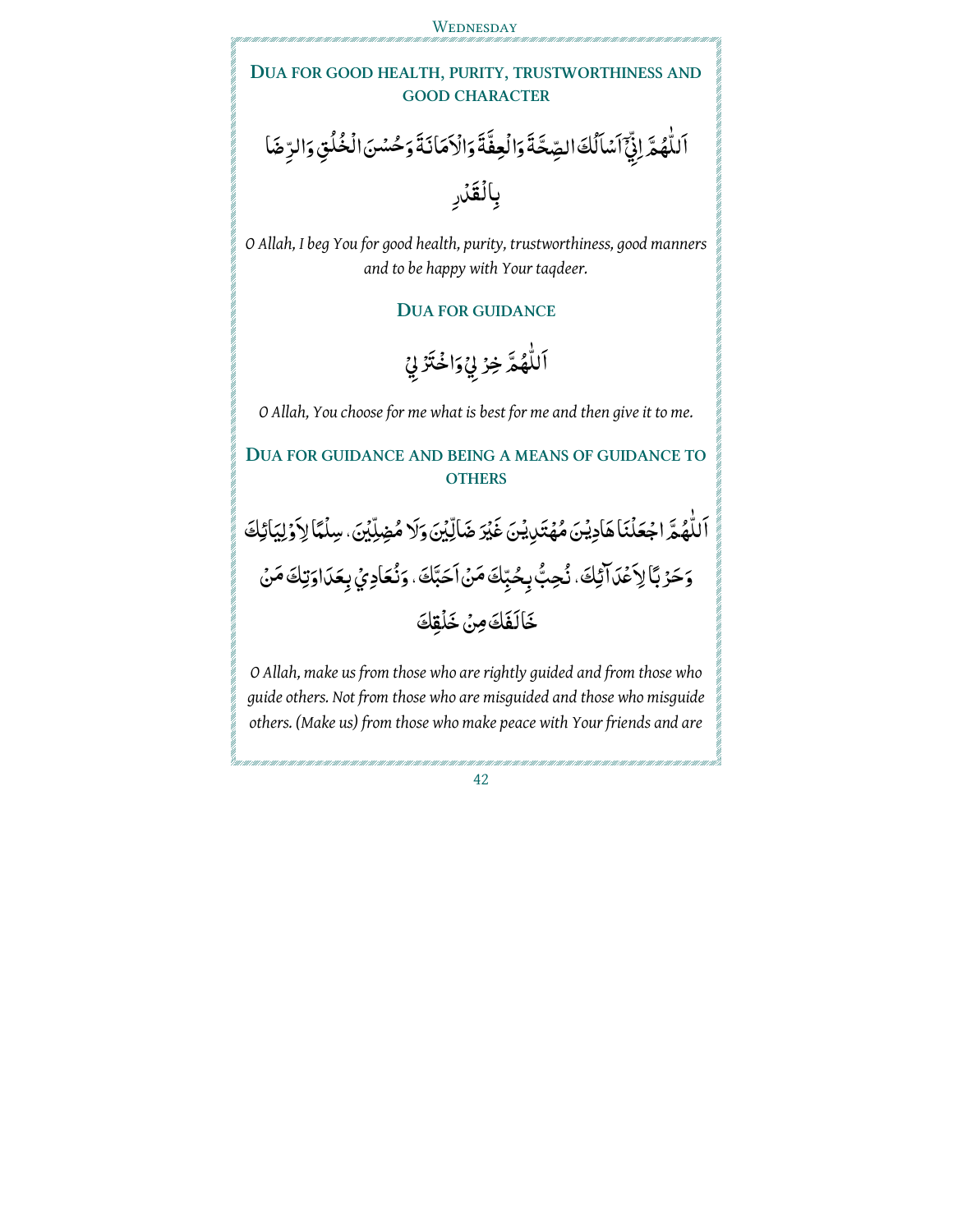## DUA FOR GOOD HEALTH, PURITY, TRUSTWORTHINESS AND GOOD CHARACTER

اَللّٰهُمَّ اِنِّيْٓ اَسْاَلُكَ الصِّحَّةَ وَالْعِفَّةَ وَالْاَمَانَةَ وَحُسْنَ الْخُلُقِ وَالرِّضَا بِالْقَدْرِ

*O Allah, I beg You for good health, purity, trustworthiness, good manners and to be happy with Your taqdeer.*

## DUA FOR GUIDANCE

اَللّٰهُمَّ خِرْ لِيْ وَاخْتَرْ لِيْ

*O Allah, You choose for me what is best for me and then give it to me.*

## DUA FOR GUIDANCE AND BEING A MEANS OF GUIDANCE TO OTHERS

اَللّٰهُمَّ اجْعَلْنَا هَادِيْنَ مُهْتَدِيْنَ غَيْرَ ضَآلِّيْنَ وَلَا مُضِلِّيْنَ، سِلْمًا لِاَوْلِيَائِكَ وَحَرْبًا لِاَعْدَآئِكَ، نُحِبُّ بِحُبِّكَ مَنْ اَحَبَّكَ، وَنُعَادِيْ بِعَدَاوَتِكَ مَنْ خَالَفَكَ مِنْ خَلْقِكَ

*O Allah, make us from those who are rightly guided and from those who guide others. Not from those who are misguided and those who misguide others. (Make us) from those who make peace with Your friends and are*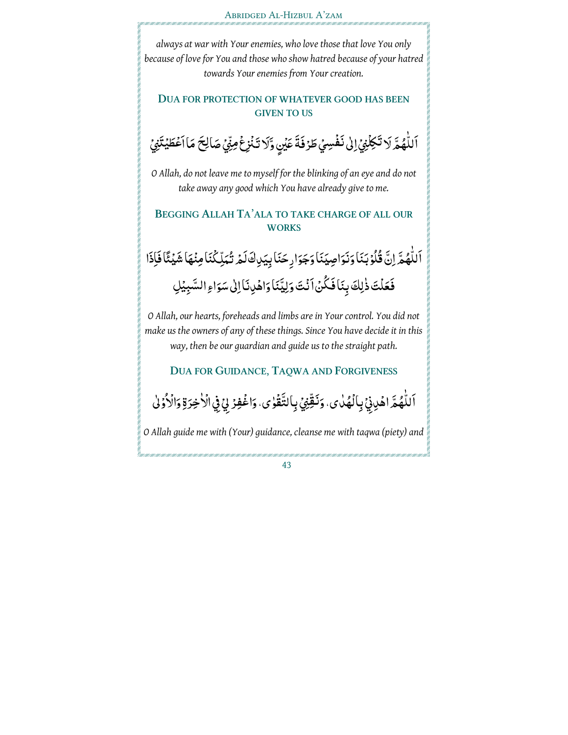*always at war with Your enemies, who love those that love You only because of love for You and those who show hatred because of your hatred towards Your enemies from Your creation.*

## DUA FOR PROTECTION OF WHATEVER GOOD HAS BEEN GIVEN TO US

اَللّٰهُمَّ لَا تَكِلْنِيْ اِلٰى نَفْسِيْ طَرْفَةَ عَيْنٍ وَّلَا تَنْزِعْ مِنِّيْ صَالِحَ مَا اَعْطَيْتَنِيْ

*O Allah, do not leave me to myself for the blinking of an eye and do not take away any good which You have already give to me.*

## BEGGING ALLAH TA'ALA TO TAKE CHARGE OF ALL OUR WORKS

اَللّٰهُمَّ اِنَّ قُلُوْبَنَا وَنَوَاصِيَنَا وَجَوَارِحَنَا بِيَدِكَ لَمْ تُمَلِّكْنَا مِنْهَا شَيْئًا فَاِذَا فَعَلْتَ ذٰلِكَ بِنَا فَكُنْ اَنْتَ وَلِيَّنَا وَاهْدِنَا اِلٰى سَوَاءِ السَّبِيْلِ

*O Allah, our hearts, foreheads and limbs are in Your control. You did not make us the owners of any of these things. Since You have decide it in this way, then be our guardian and guide us to the straight path.*

## DUA FOR GUIDANCE, TAQWA AND FORGIVENESS

اَللّٰهُمَّ اهْدِنِيْ بِالْهُدٰى. وَنَقِّنِيْ بِالتَّقْوٰى. وَاغْفِرْ لِيْ فِي الْاٰخِرَةِ وَالْاُوْلٰى

*O Allah guide me with (Your) guidance, cleanse me with taqwa (piety) and*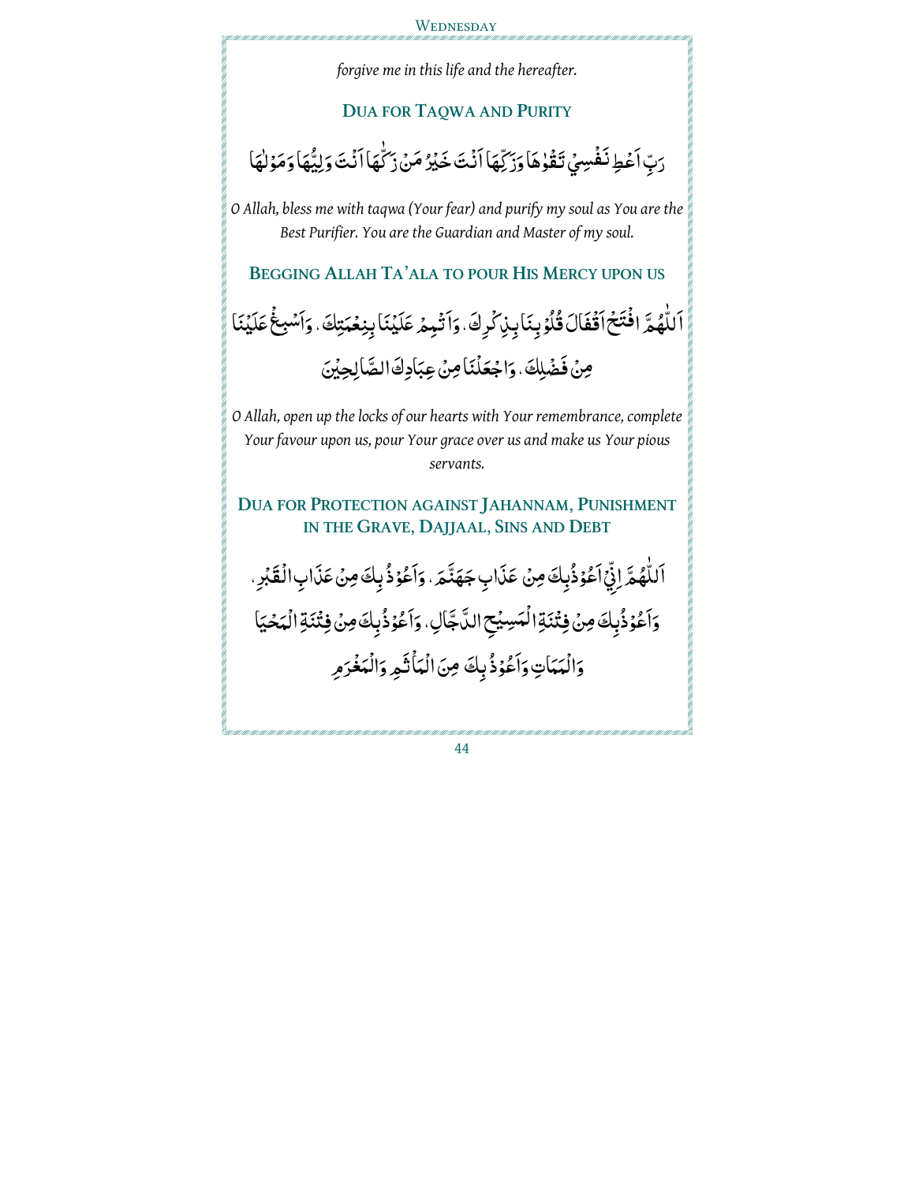*forgive me in this life and the hereafter.*

## DUA FOR TAQWA AND PURITY

رَبِّ اَعْطِ نَفْسِيْ تَقْوٰهَا وَزَكِّهَا اَنْتَ خَيْرُ مَنْ زَكّٰهَا اَنْتَ وَلِيُّهَا وَمَوْلٰهَا

*O Allah, bless me with taqwa (Your fear) and purify my soul as You are the Best Purifier. You are the Guardian and Master of my soul.*

## BEGGING ALLAH TA'ALA TO POUR HIS MERCY UPON US

اَللّٰهُمَّ افْتَحْ اَقْفَالَ قُلُوْبِنَا بِذِكْرِكَ ، وَاَتْمِمْ عَلَيْنَا بِنِعْمَتِكَ ، وَاَسْبِغْ عَلَيْنَا مِنْ فَضْلِكَ ، وَاجْعَلْنَا مِنْ عِبَادِكَ الصَّالِحِيْنَ

*O Allah, open up the locks of our hearts with Your remembrance, complete Your favour upon us, pour Your grace over us and make us Your pious servants.*

## DUA FOR PROTECTION AGAINST JAHANNAM, PUNISHMENT IN THE GRAVE, DAJJAAL, SINS AND DEBT

اَللّٰهُمَّ اِنِّيْ اَعُوْذُبِكَ مِنْ عَذَابِ جَهَنَّمَ ، وَاَعُوْذُبِكَ مِنْ عَذَابِ الْقَبْرِ ، وَاَعُوْذُبِكَ مِنْ فِتْنَةِ الْمَسِيْحِ الدَّجَّالِ ، وَاَعُوْذُبِكَ مِنْ فِتْنَةِ الْمَحْيَا وَالْمَمَاتِ وَاَعُوْذُبِكَ مِنَ الْمَاْثَمِ وَالْمَغْرَمِ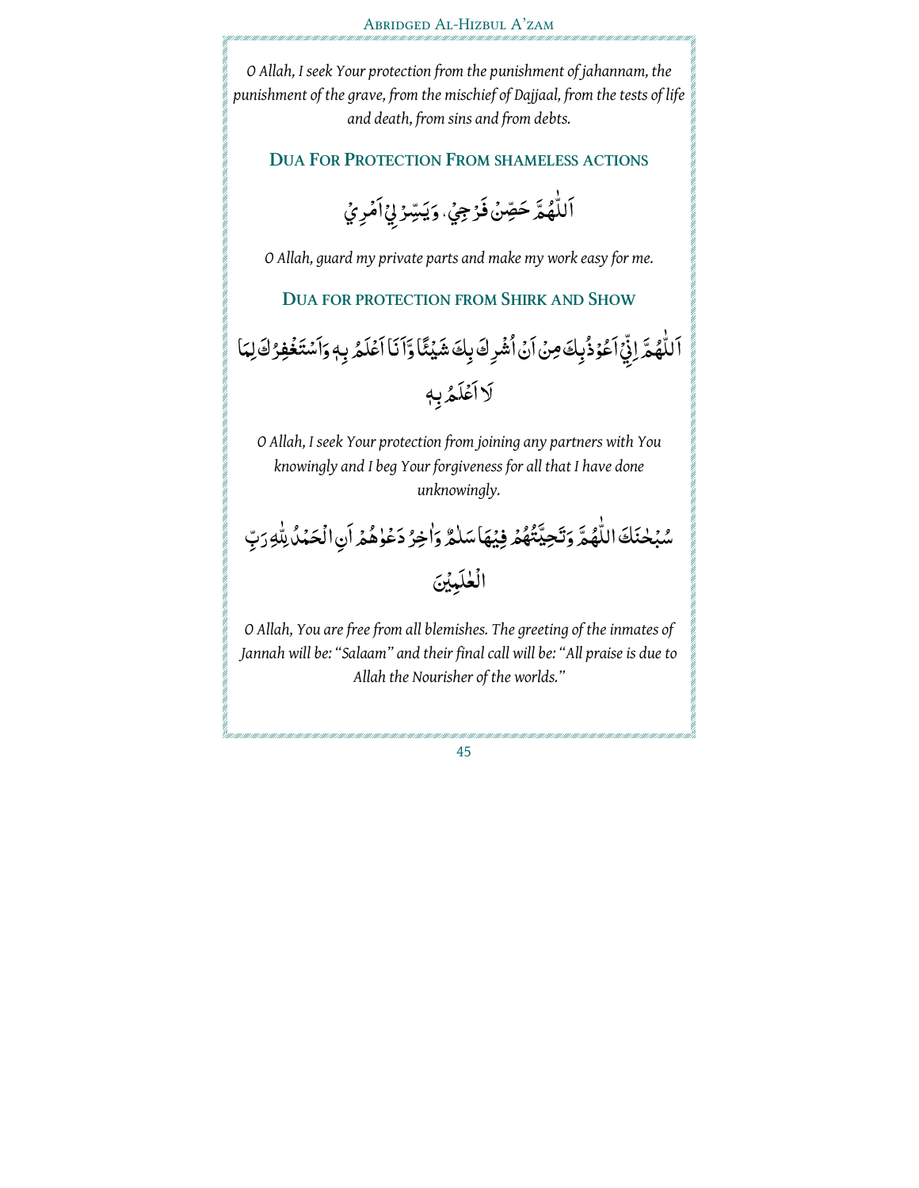*O Allah, I seek Your protection from the punishment of jahannam, the punishment of the grave, from the mischief of Dajjaal, from the tests of life and death, from sins and from debts.*

## Dua For Protection From shameless actions

اَللّٰهُمَّ حَصِّنْ فَرْجِيْ، وَيَسِّرْ لِيْ اَمْرِيْ

*O Allah, guard my private parts and make my work easy for me.*

## Dua for protection from Shirk and Show

اَللّٰهُمَّ اِنِّيْ اَعُوْذُبِكَ مِنْ اَنْ اُشْرِكَ بِكَ شَيْئًا وَّاَنَا اَعْلَمُ بِهٖ وَاَسْتَغْفِرُكَ لِمَا لَا اَعْلَمُ بِهٖ

*O Allah, I seek Your protection from joining any partners with You knowingly and I beg Your forgiveness for all that I have done unknowingly.*

سُبْحٰنَكَ اللّٰهُمَّ وَتَحِيَّتُهُمْ فِيْهَا سَلٰمٌ وَاٰخِرُ دَعْوٰهُمْ اَنِ الْحَمْدُ لِلّٰهِ رَبِّ الْعٰلَمِيْنَ

*O Allah, You are free from all blemishes. The greeting of the inmates of Jannah will be: "Salaam" and their final call will be: "All praise is due to Allah the Nourisher of the worlds."*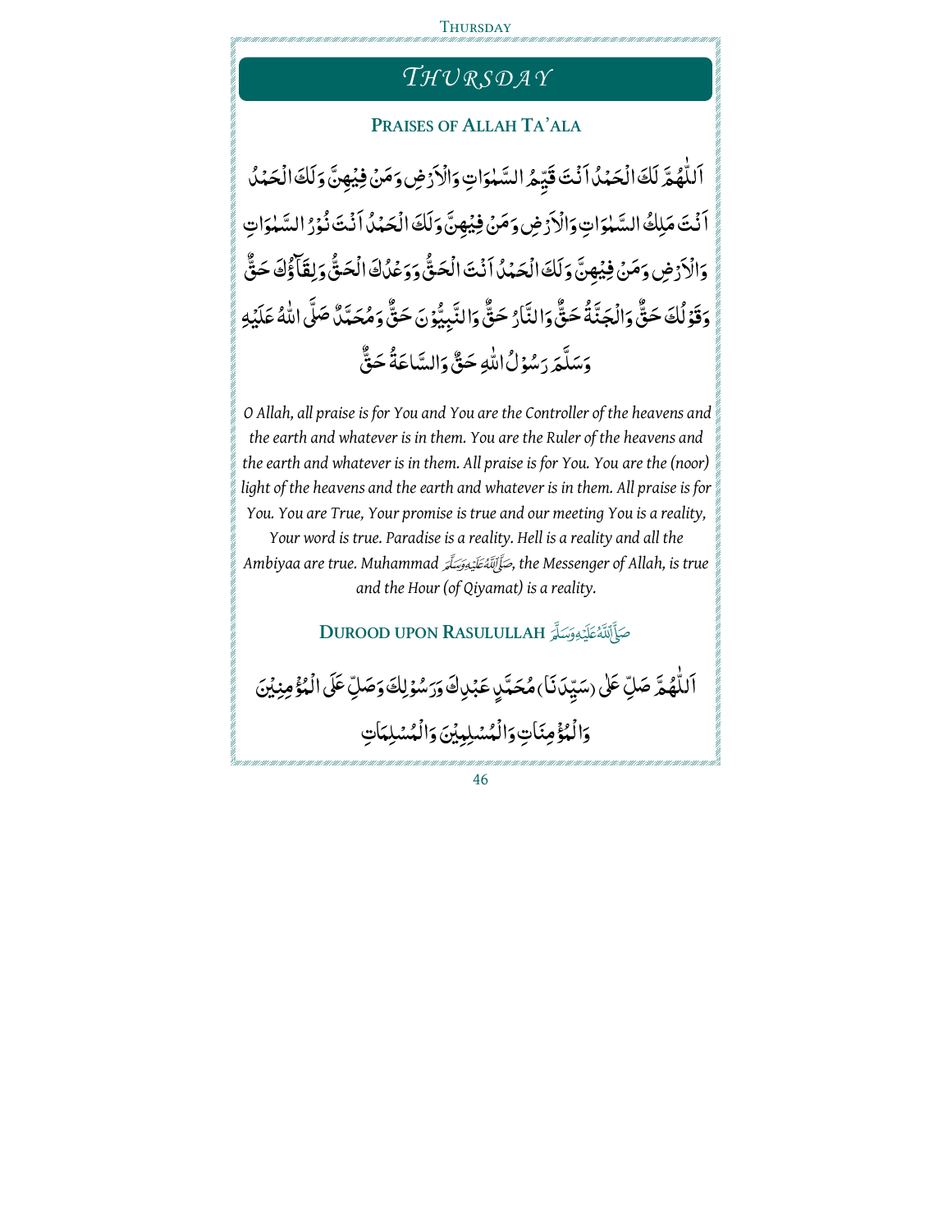# *THURSDAY*

## PRAISES OF ALLAH TA'ALA

اَللّٰهُمَّ لَكَ الْحَمْدُ اَنْتَ قَيِّمُ السَّمٰوَاتِ وَالْاَرْضِ وَمَنْ فِيْهِنَّ وَلَكَ الْحَمْدُ اَنْتَ مَلِكُ السَّمٰوَاتِ وَالْاَرْضِ وَمَنْ فِيْهِنَّ وَلَكَ الْحَمْدُ اَنْتَ نُوْرُ السَّمٰوَاتِ وَالْاَرْضِ وَمَنْ فِيْهِنَّ وَلَكَ الْحَمْدُ اَنْتَ الْحَقُّ وَوَعْدُكَ الْحَقُّ وَلِقَآؤُكَ حَقٌّ وَقَوْلُكَ حَقٌّ وَالْجَنَّةُ حَقٌّ وَالنَّارُ حَقٌّ وَالنَّبِيُّوْنَ حَقٌّ وَمُحَمَّدٌ صَلَّى اللهُ عَلَيْهِ وَسَلَّمَ رَسُوْلُ اللهِ حَقٌّ وَالسَّاعَةُ حَقٌّ

*O Allah, all praise is for You and You are the Controller of the heavens and the earth and whatever is in them. You are the Ruler of the heavens and the earth and whatever is in them. All praise is for You. You are the (noor) light of the heavens and the earth and whatever is in them. All praise is for You. You are True, Your promise is true and our meeting You is a reality, Your word is true. Paradise is a reality. Hell is a reality and all the Ambiyaa are true. Muhammad* صَلَّى اللهُ عَلَيْهِ وَسَلَّمَ*, the Messenger of Allah, is true and the Hour (of Qiyamat) is a reality.*

## DUROOD UPON RASULULLAH صَلَّى اللهُ عَلَيْهِ وَسَلَّمَ

اَللّٰهُمَّ صَلِّ عَلٰى (سَيِّدِنَا) مُحَمَّدٍ عَبْدِكَ وَرَسُوْلِكَ وَصَلِّ عَلَى الْمُؤْمِنِيْنَ وَالْمُؤْمِنَاتِ وَالْمُسْلِمِيْنَ وَالْمُسْلِمَاتِ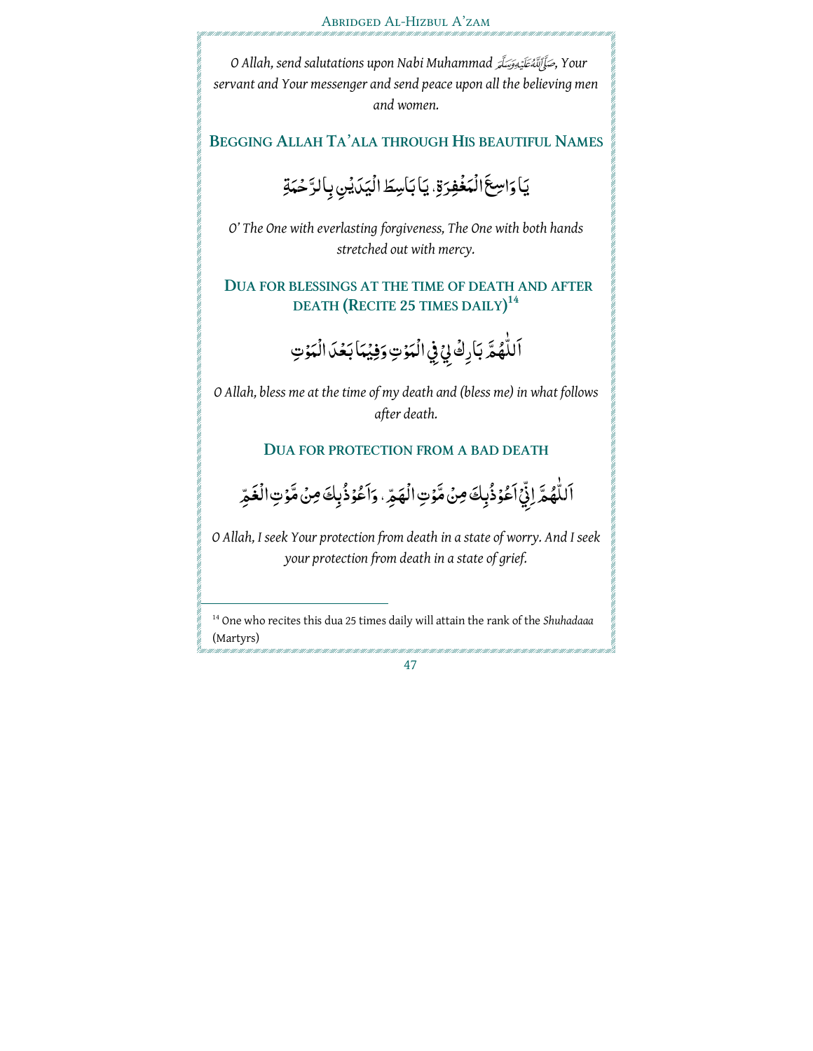O Allah, send salutations upon Nabi Muhammad ﷺ, Your servant and Your messenger and send peace upon all the believing men and women.

## Begging Allah Ta'ala through His beautiful Names

يَا وَاسِعَ الْمَغْفِرَةِ، يَا بَاسِطَ الْيَدَيْنِ بِالرَّحْمَةِ

*O' The One with everlasting forgiveness, The One with both hands stretched out with mercy.*

## Dua for blessings at the time of death and after death (Recite 25 times daily)[14]

اَللّٰهُمَّ بَارِكْ لِيْ فِي الْمَوْتِ وَفِيْمَا بَعْدَ الْمَوْتِ

*O Allah, bless me at the time of my death and (bless me) in what follows after death.*

## Dua for protection from a bad death

اَللّٰهُمَّ اِنِّيْ اَعُوْذُبِكَ مِنْ مَّوْتِ الْهَمِّ، وَاَعُوْذُبِكَ مِنْ مَّوْتِ الْغَمِّ

*O Allah, I seek Your protection from death in a state of worry. And I seek your protection from death in a state of grief.*

---

[14] One who recites this dua 25 times daily will attain the rank of the *Shuhadaaa* (Martyrs)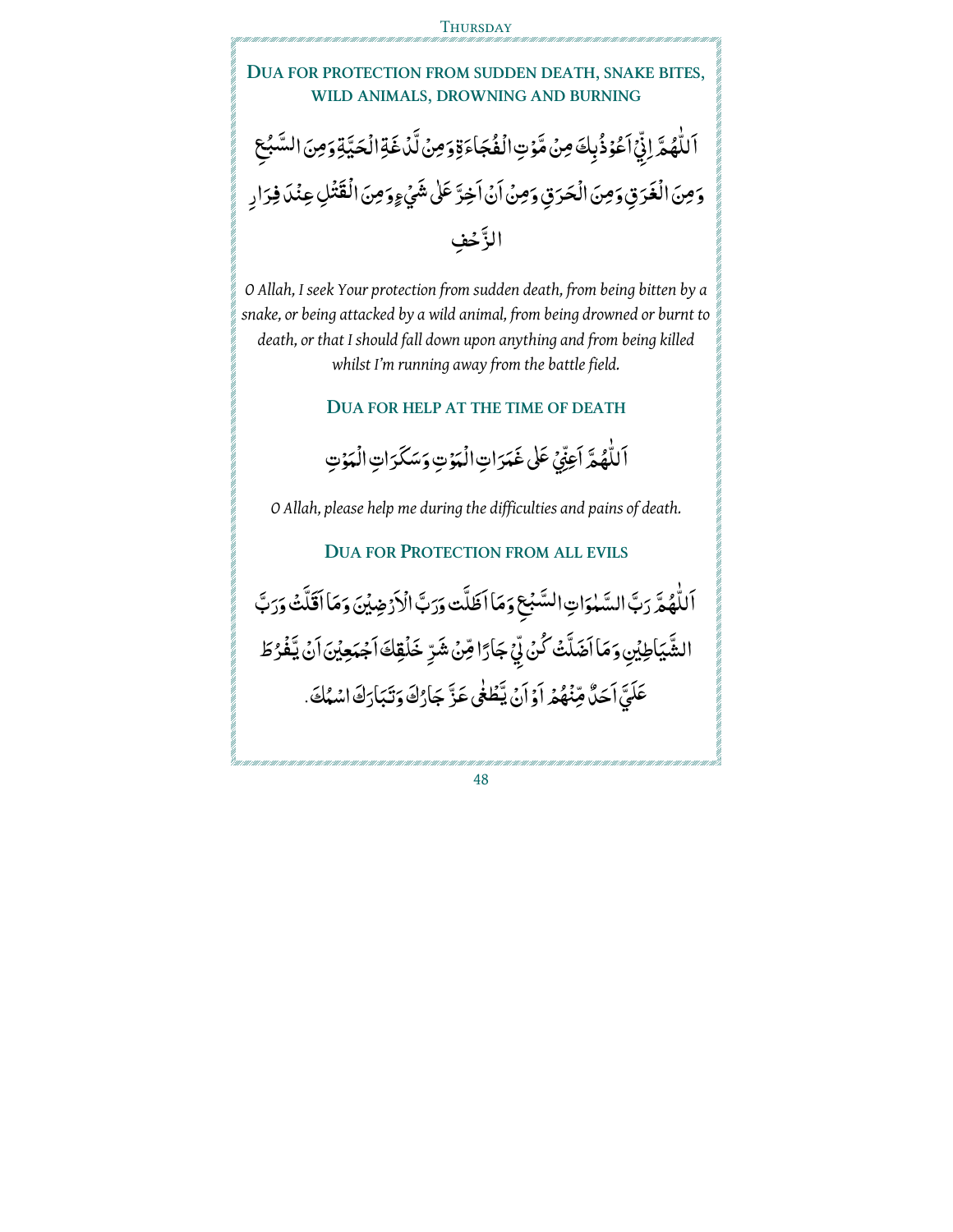## DUA FOR PROTECTION FROM SUDDEN DEATH, SNAKE BITES, WILD ANIMALS, DROWNING AND BURNING

اَللّٰهُمَّ اِنِّيْ اَعُوْذُبِكَ مِنْ مَّوْتِ الْفُجَاءَةِ وَمِنْ لَّدْغَةِ الْحَيَّةِ وَمِنَ السَّبُعِ وَمِنَ الْغَرَقِ وَمِنَ الْحَرَقِ وَمِنْ اَنْ اَخِرَّ عَلٰى شَيْءٍ وَمِنَ الْقَتْلِ عِنْدَ فِرَارِ الزَّحْفِ

*O Allah, I seek Your protection from sudden death, from being bitten by a snake, or being attacked by a wild animal, from being drowned or burnt to death, or that I should fall down upon anything and from being killed whilst I'm running away from the battle field.*

### DUA FOR HELP AT THE TIME OF DEATH

اَللّٰهُمَّ اَعِنِّيْ عَلٰى غَمَرَاتِ الْمَوْتِ وَسَكَرَاتِ الْمَوْتِ

*O Allah, please help me during the difficulties and pains of death.*

### DUA FOR PROTECTION FROM ALL EVILS

اَللّٰهُمَّ رَبَّ السَّمٰوَاتِ السَّبْعِ وَمَا اَظَلَّت وَرَبَّ الْاَرَضِيْنَ وَمَا اَقَلَّتْ وَرَبَّ الشَّيَاطِيْنِ وَمَا اَضَلَّتْ كُنْ لِّيْ جَارًا مِّنْ شَرِّ خَلْقِكَ اَجْمَعِيْنَ اَنْ يَّفْرُطَ عَلَيَّ اَحَدٌ مِّنْهُمْ اَوْ اَنْ يَّطْغٰى عَزَّ جَارُكَ وَتَبَارَكَ اسْمُكَ.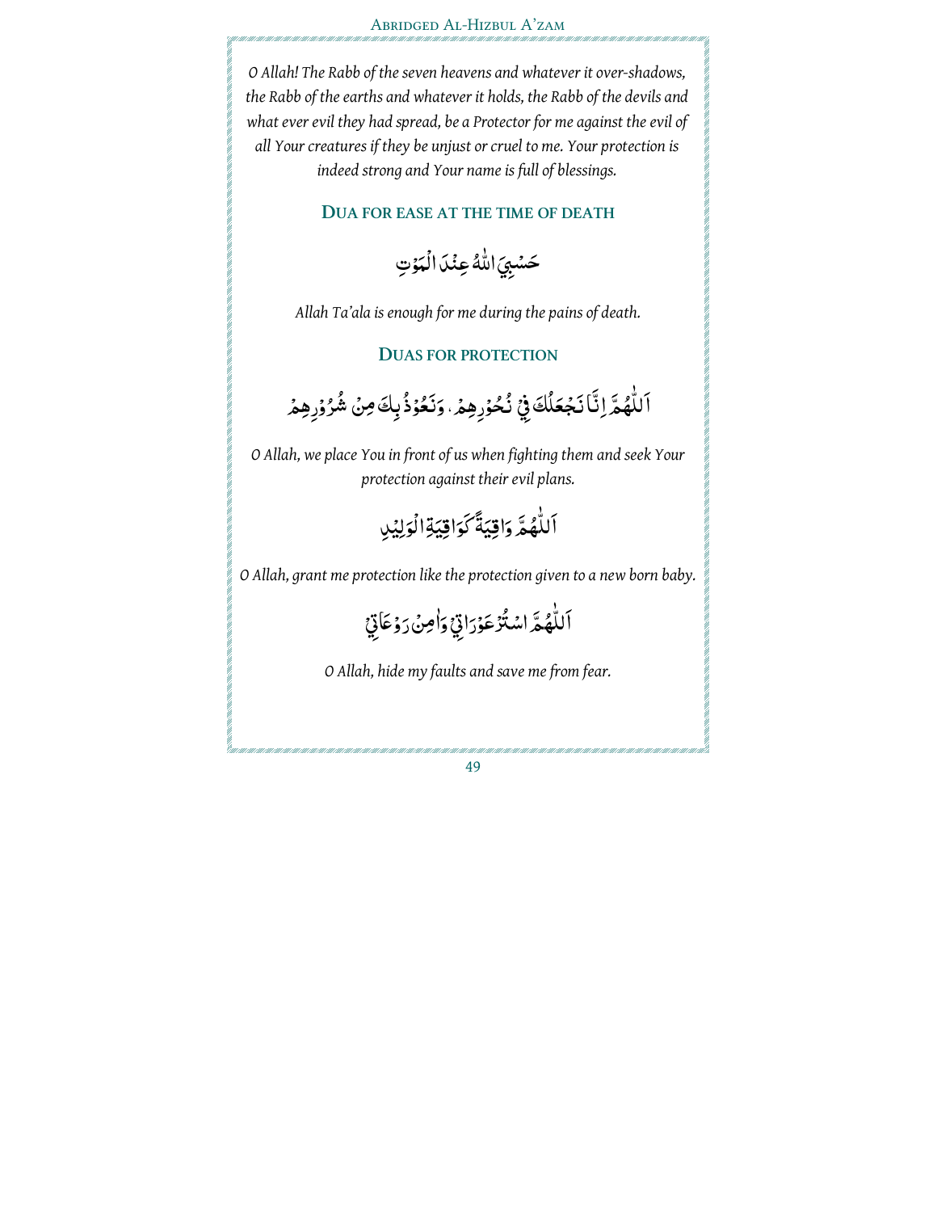*O Allah! The Rabb of the seven heavens and whatever it over-shadows, the Rabb of the earths and whatever it holds, the Rabb of the devils and what ever evil they had spread, be a Protector for me against the evil of all Your creatures if they be unjust or cruel to me. Your protection is indeed strong and Your name is full of blessings.*

## DUA FOR EASE AT THE TIME OF DEATH

حَسْبِيَ اللّٰهُ عِنْدَ الْمَوْتِ

*Allah Ta'ala is enough for me during the pains of death.*

## DUAS FOR PROTECTION

اَللّٰهُمَّ اِنَّا نَجْعَلُكَ فِيْ نُحُوْرِهِمْ ، وَنَعُوْذُ بِكَ مِنْ شُرُوْرِهِمْ

*O Allah, we place You in front of us when fighting them and seek Your protection against their evil plans.*

اَللّٰهُمَّ وَاقِيَةً كَوَاقِيَةِ الْوَلِيْدِ

*O Allah, grant me protection like the protection given to a new born baby.*

اَللّٰهُمَّ اسْتُرْ عَوْرَاتِيْ وَاٰمِنْ رَوْعَاتِيْ

*O Allah, hide my faults and save me from fear.*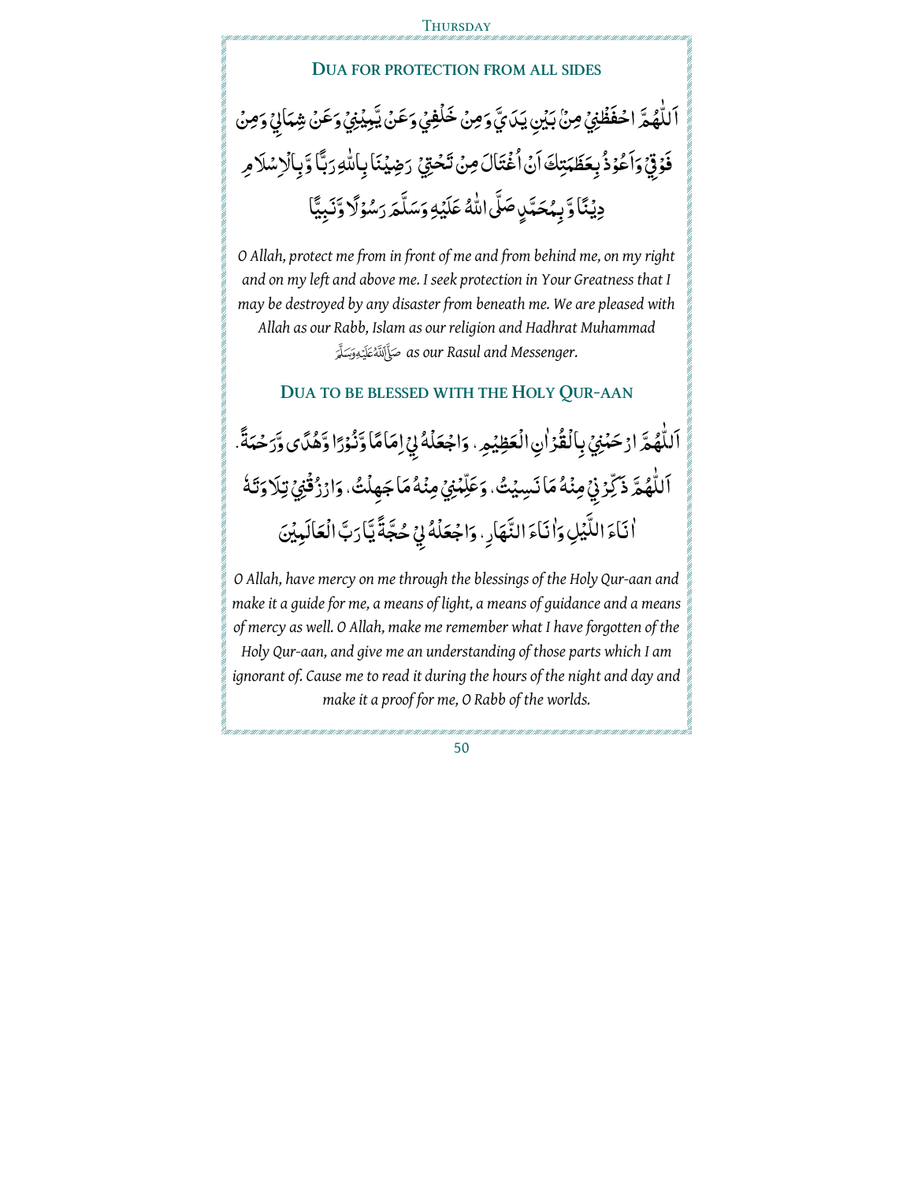## DUA FOR PROTECTION FROM ALL SIDES

اَللّٰهُمَّ احْفَظْنِيْ مِنْ بَيْنِ يَدَيَّ وَمِنْ خَلْفِيْ وَعَنْ يَّمِيْنِيْ وَعَنْ شِمَالِيْ وَمِنْ فَوْقِيْ وَاَعُوْذُ بِعَظَمَتِكَ اَنْ اُغْتَالَ مِنْ تَحْتِيْ رَضِيْنَا بِاللّٰهِ رَبًّا وَّبِالْاِسْلَامِ دِيْنًا وَّ بِمُحَمَّدٍ صَلَّى اللّٰهُ عَلَيْهِ وَسَلَّمَ رَسُوْلًا وَّنَبِيًّا

*O Allah, protect me from in front of me and from behind me, on my right and on my left and above me. I seek protection in Your Greatness that I may be destroyed by any disaster from beneath me. We are pleased with Allah as our Rabb, Islam as our religion and Hadhrat Muhammad* ﷺ *as our Rasul and Messenger.*

## DUA TO BE BLESSED WITH THE HOLY QUR-AAN

اَللّٰهُمَّ ارْحَمْنِيْ بِالْقُرْاٰنِ الْعَظِيْمِ ، وَاجْعَلْهُ لِيْ اِمَامًا وَّنُوْرًا وَّهُدًى وَّرَحْمَةً . اَللّٰهُمَّ ذَكِّرْنِيْ مِنْهُ مَا نَسِيْتُ ، وَعَلِّمْنِيْ مِنْهُ مَا جَهِلْتُ ، وَارْزُقْنِيْ تِلَاوَتَهٗ اٰنَاءَ اللَّيْلِ وَاٰنَاءَ النَّهَارِ ، وَاجْعَلْهُ لِيْ حُجَّةً يَّا رَبَّ الْعَالَمِيْنَ

*O Allah, have mercy on me through the blessings of the Holy Qur-aan and make it a guide for me, a means of light, a means of guidance and a means of mercy as well. O Allah, make me remember what I have forgotten of the Holy Qur-aan, and give me an understanding of those parts which I am ignorant of. Cause me to read it during the hours of the night and day and make it a proof for me, O Rabb of the worlds.*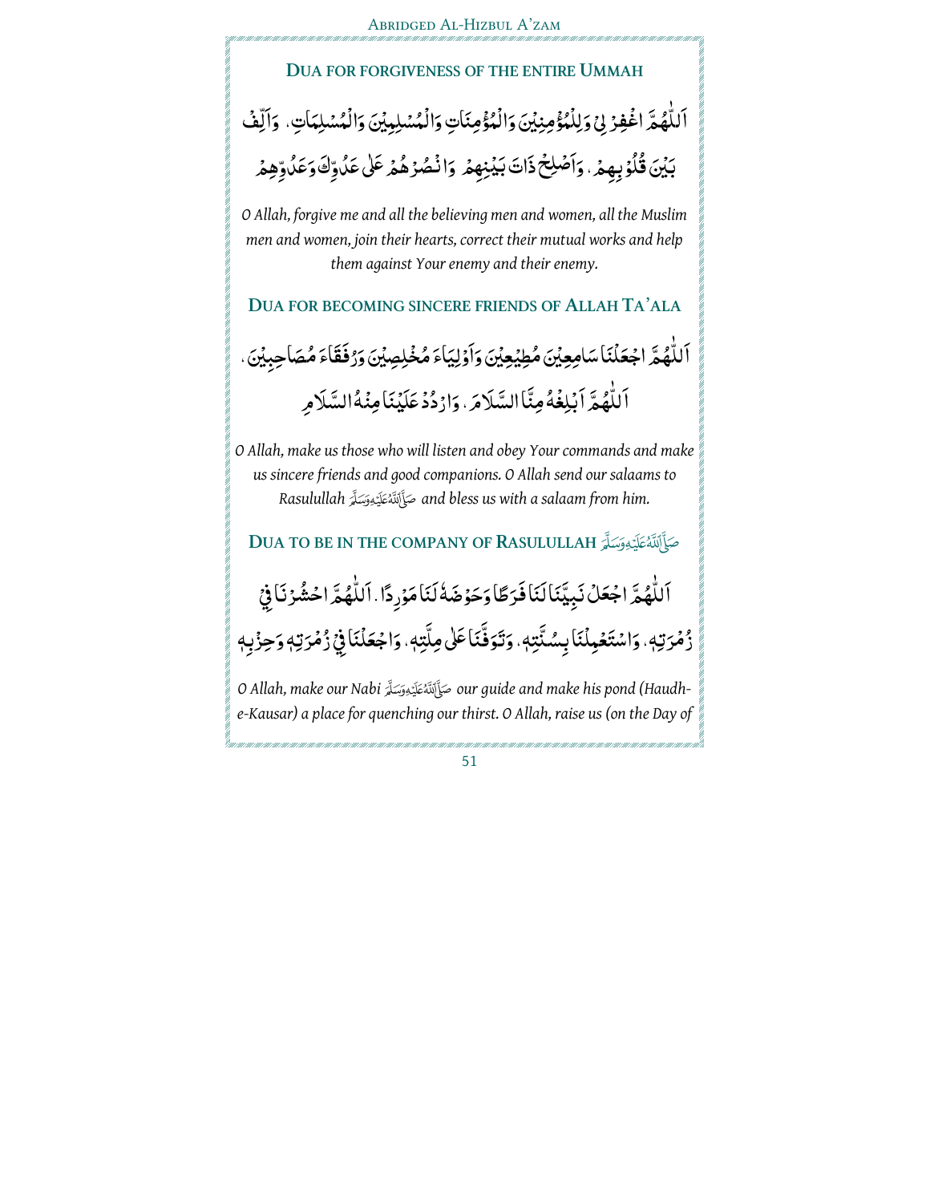## DUA FOR FORGIVENESS OF THE ENTIRE UMMAH

اَللّٰهُمَّ اغْفِرْ لِيْ وَلِلْمُؤْمِنِيْنَ وَالْمُؤْمِنَاتِ وَالْمُسْلِمِيْنَ وَالْمُسْلِمَاتِ، وَاَلِّفْ بَيْنَ قُلُوْبِهِمْ، وَاَصْلِحْ ذَاتَ بَيْنِهِمْ وَانْصُرْهُمْ عَلٰى عَدُوِّكَ وَعَدُوِّهِمْ

*O Allah, forgive me and all the believing men and women, all the Muslim men and women, join their hearts, correct their mutual works and help them against Your enemy and their enemy.*

## DUA FOR BECOMING SINCERE FRIENDS OF ALLAH TA'ALA

اَللّٰهُمَّ اجْعَلْنَا سَامِعِيْنَ مُطِيْعِيْنَ وَاَوْلِيَاءَ مُخْلِصِيْنَ وَرُفَقَاءَ مُصَاحِبِيْنَ، اَللّٰهُمَّ اَبْلِغْهُ مِنَّا السَّلَامَ، وَارْدُدْ عَلَيْنَا مِنْهُ السَّلَامَ

*O Allah, make us those who will listen and obey Your commands and make us sincere friends and good companions. O Allah send our salaams to Rasulullah* ﷺ *and bless us with a salaam from him.*

## DUA TO BE IN THE COMPANY OF RASULULLAH ﷺ

اَللّٰهُمَّ اجْعَلْ نَبِيَّنَا لَنَا فَرَطًا وَحَوْضَهٗ لَنَا مَوْرِدًا. اَللّٰهُمَّ احْشُرْنَا فِيْ زُمْرَتِهٖ، وَاسْتَعْمِلْنَا بِسُنَّتِهٖ، وَتَوَفَّنَا عَلٰى مِلَّتِهٖ، وَاجْعَلْنَا فِيْ زُمْرَتِهٖ وَحِزْبِهٖ

*O Allah, make our Nabi* ﷺ *our guide and make his pond (Haudh-e-Kausar) a place for quenching our thirst. O Allah, raise us (on the Day of*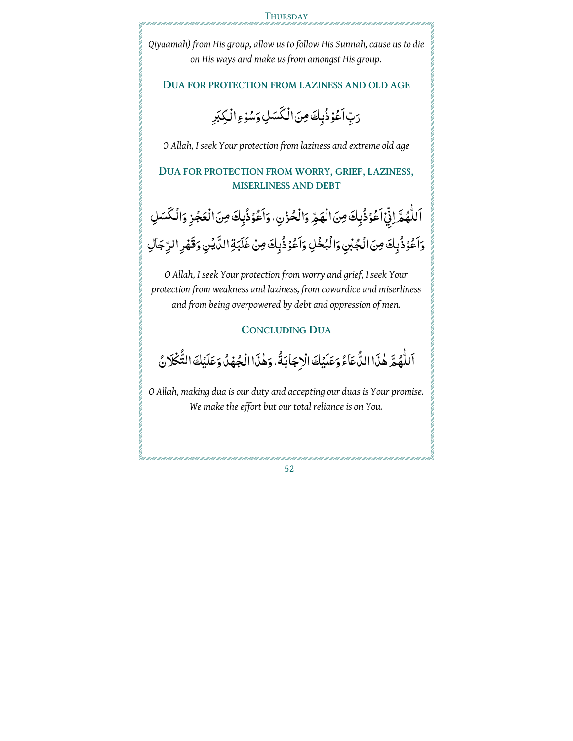*Qiyaamah) from His group, allow us to follow His Sunnah, cause us to die on His ways and make us from amongst His group.*

## Dua for protection from laziness and old age

رَبِّ اَعُوْذُبِكَ مِنَ الْكَسَلِ وَسُوْءِ الْكِبَرِ

*O Allah, I seek Your protection from laziness and extreme old age*

## Dua for protection from worry, grief, laziness, miserliness and debt

اَللّٰهُمَّ اِنِّيْ اَعُوْذُبِكَ مِنَ الْهَمِّ وَالْحُزْنِ، وَاَعُوْذُبِكَ مِنَ الْعَجْزِ وَالْكَسَلِ وَاَعُوْذُبِكَ مِنَ الْجُبْنِ وَالْبُخْلِ وَاَعُوْذُبِكَ مِنْ غَلَبَةِ الدَّيْنِ وَقَهْرِ الرِّجَالِ

*O Allah, I seek Your protection from worry and grief, I seek Your protection from weakness and laziness, from cowardice and miserliness and from being overpowered by debt and oppression of men.*

## Concluding Dua

اَللّٰهُمَّ هٰذَا الدُّعَاءُ وَعَلَيْكَ الْاِجَابَةُ، وَهٰذَا الْجُهْدُ وَعَلَيْكَ التُّكْلَانُ

*O Allah, making dua is our duty and accepting our duas is Your promise. We make the effort but our total reliance is on You.*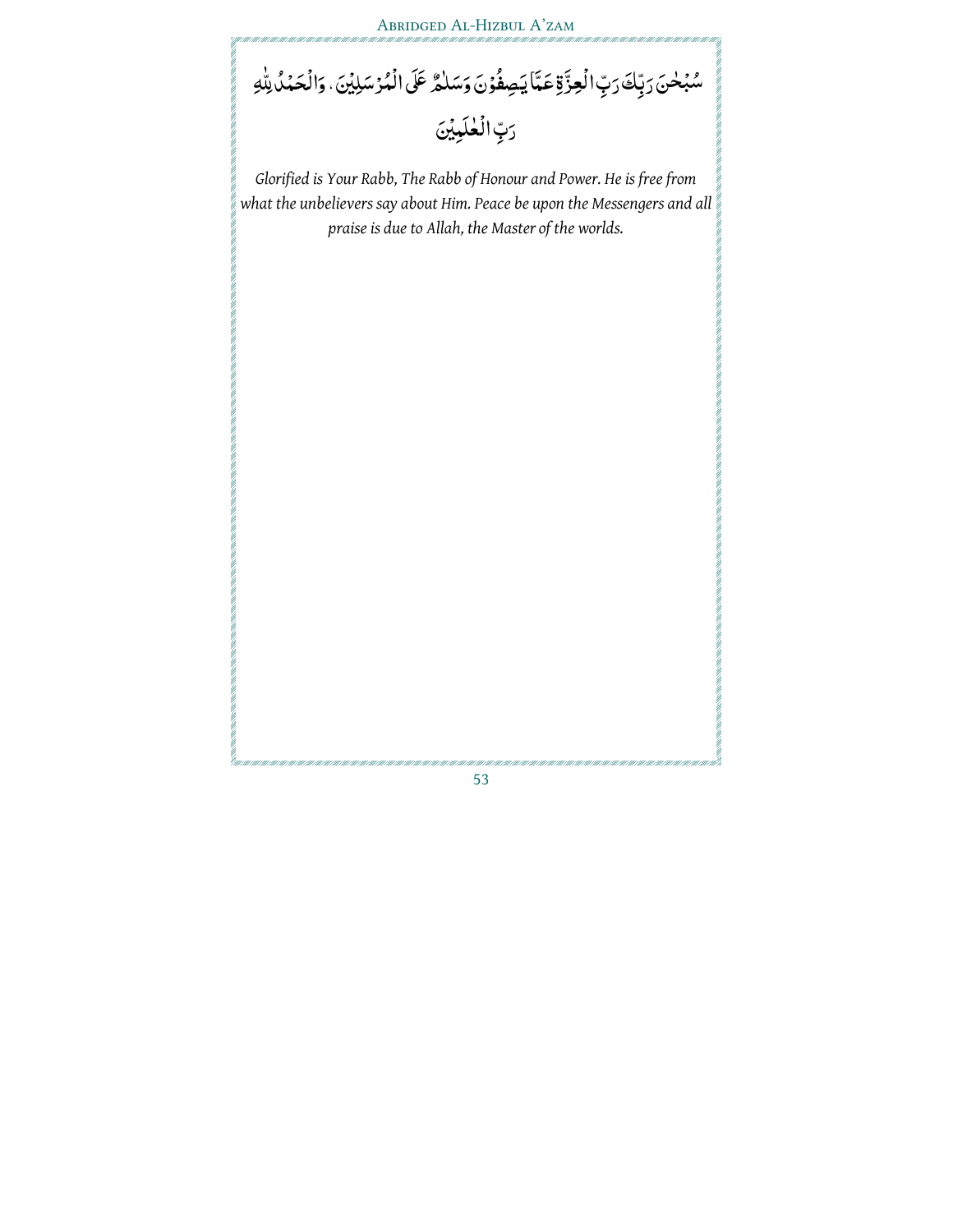سُبْحٰنَ رَبِّكَ رَبِّ الْعِزَّةِ عَمَّا يَصِفُوْنَ وَسَلٰمٌ عَلَى الْمُرْسَلِيْنَ ۚ وَالْحَمْدُ لِلّٰهِ رَبِّ الْعٰلَمِيْنَ

*Glorified is Your Rabb, The Rabb of Honour and Power. He is free from what the unbelievers say about Him. Peace be upon the Messengers and all praise is due to Allah, the Master of the worlds.*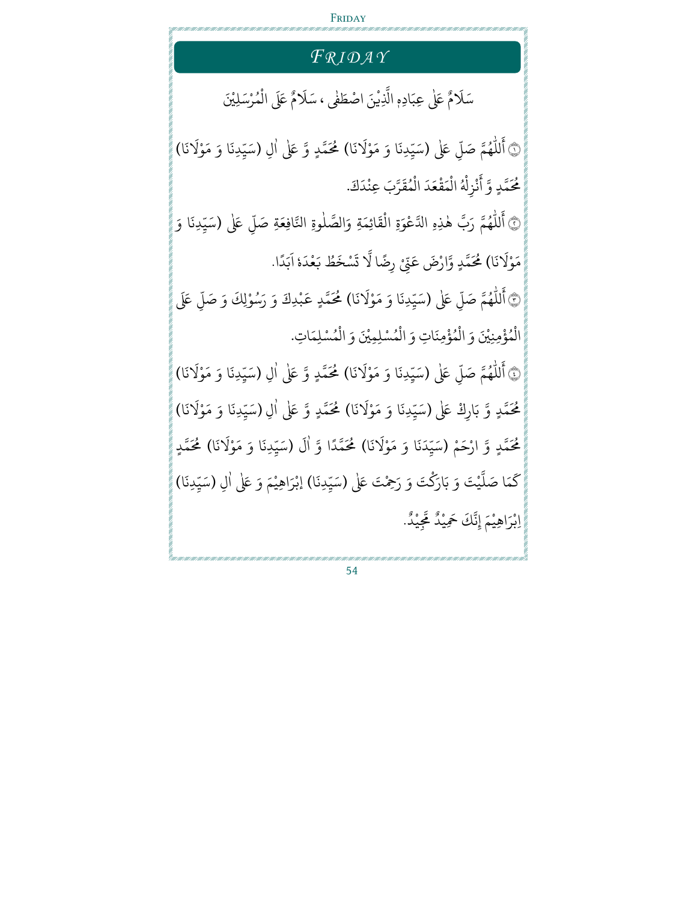# FRIDAY

سَلَامٌ عَلٰى عِبَادِهِ الَّذِيْنَ اصْطَفٰى ، سَلَامٌ عَلَى الْمُرْسَلِيْنَ

﴿١﴾ أَللّٰهُمَّ صَلِّ عَلٰى (سَيِّدِنَا وَ مَوْلَانَا) مُحَمَّدٍ وَّ عَلٰى اٰلِ (سَيِّدِنَا وَ مَوْلَانَا) مُحَمَّدٍ وَّ أَنْزِلْهُ الْمَقْعَدَ الْمُقَرَّبَ عِنْدَكَ.

﴿٢﴾ أَللّٰهُمَّ رَبَّ هٰذِهِ الدَّعْوَةِ الْقَائِمَةِ وَالصَّلٰوةِ النَّافِعَةِ صَلِّ عَلٰى (سَيِّدِنَا وَ مَوْلَانَا) مُحَمَّدٍ وَّارْضَ عَنِّيْ رِضًا لَّا تَسْخَطُ بَعْدَهٗ أَبَدًا.

﴿٣﴾ أَللّٰهُمَّ صَلِّ عَلٰى (سَيِّدِنَا وَ مَوْلَانَا) مُحَمَّدٍ عَبْدِكَ وَ رَسُوْلِكَ وَ صَلِّ عَلَى الْمُؤْمِنِيْنَ وَ الْمُؤْمِنَاتِ وَ الْمُسْلِمِيْنَ وَ الْمُسْلِمَاتِ.

﴿٤﴾ أَللّٰهُمَّ صَلِّ عَلٰى (سَيِّدِنَا وَ مَوْلَانَا) مُحَمَّدٍ وَّ عَلٰى اٰلِ (سَيِّدِنَا وَ مَوْلَانَا) مُحَمَّدٍ وَّ بَارِكْ عَلٰى (سَيِّدِنَا وَ مَوْلَانَا) مُحَمَّدٍ وَّ عَلٰى اٰلِ (سَيِّدِنَا وَ مَوْلَانَا) مُحَمَّدٍ وَّ ارْحَمْ (سَيِّدَنَا وَ مَوْلَانَا) مُحَمَّدًا وَّ اٰلَ (سَيِّدِنَا وَ مَوْلَانَا) مُحَمَّدٍ كَمَا صَلَّيْتَ وَ بَارَكْتَ وَ رَحِمْتَ عَلٰى (سَيِّدِنَا) إِبْرَاهِيْمَ وَ عَلٰى اٰلِ (سَيِّدِنَا) اِبْرَاهِيْمَ إِنَّكَ حَمِيْدٌ مَّجِيْدٌ.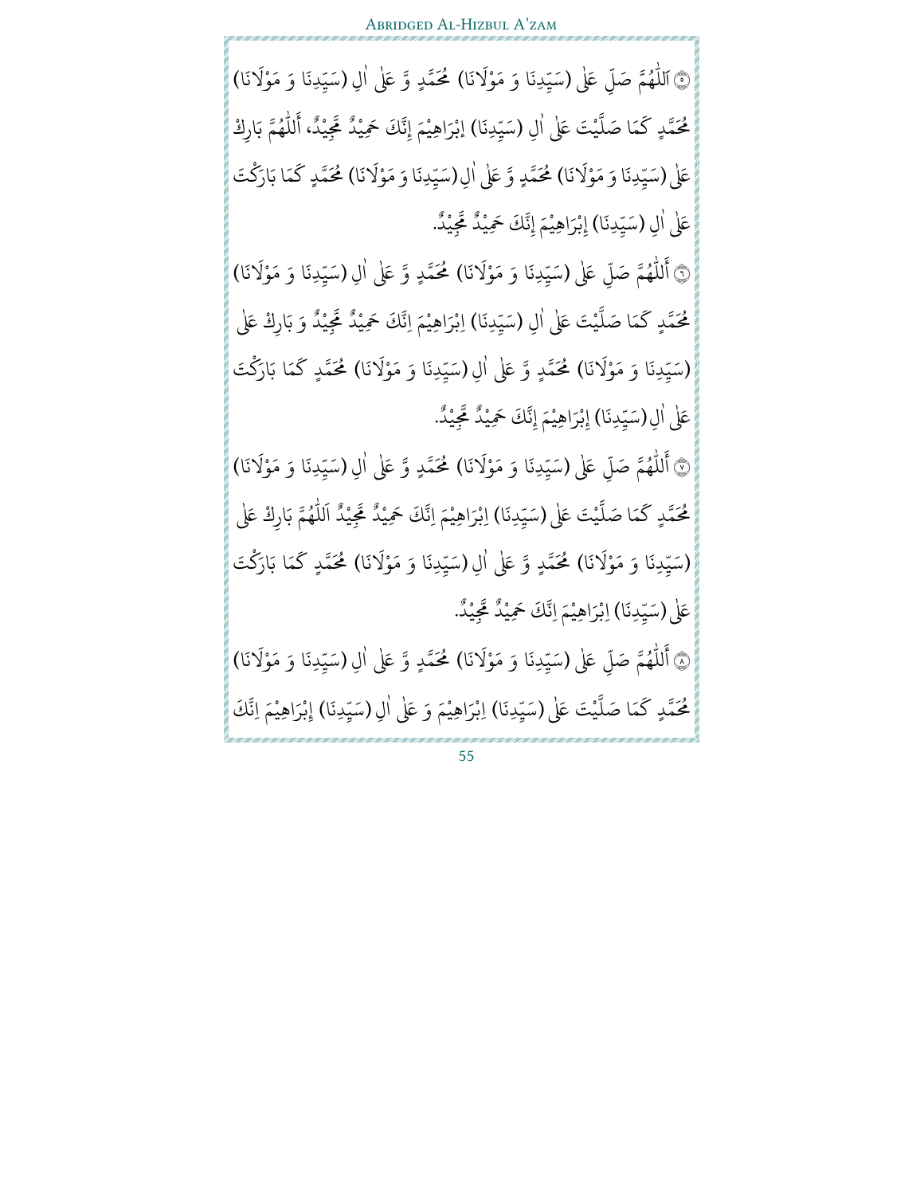﴿٥﴾ اَللّٰهُمَّ صَلِّ عَلٰى (سَيِّدِنَا وَ مَوْلَانَا) مُحَمَّدٍ وَّ عَلٰى اٰلِ (سَيِّدِنَا وَ مَوْلَانَا) مُحَمَّدٍ كَمَا صَلَّيْتَ عَلٰى اٰلِ (سَيِّدِنَا) إِبْرَاهِيْمَ إِنَّكَ حَمِيْدٌ مَّجِيْدٌ، أَللّٰهُمَّ بَارِكْ عَلٰى (سَيِّدِنَا وَ مَوْلَانَا) مُحَمَّدٍ وَّ عَلٰى اٰلِ (سَيِّدِنَا وَ مَوْلَانَا) مُحَمَّدٍ كَمَا بَارَكْتَ عَلٰى اٰلِ (سَيِّدِنَا) إِبْرَاهِيْمَ إِنَّكَ حَمِيْدٌ مَّجِيْدٌ.

﴿٦﴾ أَللّٰهُمَّ صَلِّ عَلٰى (سَيِّدِنَا وَ مَوْلَانَا) مُحَمَّدٍ وَّ عَلٰى اٰلِ (سَيِّدِنَا وَ مَوْلَانَا) مُحَمَّدٍ كَمَا صَلَّيْتَ عَلٰى اٰلِ (سَيِّدِنَا) اِبْرَاهِيْمَ اِنَّكَ حَمِيْدٌ مَّجِيْدٌ وَ بَارِكْ عَلٰى (سَيِّدِنَا وَ مَوْلَانَا) مُحَمَّدٍ وَّ عَلٰى اٰلِ (سَيِّدِنَا وَ مَوْلَانَا) مُحَمَّدٍ كَمَا بَارَكْتَ عَلٰى اٰلِ (سَيِّدِنَا) إِبْرَاهِيْمَ إِنَّكَ حَمِيْدٌ مَّجِيْدٌ.

﴿٧﴾ أَللّٰهُمَّ صَلِّ عَلٰى (سَيِّدِنَا وَ مَوْلَانَا) مُحَمَّدٍ وَّ عَلٰى اٰلِ (سَيِّدِنَا وَ مَوْلَانَا) مُحَمَّدٍ كَمَا صَلَّيْتَ عَلٰى (سَيِّدِنَا) اِبْرَاهِيْمَ اِنَّكَ حَمِيْدٌ مَّجِيْدٌ اَللّٰهُمَّ بَارِكْ عَلٰى (سَيِّدِنَا وَ مَوْلَانَا) مُحَمَّدٍ وَّ عَلٰى اٰلِ (سَيِّدِنَا وَ مَوْلَانَا) مُحَمَّدٍ كَمَا بَارَكْتَ عَلٰى (سَيِّدِنَا) اِبْرَاهِيْمَ اِنَّكَ حَمِيْدٌ مَّجِيْدٌ.

﴿٨﴾ أَللّٰهُمَّ صَلِّ عَلٰى (سَيِّدِنَا وَ مَوْلَانَا) مُحَمَّدٍ وَّ عَلٰى اٰلِ (سَيِّدِنَا وَ مَوْلَانَا) مُحَمَّدٍ كَمَا صَلَّيْتَ عَلٰى (سَيِّدِنَا) اِبْرَاهِيْمَ وَ عَلٰى اٰلِ (سَيِّدِنَا) إِبْرَاهِيْمَ اِنَّكَ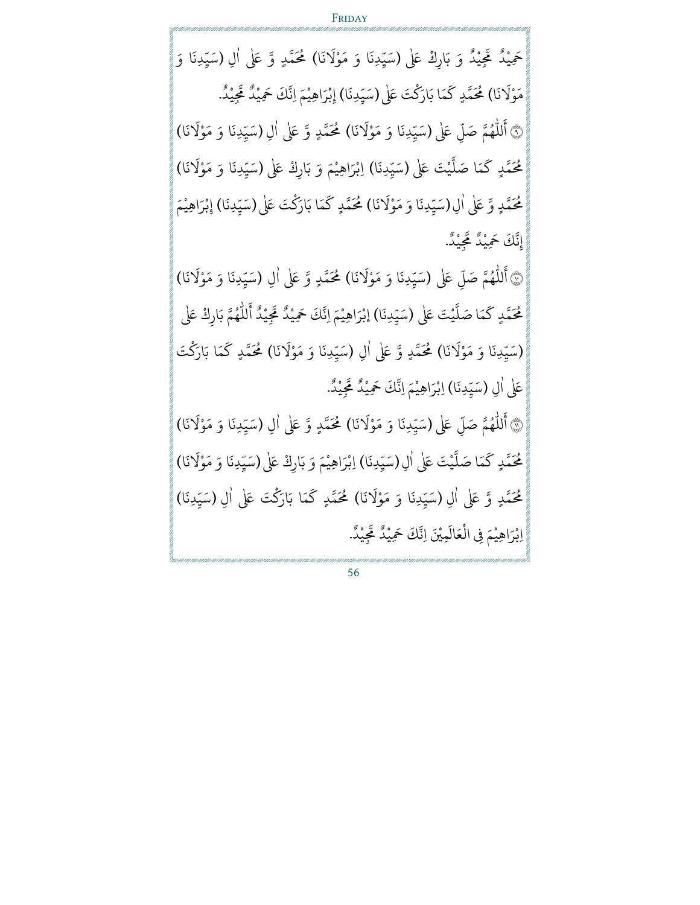حَمِيْدٌ مَّجِيْدٌ وَ بَارِكْ عَلٰى (سَيِّدِنَا وَ مَوْلَانَا) مُحَمَّدٍ وَّ عَلٰى اٰلِ (سَيِّدِنَا وَ مَوْلَانَا) مُحَمَّدٍ كَمَا بَارَكْتَ عَلٰى (سَيِّدِنَا) إِبْرَاهِيْمَ اِنَّكَ حَمِيْدٌ مَّجِيْدٌ.

﴿٩﴾ أَللّٰهُمَّ صَلِّ عَلٰى (سَيِّدِنَا وَ مَوْلَانَا) مُحَمَّدٍ وَّ عَلٰى اٰلِ (سَيِّدِنَا وَ مَوْلَانَا) مُحَمَّدٍ كَمَا صَلَّيْتَ عَلٰى (سَيِّدِنَا) اِبْرَاهِيْمَ وَ بَارِكْ عَلٰى (سَيِّدِنَا وَ مَوْلَانَا) مُحَمَّدٍ وَّ عَلٰى اٰلِ (سَيِّدِنَا وَ مَوْلَانَا) مُحَمَّدٍ كَمَا بَارَكْتَ عَلٰى (سَيِّدِنَا) إِبْرَاهِيْمَ إِنَّكَ حَمِيْدٌ مَّجِيْدٌ.

﴿١٠﴾ أَللّٰهُمَّ صَلِّ عَلٰى (سَيِّدِنَا وَ مَوْلَانَا) مُحَمَّدٍ وَّ عَلٰى اٰلِ (سَيِّدِنَا وَ مَوْلَانَا) مُحَمَّدٍ كَمَا صَلَّيْتَ عَلٰى (سَيِّدِنَا) إِبْرَاهِيْمَ اِنَّكَ حَمِيْدٌ مَّجِيْدٌ أَللّٰهُمَّ بَارِكْ عَلٰى (سَيِّدِنَا وَ مَوْلَانَا) مُحَمَّدٍ وَّ عَلٰى اٰلِ (سَيِّدِنَا وَ مَوْلَانَا) مُحَمَّدٍ كَمَا بَارَكْتَ عَلٰى اٰلِ (سَيِّدِنَا) اِبْرَاهِيْمَ اِنَّكَ حَمِيْدٌ مَّجِيْدٌ.

﴿١١﴾ أَللّٰهُمَّ صَلِّ عَلٰى (سَيِّدِنَا وَ مَوْلَانَا) مُحَمَّدٍ وَّ عَلٰى اٰلِ (سَيِّدِنَا وَ مَوْلَانَا) مُحَمَّدٍ كَمَا صَلَّيْتَ عَلٰى اٰلِ (سَيِّدِنَا) اِبْرَاهِيْمَ وَ بَارِكْ عَلٰى (سَيِّدِنَا وَ مَوْلَانَا) مُحَمَّدٍ وَّ عَلٰى اٰلِ (سَيِّدِنَا وَ مَوْلَانَا) مُحَمَّدٍ كَمَا بَارَكْتَ عَلٰى اٰلِ (سَيِّدِنَا) اِبْرَاهِيْمَ فِى الْعَالَمِيْنَ اِنَّكَ حَمِيْدٌ مَّجِيْدٌ.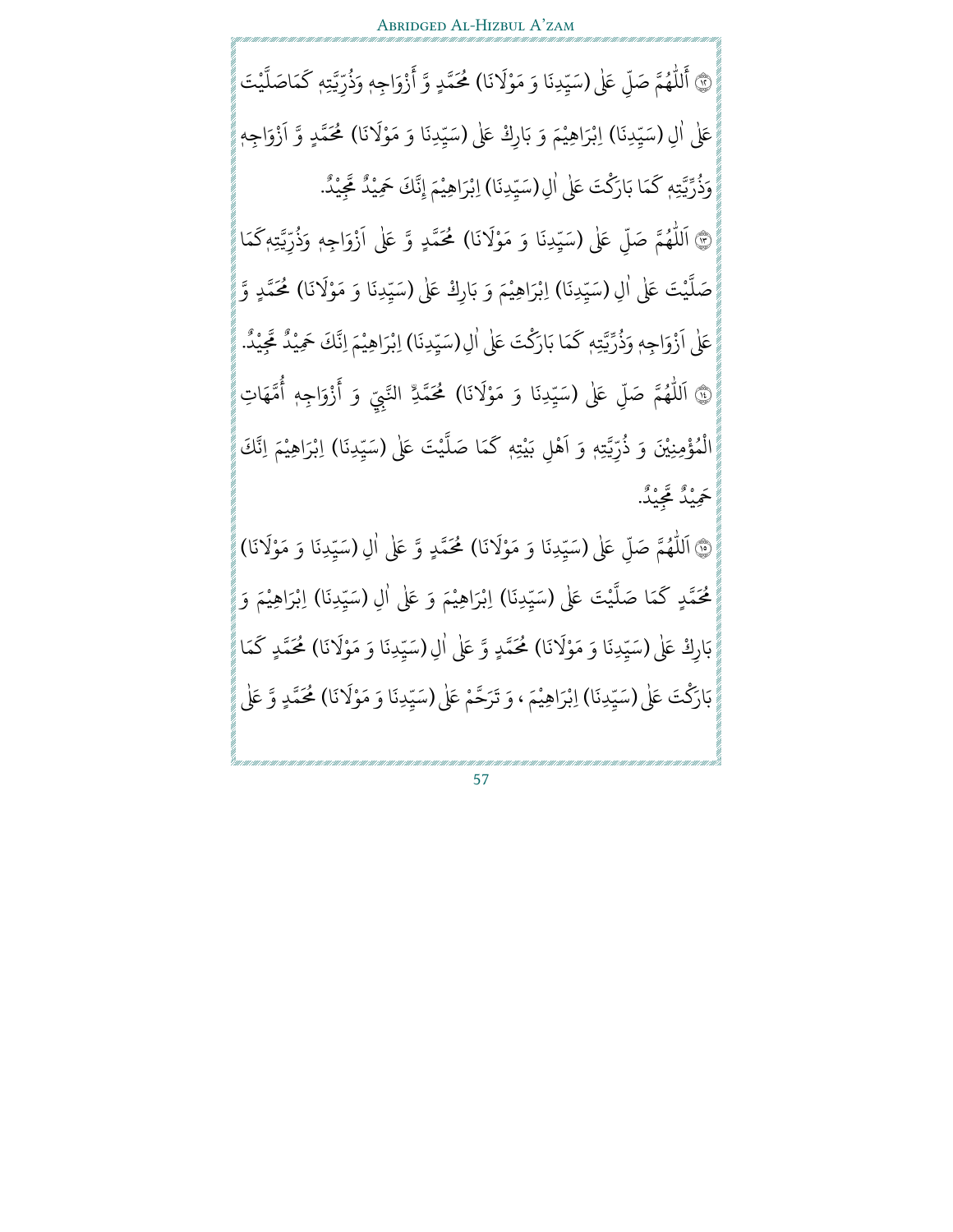﴿١٢﴾ أَللّٰهُمَّ صَلِّ عَلٰى (سَيِّدِنَا وَ مَوْلَانَا) مُحَمَّدٍ وَّ أَزْوَاجِهٖ وَذُرِّيَّتِهٖ كَمَاصَلَّيْتَ عَلٰى اٰلِ (سَيِّدِنَا) اِبْرَاهِيْمَ وَ بَارِكْ عَلٰى (سَيِّدِنَا وَ مَوْلَانَا) مُحَمَّدٍ وَّ اَزْوَاجِهٖ وَذُرِّيَّتِهٖ كَمَا بَارَكْتَ عَلٰى اٰلِ (سَيِّدِنَا) اِبْرَاهِيْمَ إِنَّكَ حَمِيْدٌ مَّجِيْدٌ.

﴿١٣﴾ اَللّٰهُمَّ صَلِّ عَلٰى (سَيِّدِنَا وَ مَوْلَانَا) مُحَمَّدٍ وَّ عَلٰى اَزْوَاجِهٖ وَذُرِّيَّتِهٖ كَمَا صَلَّيْتَ عَلٰى اٰلِ (سَيِّدِنَا) اِبْرَاهِيْمَ وَ بَارِكْ عَلٰى (سَيِّدِنَا وَ مَوْلَانَا) مُحَمَّدٍ وَّ عَلٰى اَزْوَاجِهٖ وَذُرِّيَّتِهٖ كَمَا بَارَكْتَ عَلٰى اٰلِ (سَيِّدِنَا) اِبْرَاهِيْمَ اِنَّكَ حَمِيْدٌ مَّجِيْدٌ.

﴿١٤﴾ اَللّٰهُمَّ صَلِّ عَلٰى (سَيِّدِنَا وَ مَوْلَانَا) مُحَمَّدٍ النَّبِيِّ وَ أَزْوَاجِهٖ أُمَّهَاتِ الْمُؤْمِنِيْنَ وَ ذُرِّيَّتِهٖ وَ اَهْلِ بَيْتِهٖ كَمَا صَلَّيْتَ عَلٰى (سَيِّدِنَا) اِبْرَاهِيْمَ اِنَّكَ حَمِيْدٌ مَّجِيْدٌ.

﴿١٥﴾ اَللّٰهُمَّ صَلِّ عَلٰى (سَيِّدِنَا وَ مَوْلَانَا) مُحَمَّدٍ وَّ عَلٰى اٰلِ (سَيِّدِنَا وَ مَوْلَانَا) مُحَمَّدٍ كَمَا صَلَّيْتَ عَلٰى (سَيِّدِنَا) اِبْرَاهِيْمَ وَ عَلٰى اٰلِ (سَيِّدِنَا) اِبْرَاهِيْمَ وَ بَارِكْ عَلٰى (سَيِّدِنَا وَ مَوْلَانَا) مُحَمَّدٍ وَّ عَلٰى اٰلِ (سَيِّدِنَا وَ مَوْلَانَا) مُحَمَّدٍ كَمَا بَارَكْتَ عَلٰى (سَيِّدِنَا) اِبْرَاهِيْمَ ، وَ تَرَحَّمْ عَلٰى (سَيِّدِنَا وَ مَوْلَانَا) مُحَمَّدٍ وَّ عَلٰى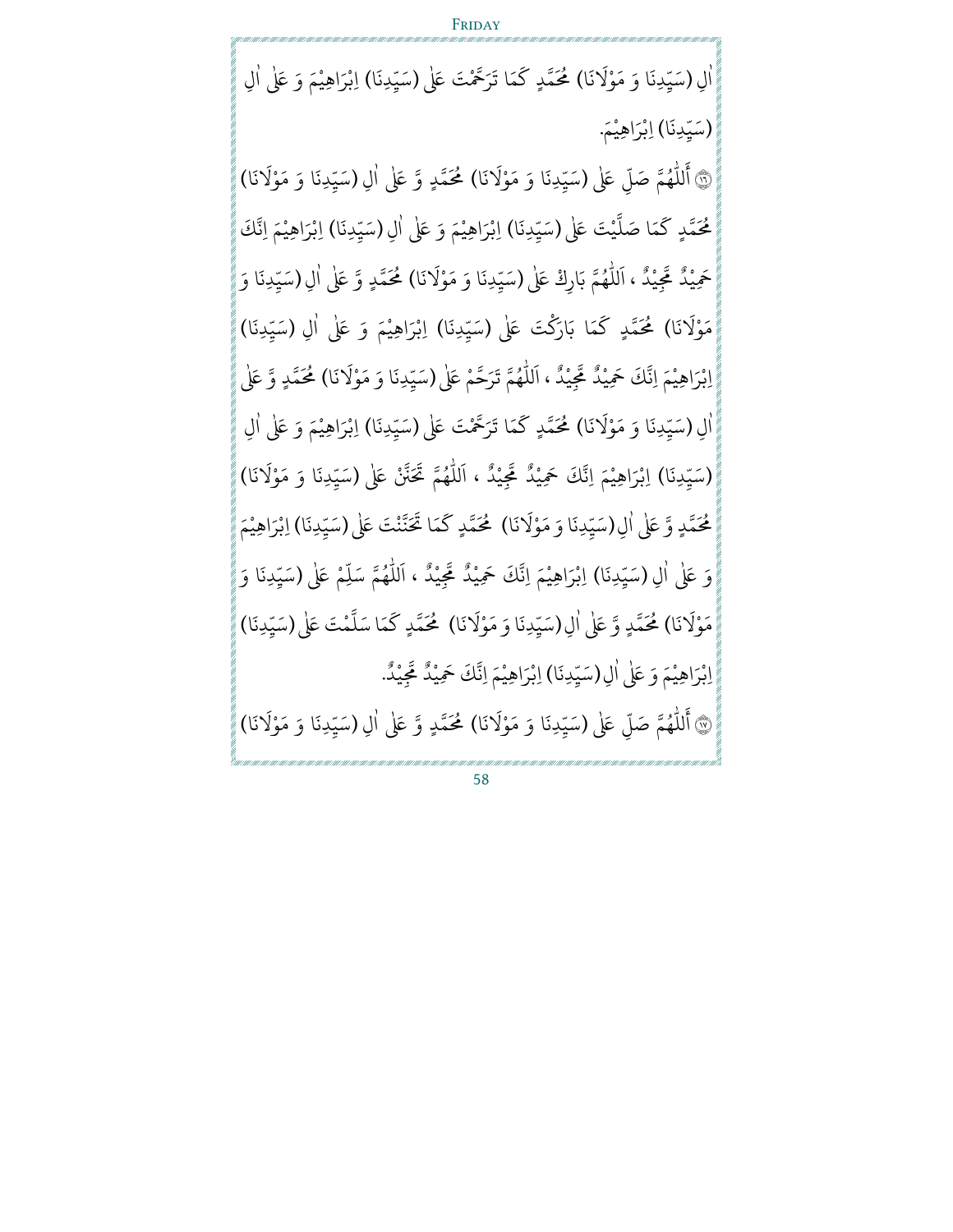اٰلِ (سَیِّدِنَا وَ مَوْلَانَا) مُحَمَّدٍ كَمَا تَرَحَّمْتَ عَلٰی (سَیِّدِنَا) اِبْرَاهِیْمَ وَ عَلٰی اٰلِ (سَیِّدِنَا) اِبْرَاهِیْمَ.

﴿١٦﴾ أَللّٰهُمَّ صَلِّ عَلٰی (سَیِّدِنَا وَ مَوْلَانَا) مُحَمَّدٍ وَّ عَلٰی اٰلِ (سَیِّدِنَا وَ مَوْلَانَا) مُحَمَّدٍ كَمَا صَلَّیْتَ عَلٰی (سَیِّدِنَا) اِبْرَاهِیْمَ وَ عَلٰی اٰلِ (سَیِّدِنَا) اِبْرَاهِیْمَ اِنَّكَ حَمِیْدٌ مَّجِیْدٌ ، اَللّٰهُمَّ بَارِكْ عَلٰی (سَیِّدِنَا وَ مَوْلَانَا) مُحَمَّدٍ وَّ عَلٰی اٰلِ (سَیِّدِنَا وَ مَوْلَانَا) مُحَمَّدٍ كَمَا بَارَكْتَ عَلٰی (سَیِّدِنَا) اِبْرَاهِیْمَ وَ عَلٰی اٰلِ (سَیِّدِنَا) اِبْرَاهِیْمَ اِنَّكَ حَمِیْدٌ مَّجِیْدٌ ، اَللّٰهُمَّ تَرَحَّمْ عَلٰی (سَیِّدِنَا وَ مَوْلَانَا) مُحَمَّدٍ وَّ عَلٰی اٰلِ (سَیِّدِنَا وَ مَوْلَانَا) مُحَمَّدٍ كَمَا تَرَحَّمْتَ عَلٰی (سَیِّدِنَا) اِبْرَاهِیْمَ وَ عَلٰی اٰلِ (سَیِّدِنَا) اِبْرَاهِیْمَ اِنَّكَ حَمِیْدٌ مَّجِیْدٌ ، اَللّٰهُمَّ تَحَنَّنْ عَلٰی (سَیِّدِنَا وَ مَوْلَانَا) مُحَمَّدٍ وَّ عَلٰی اٰلِ (سَیِّدِنَا وَ مَوْلَانَا) مُحَمَّدٍ كَمَا تَحَنَّنْتَ عَلٰی (سَیِّدِنَا) اِبْرَاهِیْمَ وَ عَلٰی اٰلِ (سَیِّدِنَا) اِبْرَاهِیْمَ اِنَّكَ حَمِیْدٌ مَّجِیْدٌ ، اَللّٰهُمَّ سَلِّمْ عَلٰی (سَیِّدِنَا وَ مَوْلَانَا) مُحَمَّدٍ وَّ عَلٰی اٰلِ (سَیِّدِنَا وَ مَوْلَانَا) مُحَمَّدٍ كَمَا سَلَّمْتَ عَلٰی (سَیِّدِنَا) اِبْرَاهِیْمَ وَ عَلٰی اٰلِ (سَیِّدِنَا) اِبْرَاهِیْمَ اِنَّكَ حَمِیْدٌ مَّجِیْدٌ.

﴿١٧﴾ أَللّٰهُمَّ صَلِّ عَلٰی (سَیِّدِنَا وَ مَوْلَانَا) مُحَمَّدٍ وَّ عَلٰی اٰلِ (سَیِّدِنَا وَ مَوْلَانَا)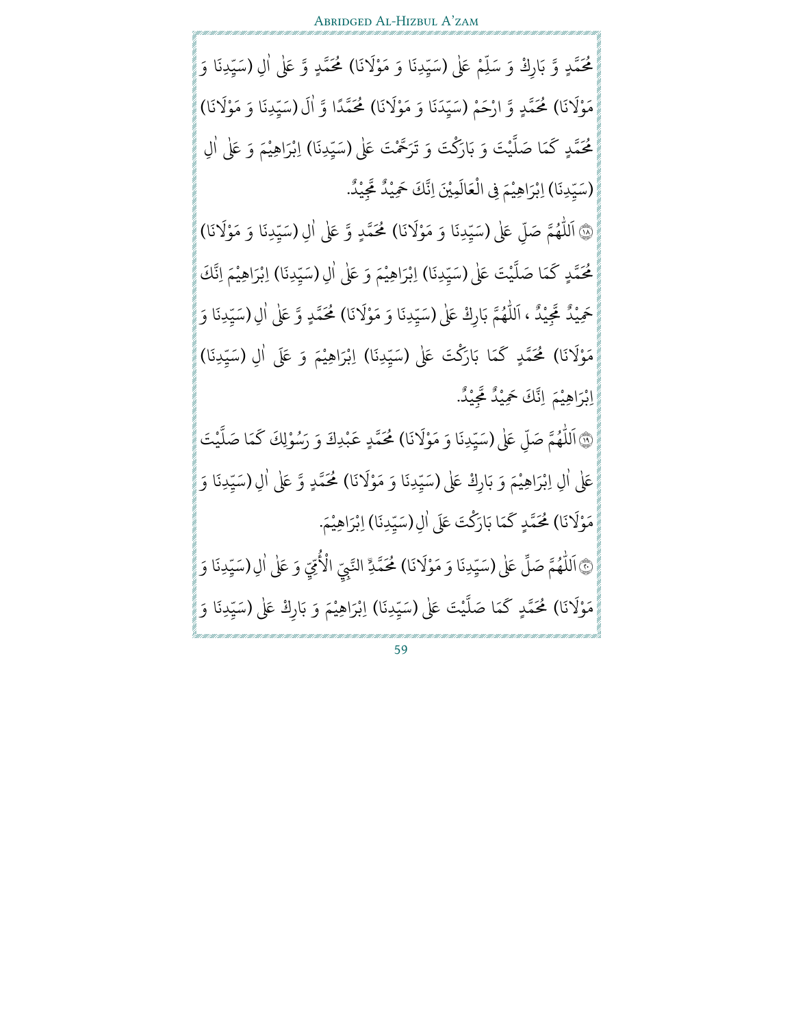مُحَمَّدٍ وَّ بَارِكْ وَ سَلِّمْ عَلٰى (سَيِّدِنَا وَ مَوْلَانَا) مُحَمَّدٍ وَّ عَلٰى اٰلِ (سَيِّدِنَا وَ مَوْلَانَا) مُحَمَّدٍ وَّ ارْحَمْ (سَيِّدَنَا وَ مَوْلَانَا) مُحَمَّدًا وَّ اٰلَ (سَيِّدِنَا وَ مَوْلَانَا) مُحَمَّدٍ كَمَا صَلَّيْتَ وَ بَارَكْتَ وَ تَرَحَّمْتَ عَلٰى (سَيِّدِنَا) اِبْرَاهِيْمَ وَ عَلٰى اٰلِ (سَيِّدِنَا) اِبْرَاهِيْمَ فِى الْعَالَمِيْنَ اِنَّكَ حَمِيْدٌ مَّجِيْدٌ.

۞۱۸ اَللّٰهُمَّ صَلِّ عَلٰى (سَيِّدِنَا وَ مَوْلَانَا) مُحَمَّدٍ وَّ عَلٰى اٰلِ (سَيِّدِنَا وَ مَوْلَانَا) مُحَمَّدٍ كَمَا صَلَّيْتَ عَلٰى (سَيِّدِنَا) اِبْرَاهِيْمَ وَ عَلٰى اٰلِ (سَيِّدِنَا) اِبْرَاهِيْمَ اِنَّكَ حَمِيْدٌ مَّجِيْدٌ ، اَللّٰهُمَّ بَارِكْ عَلٰى (سَيِّدِنَا وَ مَوْلَانَا) مُحَمَّدٍ وَّ عَلٰى اٰلِ (سَيِّدِنَا وَ مَوْلَانَا) مُحَمَّدٍ كَمَا بَارَكْتَ عَلٰى (سَيِّدِنَا) اِبْرَاهِيْمَ وَ عَلَى اٰلِ (سَيِّدِنَا) اِبْرَاهِيْمَ اِنَّكَ حَمِيْدٌ مَّجِيْدٌ.

۞۱۹ اَللّٰهُمَّ صَلِّ عَلٰى (سَيِّدِنَا وَ مَوْلَانَا) مُحَمَّدٍ عَبْدِكَ وَ رَسُوْلِكَ كَمَا صَلَّيْتَ عَلٰى اٰلِ اِبْرَاهِيْمَ وَ بَارِكْ عَلٰى (سَيِّدِنَا وَ مَوْلَانَا) مُحَمَّدٍ وَّ عَلٰى اٰلِ (سَيِّدِنَا وَ مَوْلَانَا) مُحَمَّدٍ كَمَا بَارَكْتَ عَلَى اٰلِ (سَيِّدِنَا) اِبْرَاهِيْمَ.

۞۲۰ اَللّٰهُمَّ صَلِّ عَلٰى (سَيِّدِنَا وَ مَوْلَانَا) مُحَمَّدٍ النَّبِيِّ الْاُمِّيِّ وَ عَلٰى اٰلِ (سَيِّدِنَا وَ مَوْلَانَا) مُحَمَّدٍ كَمَا صَلَّيْتَ عَلٰى (سَيِّدِنَا) اِبْرَاهِيْمَ وَ بَارِكْ عَلٰى (سَيِّدِنَا وَ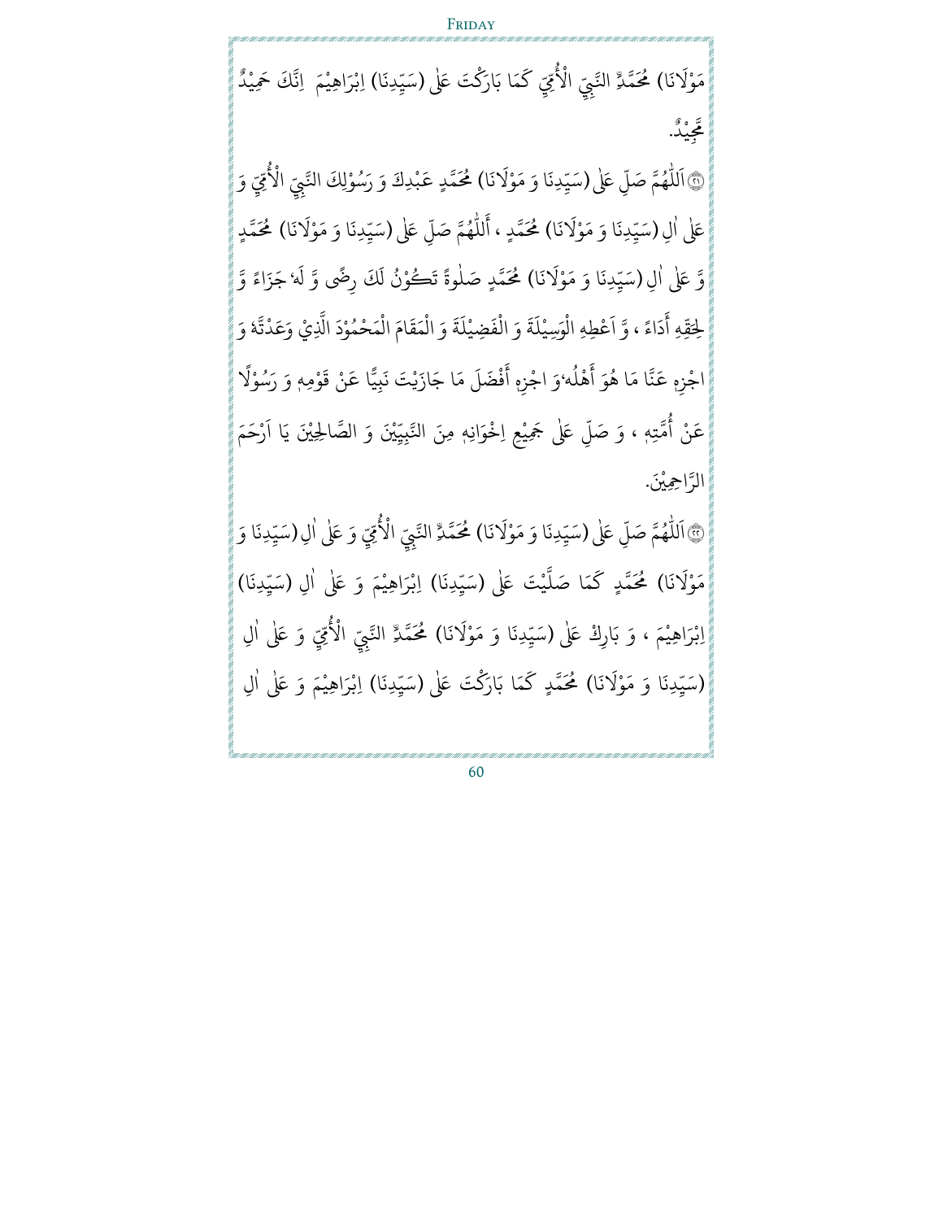مَوْلَانَا) مُحَمَّدٍ النَّبِيِّ الْأُمِّيِّ كَمَا بَارَكْتَ عَلٰى (سَيِّدِنَا) اِبْرَاهِيْمَ اِنَّكَ حَمِيْدٌ مَّجِيْدٌ.

۞٢١ اَللّٰهُمَّ صَلِّ عَلٰى (سَيِّدِنَا وَ مَوْلَانَا) مُحَمَّدٍ عَبْدِكَ وَ رَسُوْلِكَ النَّبِيِّ الْأُمِّيِّ وَ عَلٰى اٰلِ (سَيِّدِنَا وَ مَوْلَانَا) مُحَمَّدٍ ، أَللّٰهُمَّ صَلِّ عَلٰى (سَيِّدِنَا وَ مَوْلَانَا) مُحَمَّدٍ وَّ عَلٰى اٰلِ (سَيِّدِنَا وَ مَوْلَانَا) مُحَمَّدٍ صَلٰوةً تَكُوْنُ لَكَ رِضًى وَّ لَهٗ جَزَاءً وَّ لِحَقِّهٖ أَدَاءً ، وَّ اَعْطِهِ الْوَسِيْلَةَ وَ الْفَضِيْلَةَ وَ الْمَقَامَ الْمَحْمُوْدَ الَّذِيْ وَعَدْتَّهٗ وَ اجْزِهٖ عَنَّا مَا هُوَ أَهْلُهٗ وَ اجْزِهٖ أَفْضَلَ مَا جَازَيْتَ نَبِيًّا عَنْ قَوْمِهٖ وَ رَسُوْلًا عَنْ أُمَّتِهٖ ، وَ صَلِّ عَلٰى جَمِيْعِ اِخْوَانِهٖ مِنَ النَّبِيِّيْنَ وَ الصَّالِحِيْنَ يَا اَرْحَمَ الرَّاحِمِيْنَ.

۞٢٢ اَللّٰهُمَّ صَلِّ عَلٰى (سَيِّدِنَا وَ مَوْلَانَا) مُحَمَّدٍ النَّبِيِّ الْأُمِّيِّ وَ عَلٰى اٰلِ (سَيِّدِنَا وَ مَوْلَانَا) مُحَمَّدٍ كَمَا صَلَّيْتَ عَلٰى (سَيِّدِنَا) اِبْرَاهِيْمَ وَ عَلٰى اٰلِ (سَيِّدِنَا) اِبْرَاهِيْمَ ، وَ بَارِكْ عَلٰى (سَيِّدِنَا وَ مَوْلَانَا) مُحَمَّدٍ النَّبِيِّ الْأُمِّيِّ وَ عَلٰى اٰلِ (سَيِّدِنَا وَ مَوْلَانَا) مُحَمَّدٍ كَمَا بَارَكْتَ عَلٰى (سَيِّدِنَا) اِبْرَاهِيْمَ وَ عَلٰى اٰلِ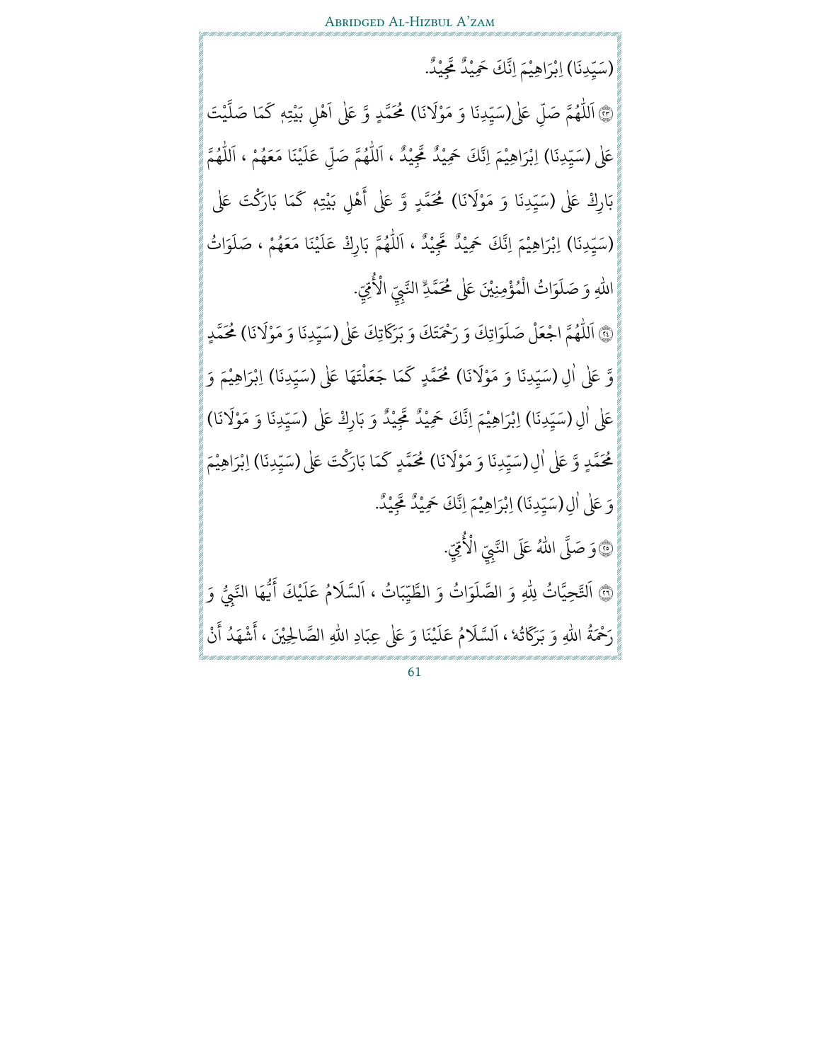(سَيِّدِنَا) اِبْرَاهِيْمَ اِنَّكَ حَمِيْدٌ مَّجِيْدٌ.

۝٢٣ اَللّٰهُمَّ صَلِّ عَلٰى(سَيِّدِنَا وَ مَوْلَانَا) مُحَمَّدٍ وَّ عَلٰى اَهْلِ بَيْتِهٖ كَمَا صَلَّيْتَ عَلٰى (سَيِّدِنَا) اِبْرَاهِيْمَ اِنَّكَ حَمِيْدٌ مَّجِيْدٌ ، اَللّٰهُمَّ صَلِّ عَلَيْنَا مَعَهُمْ ، اَللّٰهُمَّ بَارِكْ عَلٰى (سَيِّدِنَا وَ مَوْلَانَا) مُحَمَّدٍ وَّ عَلٰى أَهْلِ بَيْتِهٖ كَمَا بَارَكْتَ عَلٰى (سَيِّدِنَا) اِبْرَاهِيْمَ اِنَّكَ حَمِيْدٌ مَّجِيْدٌ ، اَللّٰهُمَّ بَارِكْ عَلَيْنَا مَعَهُمْ ، صَلَوَاتُ اللهِ وَ صَلَوَاتُ الْمُؤْمِنِيْنَ عَلٰى مُحَمَّدٍ النَّبِيِّ الْأُمِّيِّ.

۝٢٤ اَللّٰهُمَّ اجْعَلْ صَلَوَاتِكَ وَ رَحْمَتَكَ وَ بَرَكَاتِكَ عَلٰى (سَيِّدِنَا وَ مَوْلَانَا) مُحَمَّدٍ وَّ عَلٰى اٰلِ (سَيِّدِنَا وَ مَوْلَانَا) مُحَمَّدٍ كَمَا جَعَلْتَهَا عَلٰى (سَيِّدِنَا) اِبْرَاهِيْمَ وَ عَلٰى اٰلِ (سَيِّدِنَا) اِبْرَاهِيْمَ اِنَّكَ حَمِيْدٌ مَّجِيْدٌ وَ بَارِكْ عَلٰى (سَيِّدِنَا وَ مَوْلَانَا) مُحَمَّدٍ وَّ عَلٰى اٰلِ (سَيِّدِنَا وَ مَوْلَانَا) مُحَمَّدٍ كَمَا بَارَكْتَ عَلٰى (سَيِّدِنَا) اِبْرَاهِيْمَ وَ عَلٰى اٰلِ (سَيِّدِنَا) اِبْرَاهِيْمَ اِنَّكَ حَمِيْدٌ مَّجِيْدٌ.

۝٢٥ وَ صَلَّى اللهُ عَلَى النَّبِيِّ الْأُمِّيِّ.

۝٢٦ اَلتَّحِيَّاتُ لِلّٰهِ وَ الصَّلَوَاتُ وَ الطَّيِّبَاتُ ، اَلسَّلَامُ عَلَيْكَ أَيُّهَا النَّبِيُّ وَ رَحْمَةُ اللهِ وَ بَرَكَاتُهٗ ، اَلسَّلَامُ عَلَيْنَا وَ عَلٰى عِبَادِ اللهِ الصَّالِحِيْنَ ، أَشْهَدُ أَنْ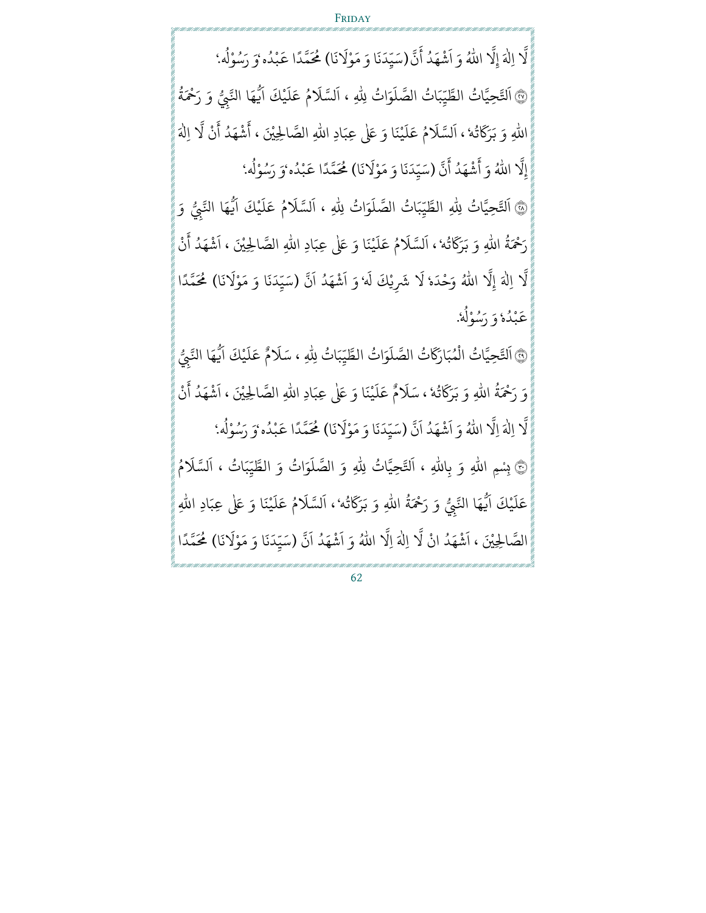لَّا اِلٰهَ إِلَّا اللّٰهُ وَ اَشْهَدُ أَنَّ (سَيِّدَنَا وَ مَوْلَانَا) مُحَمَّدًا عَبْدُهٗ وَ رَسُوْلُهٗ؛

۝٢٧ اَلتَّحِيَّاتُ الطَّيِّبَاتُ الصَّلَوَاتُ لِلّٰهِ ، اَلسَّلَامُ عَلَيْكَ اَيُّهَا النَّبِيُّ وَ رَحْمَةُ اللّٰهِ وَ بَرَكَاتُهٗ ، اَلسَّلَامُ عَلَيْنَا وَ عَلٰى عِبَادِ اللّٰهِ الصَّالِحِيْنَ ، أَشْهَدُ أَنْ لَّا اِلٰهَ إِلَّا اللّٰهُ وَ أَشْهَدُ أَنَّ (سَيِّدَنَا وَ مَوْلَانَا) مُحَمَّدًا عَبْدُهٗ وَ رَسُوْلُهٗ؛

۝٢٨ اَلتَّحِيَّاتُ لِلّٰهِ الطَّيِّبَاتُ الصَّلَوَاتُ لِلّٰهِ ، اَلسَّلَامُ عَلَيْكَ اَيُّهَا النَّبِيُّ وَ رَحْمَةُ اللّٰهِ وَ بَرَكَاتُهٗ ، اَلسَّلَامُ عَلَيْنَا وَ عَلٰى عِبَادِ اللّٰهِ الصَّالِحِيْنَ ، اَشْهَدُ أَنْ لَّا اِلٰهَ إِلَّا اللّٰهُ وَحْدَهٗ لَا شَرِيْكَ لَهٗ وَ اَشْهَدُ اَنَّ (سَيِّدَنَا وَ مَوْلَانَا) مُحَمَّدًا عَبْدُهٗ وَ رَسُوْلُهٗ؛

۝٢٩ اَلتَّحِيَّاتُ الْمُبَارَكَاتُ الصَّلَوَاتُ الطَّيِّبَاتُ لِلّٰهِ ، سَلَامٌ عَلَيْكَ اَيُّهَا النَّبِيُّ وَ رَحْمَةُ اللّٰهِ وَ بَرَكَاتُهٗ ، سَلَامٌ عَلَيْنَا وَ عَلٰى عِبَادِ اللّٰهِ الصَّالِحِيْنَ ، اَشْهَدُ أَنْ لَّا اِلٰهَ اِلَّا اللّٰهُ وَ اَشْهَدُ اَنَّ (سَيِّدَنَا وَ مَوْلَانَا) مُحَمَّدًا عَبْدُهٗ وَ رَسُوْلُهٗ؛

۝٣٠ بِسْمِ اللّٰهِ وَ بِاللّٰهِ ، اَلتَّحِيَّاتُ لِلّٰهِ وَ الصَّلَوَاتُ وَ الطَّيِّبَاتُ ، اَلسَّلَامُ عَلَيْكَ اَيُّهَا النَّبِيُّ وَ رَحْمَةُ اللّٰهِ وَ بَرَكَاتُهٗ ، اَلسَّلَامُ عَلَيْنَا وَ عَلٰى عِبَادِ اللّٰهِ الصَّالِحِيْنَ ، اَشْهَدُ انْ لَّا اِلٰهَ اِلَّا اللّٰهُ وَ اَشْهَدُ اَنَّ (سَيِّدَنَا وَ مَوْلَانَا) مُحَمَّدًا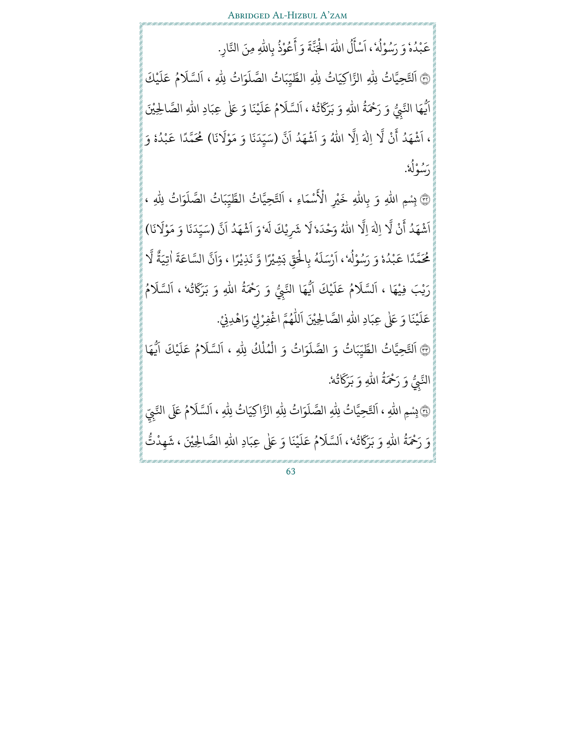عَبْدُهٗ وَ رَسُوْلُهٗ ، اَسْأَلُ اللّٰهَ الْجَنَّةَ وَ أَعُوْذُ بِاللّٰهِ مِنَ النَّارِ.

﴿٣١﴾ اَلتَّحِيَّاتُ لِلّٰهِ الزَّاكِيَاتُ لِلّٰهِ الطَّيِّبَاتُ الصَّلَوَاتُ لِلّٰهِ ، اَلسَّلَامُ عَلَيْكَ اَيُّهَا النَّبِيُّ وَ رَحْمَةُ اللّٰهِ وَ بَرَكَاتُهٗ ، اَلسَّلَامُ عَلَيْنَا وَ عَلٰى عِبَادِ اللّٰهِ الصَّالِحِيْنَ ، اَشْهَدُ أَنْ لَّا اِلٰهَ اِلَّا اللّٰهُ وَ اَشْهَدُ اَنَّ (سَيِّدَنَا وَ مَوْلَانَا) مُحَمَّدًا عَبْدُهٗ وَ رَسُوْلُهٗ.

﴿٣٢﴾ بِسْمِ اللّٰهِ وَ بِاللّٰهِ خَيْرِ الْأَسْمَاءِ ، اَلتَّحِيَّاتُ الطَّيِّبَاتُ الصَّلَوَاتُ لِلّٰهِ ، اَشْهَدُ أَنْ لَّا اِلٰهَ اِلَّا اللّٰهُ وَحْدَهٗ لَا شَرِيْكَ لَهٗ وَ اَشْهَدُ اَنَّ (سَيِّدَنَا وَ مَوْلَانَا) مُحَمَّدًا عَبْدُهٗ وَ رَسُوْلُهٗ ، اَرْسَلَهٗ بِالْحَقِّ بَشِيْرًا وَّ نَذِيْرًا ، وَاَنَّ السَّاعَةَ اٰتِيَةٌ لَّا رَيْبَ فِيْهَا ، اَلسَّلَامُ عَلَيْكَ اَيُّهَا النَّبِيُّ وَ رَحْمَةُ اللّٰهِ وَ بَرَكَاتُهٗ ، اَلسَّلَامُ عَلَيْنَا وَ عَلٰى عِبَادِ اللّٰهِ الصَّالِحِيْنَ اَللّٰهُمَّ اغْفِرْلِيْ وَاهْدِنِيْ.

﴿٣٣﴾ اَلتَّحِيَّاتُ الطَّيِّبَاتُ وَ الصَّلَوَاتُ وَ الْمُلْكُ لِلّٰهِ ، اَلسَّلَامُ عَلَيْكَ اَيُّهَا النَّبِيُّ وَ رَحْمَةُ اللّٰهِ وَ بَرَكَاتُهٗ.

﴿٣٤﴾ بِسْمِ اللّٰهِ ، اَلتَّحِيَّاتُ لِلّٰهِ الصَّلَوَاتُ لِلّٰهِ الزَّاكِيَاتُ لِلّٰهِ ، اَلسَّلَامُ عَلَى النَّبِيِّ وَ رَحْمَةُ اللّٰهِ وَ بَرَكَاتُهٗ ، اَلسَّلَامُ عَلَيْنَا وَ عَلٰى عِبَادِ اللّٰهِ الصَّالِحِيْنَ ، شَهِدْتُّ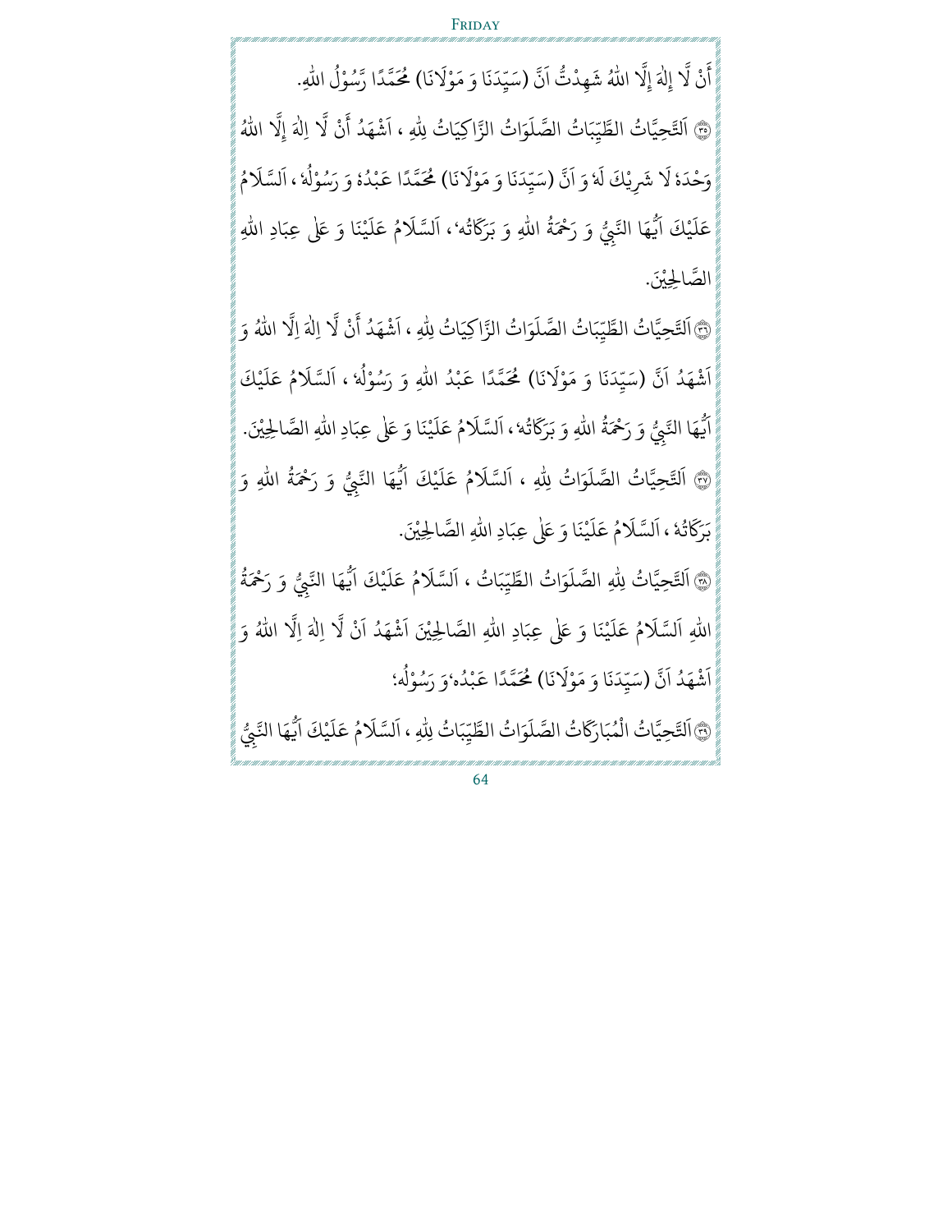أَنْ لَّا إِلٰهَ إِلَّا اللّٰهُ شَهِدْتُّ اَنَّ (سَيِّدَنَا وَ مَوْلَانَا) مُحَمَّدًا رَّسُوْلُ اللّٰهِ.

﴿٣٥﴾ اَلتَّحِيَّاتُ الطَّيِّبَاتُ الصَّلَوَاتُ الزَّاكِيَاتُ لِلّٰهِ ، اَشْهَدُ أَنْ لَّا اِلٰهَ إِلَّا اللّٰهُ وَحْدَهٗ لَا شَرِيْكَ لَهٗ وَ اَنَّ (سَيِّدَنَا وَ مَوْلَانَا) مُحَمَّدًا عَبْدُهٗ وَ رَسُوْلُهٗ ، اَلسَّلَامُ عَلَيْكَ اَيُّهَا النَّبِيُّ وَ رَحْمَةُ اللّٰهِ وَ بَرَكَاتُهٗ، اَلسَّلَامُ عَلَيْنَا وَ عَلٰى عِبَادِ اللّٰهِ الصَّالِحِيْنَ.

﴿٣٦﴾ اَلتَّحِيَّاتُ الطَّيِّبَاتُ الصَّلَوَاتُ الزَّاكِيَاتُ لِلّٰهِ ، اَشْهَدُ أَنْ لَّا اِلٰهَ اِلَّا اللّٰهُ وَ اَشْهَدُ اَنَّ (سَيِّدَنَا وَ مَوْلَانَا) مُحَمَّدًا عَبْدُ اللّٰهِ وَ رَسُوْلُهٗ ، اَلسَّلَامُ عَلَيْكَ اَيُّهَا النَّبِيُّ وَ رَحْمَةُ اللّٰهِ وَ بَرَكَاتُهٗ، اَلسَّلَامُ عَلَيْنَا وَ عَلٰى عِبَادِ اللّٰهِ الصَّالِحِيْنَ.

﴿٣٧﴾ اَلتَّحِيَّاتُ الصَّلَوَاتُ لِلّٰهِ ، اَلسَّلَامُ عَلَيْكَ اَيُّهَا النَّبِيُّ وَ رَحْمَةُ اللّٰهِ وَ بَرَكَاتُهٗ ، اَلسَّلَامُ عَلَيْنَا وَ عَلٰى عِبَادِ اللّٰهِ الصَّالِحِيْنَ.

﴿٣٨﴾ اَلتَّحِيَّاتُ لِلّٰهِ الصَّلَوَاتُ الطَّيِّبَاتُ ، اَلسَّلَامُ عَلَيْكَ اَيُّهَا النَّبِيُّ وَ رَحْمَةُ اللّٰهِ اَلسَّلَامُ عَلَيْنَا وَ عَلٰى عِبَادِ اللّٰهِ الصَّالِحِيْنَ اَشْهَدُ اَنْ لَّا اِلٰهَ اِلَّا اللّٰهُ وَ اَشْهَدُ اَنَّ (سَيِّدَنَا وَ مَوْلَانَا) مُحَمَّدًا عَبْدُهٗ وَ رَسُوْلُهٗ؛

﴿٣٩﴾ اَلتَّحِيَّاتُ الْمُبَارَكَاتُ الصَّلَوَاتُ الطَّيِّبَاتُ لِلّٰهِ ، اَلسَّلَامُ عَلَيْكَ اَيُّهَا النَّبِيُّ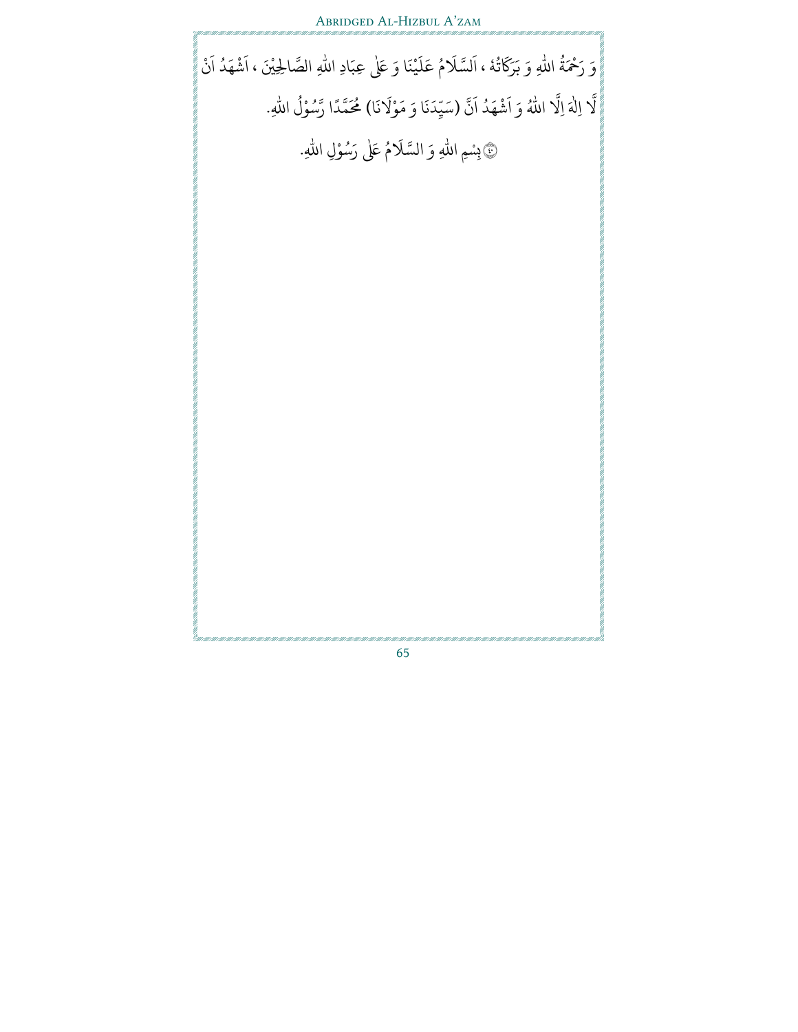وَ رَحْمَةُ اللّٰهِ وَ بَرَكَاتُهُ ، اَلسَّلَامُ عَلَيْنَا وَ عَلٰى عِبَادِ اللّٰهِ الصَّالِحِيْنَ ، اَشْهَدُ اَنْ لَّا اِلٰهَ اِلَّا اللّٰهُ وَ اَشْهَدُ اَنَّ (سَيِّدَنَا وَ مَوْلَانَا) **مُحَمَّدًا** رَّسُوْلُ اللّٰهِ.

۝٤٠ بِسْمِ اللّٰهِ وَ السَّلَامُ عَلٰى رَسُوْلِ اللّٰهِ.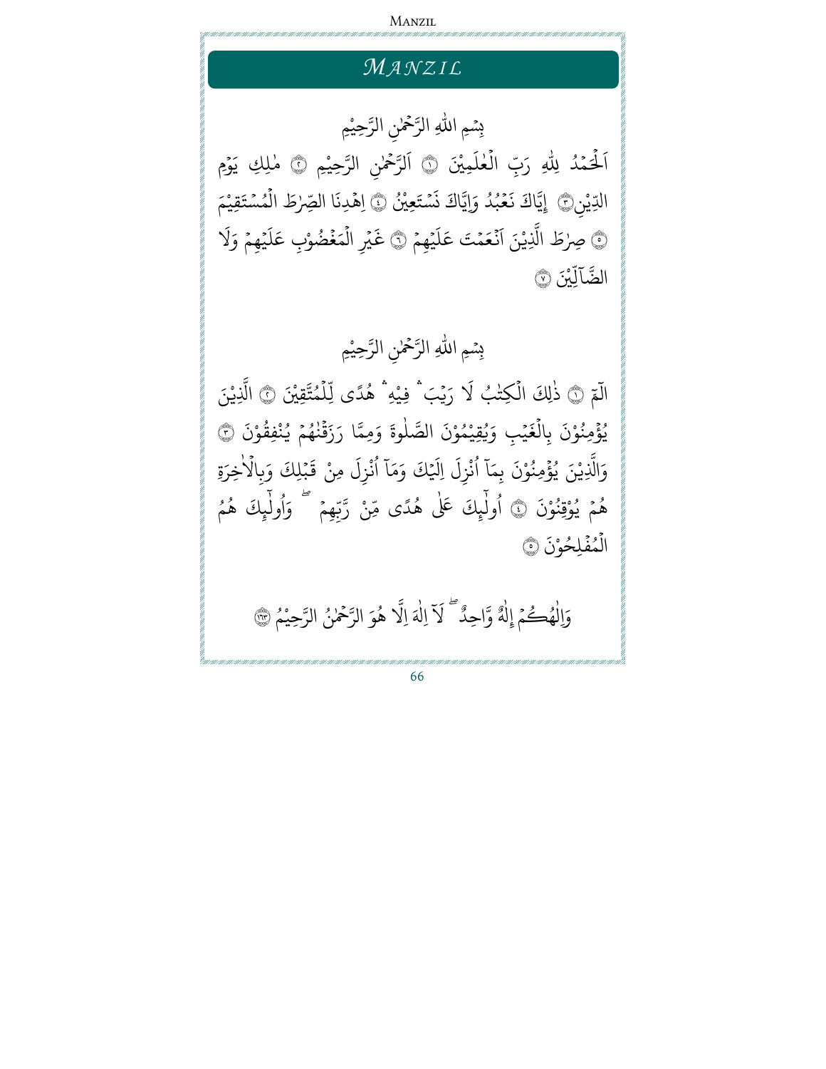# *MANZIL*

بِسْمِ اللّٰهِ الرَّحْمٰنِ الرَّحِيْمِ

اَلْحَمْدُ لِلّٰهِ رَبِّ الْعٰلَمِيْنَ ۝١ اَلرَّحْمٰنِ الرَّحِيْمِ ۝٢ مٰلِكِ يَوْمِ الدِّيْنِ ۝٣ إِيَّاكَ نَعْبُدُ وَاِيَّاكَ نَسْتَعِيْنُ ۝٤ اِهْدِنَا الصِّرٰطَ الْمُسْتَقِيْمَ ۝٥ صِرٰطَ الَّذِيْنَ اَنْعَمْتَ عَلَيْهِمْ ۝٦ غَيْرِ الْمَغْضُوْبِ عَلَيْهِمْ وَلَا الضَّآلِّيْنَ ۝٧

بِسْمِ اللّٰهِ الرَّحْمٰنِ الرَّحِيْمِ

الٓمّٓ ۝١ ذٰلِكَ الْكِتٰبُ لَا رَيْبَ ۛ فِيْهِ ۛ هُدًى لِّلْمُتَّقِيْنَ ۝٢ الَّذِيْنَ يُؤْمِنُوْنَ بِالْغَيْبِ وَيُقِيْمُوْنَ الصَّلٰوةَ وَمِمَّا رَزَقْنٰهُمْ يُنْفِقُوْنَ ۝٣ وَالَّذِيْنَ يُؤْمِنُوْنَ بِمَآ اُنْزِلَ اِلَيْكَ وَمَآ اُنْزِلَ مِنْ قَبْلِكَ وَبِالْاٰخِرَةِ هُمْ يُوْقِنُوْنَ ۝٤ اُولٰٓئِكَ عَلٰى هُدًى مِّنْ رَّبِّهِمْ ۖ وَاُولٰٓئِكَ هُمُ الْمُفْلِحُوْنَ ۝٥

وَاِلٰهُكُمْ إِلٰهٌ وَّاحِدٌ ۚ لَآ اِلٰهَ اِلَّا هُوَ الرَّحْمٰنُ الرَّحِيْمُ ۝١٦٣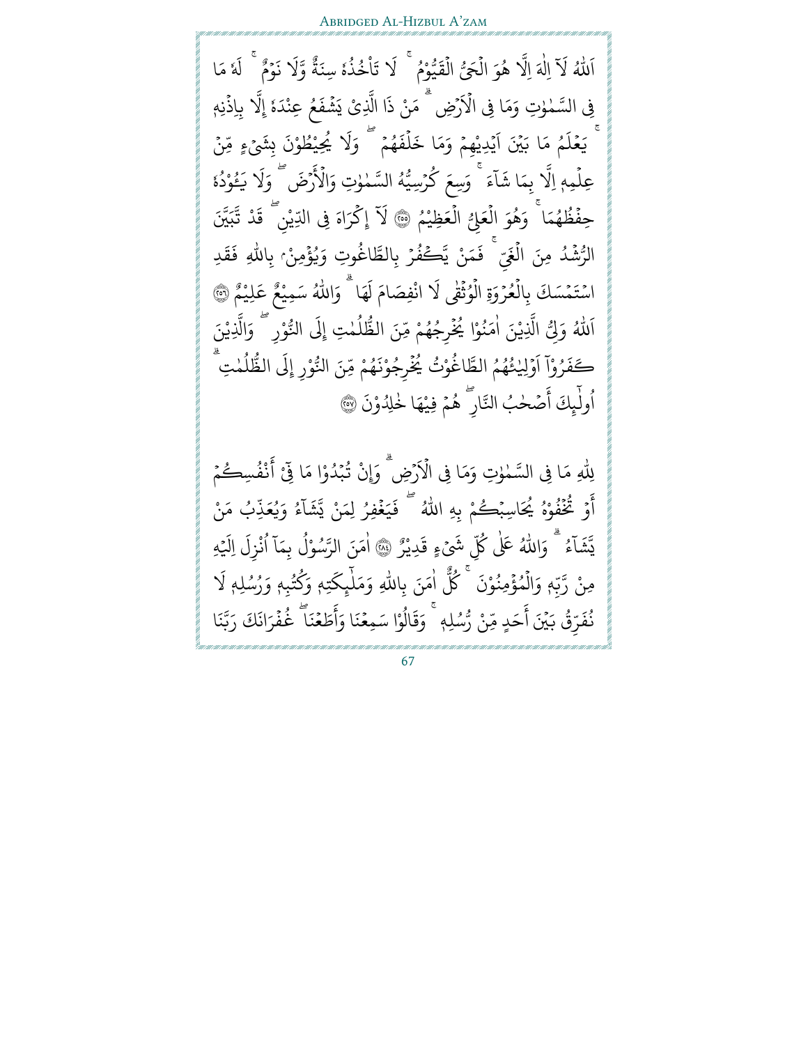اَللّٰهُ لَآ اِلٰهَ اِلَّا هُوَ الْحَيُّ الْقَيُّوْمُ ۚ لَا تَأْخُذُهٗ سِنَةٌ وَّلَا نَوْمٌ ۚ لَهٗ مَا فِي السَّمٰوٰتِ وَمَا فِي الْاَرْضِ ۗ مَنْ ذَا الَّذِيْ يَشْفَعُ عِنْدَهٗٓ اِلَّا بِاِذْنِهٖ ۚ يَعْلَمُ مَا بَيْنَ اَيْدِيْهِمْ وَمَا خَلْفَهُمْ ۚ وَلَا يُحِيْطُوْنَ بِشَيْءٍ مِّنْ عِلْمِهٖٓ اِلَّا بِمَا شَآءَ ۚ وَسِعَ كُرْسِيُّهُ السَّمٰوٰتِ وَالْاَرْضَ ۚ وَلَا يَـُٔوْدُهٗ حِفْظُهُمَا ۚ وَهُوَ الْعَلِيُّ الْعَظِيْمُ ﴿٢٥٥﴾ لَآ اِكْرَاهَ فِي الدِّيْنِ ۗ قَدْ تَّبَيَّنَ الرُّشْدُ مِنَ الْغَيِّ ۚ فَمَنْ يَّكْفُرْ بِالطَّاغُوْتِ وَيُؤْمِنْۢ بِاللّٰهِ فَقَدِ اسْتَمْسَكَ بِالْعُرْوَةِ الْوُثْقٰى لَا انْفِصَامَ لَهَا ۗ وَاللّٰهُ سَمِيْعٌ عَلِيْمٌ ﴿٢٥٦﴾ اَللّٰهُ وَلِيُّ الَّذِيْنَ اٰمَنُوْا يُخْرِجُهُمْ مِّنَ الظُّلُمٰتِ اِلَى النُّوْرِ ۗ وَالَّذِيْنَ كَفَرُوْٓا اَوْلِيٰٓـُٔهُمُ الطَّاغُوْتُ يُخْرِجُوْنَهُمْ مِّنَ النُّوْرِ اِلَى الظُّلُمٰتِ ۗ اُولٰٓىِٕكَ اَصْحٰبُ النَّارِ ۚ هُمْ فِيْهَا خٰلِدُوْنَ ﴿٢٥٧﴾

لِلّٰهِ مَا فِي السَّمٰوٰتِ وَمَا فِي الْاَرْضِ ۗ وَاِنْ تُبْدُوْا مَا فِيْٓ اَنْفُسِكُمْ اَوْ تُخْفُوْهُ يُحَاسِبْكُمْ بِهِ اللّٰهُ ۗ فَيَغْفِرُ لِمَنْ يَّشَآءُ وَيُعَذِّبُ مَنْ يَّشَآءُ ۗ وَاللّٰهُ عَلٰى كُلِّ شَيْءٍ قَدِيْرٌ ﴿٢٨٤﴾ اٰمَنَ الرَّسُوْلُ بِمَآ اُنْزِلَ اِلَيْهِ مِنْ رَّبِّهٖ وَالْمُؤْمِنُوْنَ ۚ كُلٌّ اٰمَنَ بِاللّٰهِ وَمَلٰٓىِٕكَتِهٖ وَكُتُبِهٖ وَرُسُلِهٖ لَا نُفَرِّقُ بَيْنَ اَحَدٍ مِّنْ رُّسُلِهٖ ۚ وَقَالُوْا سَمِعْنَا وَاَطَعْنَا ۖ غُفْرَانَكَ رَبَّنَا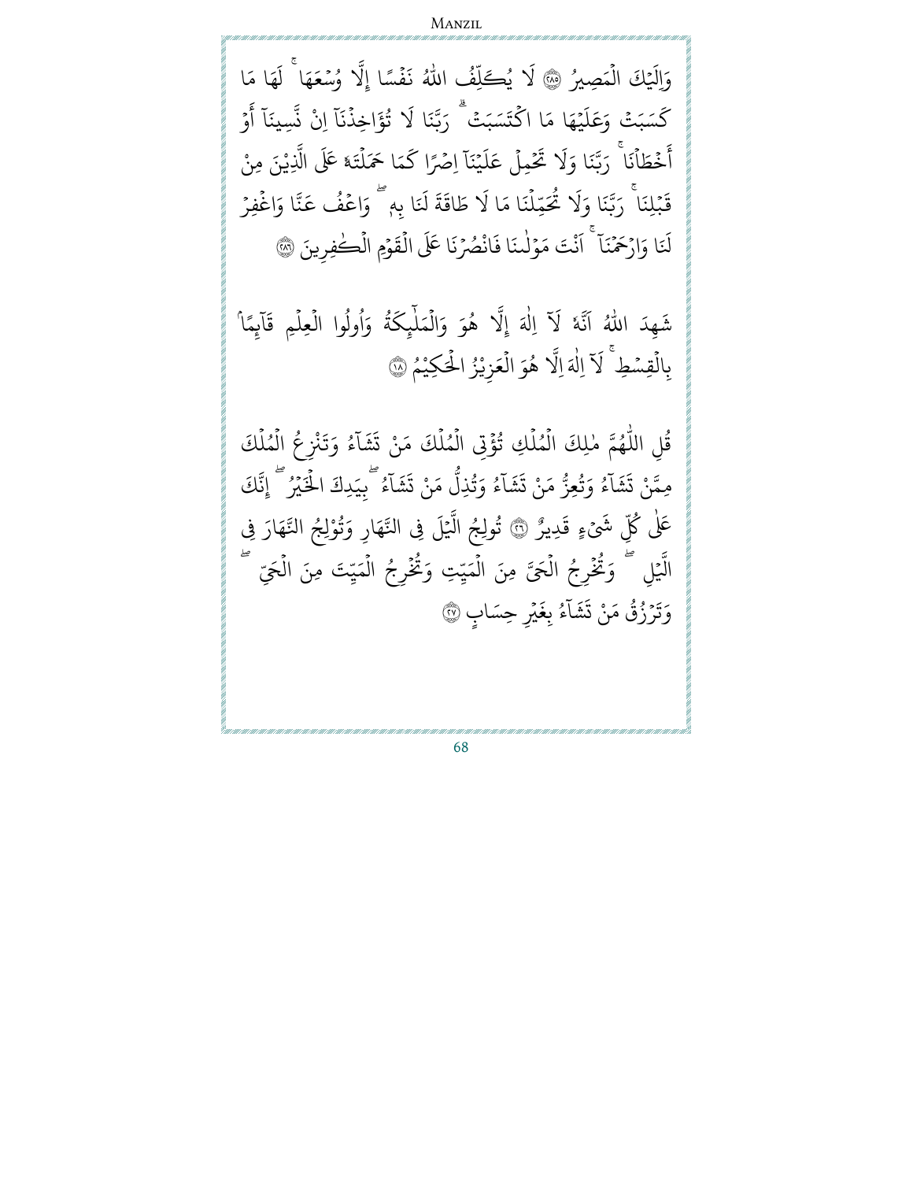وَاِلَيْكَ الْمَصِيرُ ﴿٢٨٥﴾ لَا يُكَلِّفُ اللّٰهُ نَفْسًا إِلَّا وُسْعَهَا ۚ لَهَا مَا كَسَبَتْ وَعَلَيْهَا مَا اكْتَسَبَتْ ۗ رَبَّنَا لَا تُؤَاخِذْنَآ اِنْ نَّسِينَآ أَوْ أَخْطَاْنَا ۚ رَبَّنَا وَلَا تَحْمِلْ عَلَيْنَآ اِصْرًا كَمَا حَمَلْتَهٗ عَلَى الَّذِيْنَ مِنْ قَبْلِنَا ۚ رَبَّنَا وَلَا تُحَمِّلْنَا مَا لَا طَاقَةَ لَنَا بِهٖ ۚ وَاعْفُ عَنَّا وَاغْفِرْ لَنَا وَارْحَمْنَآ ۚ اَنْتَ مَوْلٰنَا فَانْصُرْنَا عَلَى الْقَوْمِ الْكٰفِرِينَ ﴿٢٨٦﴾

شَهِدَ اللّٰهُ اَنَّهٗ لَآ اِلٰهَ إِلَّا هُوَ وَالْمَلٰٓئِكَةُ وَاُولُوا الْعِلْمِ قَآئِمًا بِالْقِسْطِ ۚ لَآ اِلٰهَ اِلَّا هُوَ الْعَزِيْزُ الْحَكِيْمُ ﴿١٨﴾

قُلِ اللّٰهُمَّ مٰلِكَ الْمُلْكِ تُؤْتِي الْمُلْكَ مَنْ تَشَآءُ وَتَنْزِعُ الْمُلْكَ مِمَّنْ تَشَآءُ وَتُعِزُّ مَنْ تَشَآءُ وَتُذِلُّ مَنْ تَشَآءُ ۖ بِيَدِكَ الْخَيْرُ ۖ إِنَّكَ عَلٰى كُلِّ شَىْءٍ قَدِيرٌ ﴿٢٦﴾ تُولِجُ الَّيْلَ فِى النَّهَارِ وَتُوْلِجُ النَّهَارَ فِى الَّيْلِ ۖ وَتُخْرِجُ الْحَىَّ مِنَ الْمَيِّتِ وَتُخْرِجُ الْمَيِّتَ مِنَ الْحَيِّ ۖ وَتَرْزُقُ مَنْ تَشَآءُ بِغَيْرِ حِسَابٍ ﴿٢٧﴾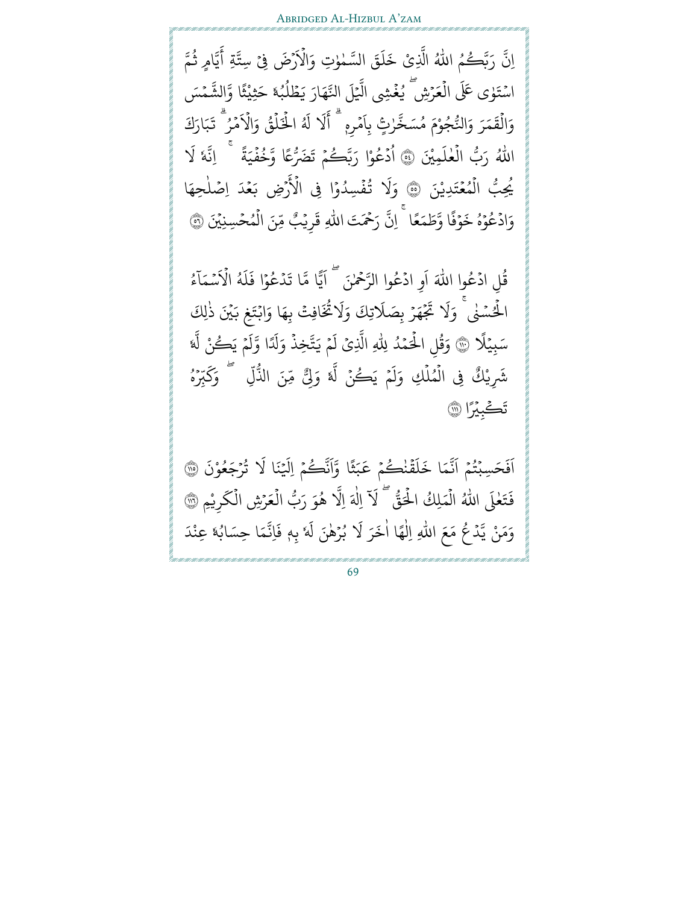اِنَّ رَبَّكُمُ اللّٰهُ الَّذِىْ خَلَقَ السَّمٰوٰتِ وَالْاَرْضَ فِىْ سِتَّةِ اَيَّامٍ ثُمَّ اسْتَوٰى عَلَى الْعَرْشِ ۖ يُغْشِى الَّيْلَ النَّهَارَ يَطْلُبُهٗ حَثِيْثًا وَّالشَّمْسَ وَالْقَمَرَ وَالنُّجُوْمَ مُسَخَّرٰتٍۭ بِاَمْرِهٖ ۗ اَلَا لَهُ الْخَلْقُ وَالْاَمْرُ ۗ تَبٰرَكَ اللّٰهُ رَبُّ الْعٰلَمِيْنَ ﴿٥٤﴾ اُدْعُوْا رَبَّكُمْ تَضَرُّعًا وَّخُفْيَةً ۚ اِنَّهٗ لَا يُحِبُّ الْمُعْتَدِيْنَ ﴿٥٥﴾ وَلَا تُفْسِدُوْا فِى الْاَرْضِ بَعْدَ اِصْلَاحِهَا وَادْعُوْهُ خَوْفًا وَّطَمَعًا ۚ اِنَّ رَحْمَتَ اللّٰهِ قَرِيْبٌ مِّنَ الْمُحْسِنِيْنَ ﴿٥٦﴾

قُلِ ادْعُوا اللّٰهَ اَوِ ادْعُوا الرَّحْمٰنَ ۖ اَيًّا مَّا تَدْعُوْا فَلَهُ الْاَسْمَآءُ الْحُسْنٰى ۚ وَلَا تَجْهَرْ بِصَلَاتِكَ وَلَا تُخَافِتْ بِهَا وَابْتَغِ بَيْنَ ذٰلِكَ سَبِيْلًا ﴿١١٠﴾ وَقُلِ الْحَمْدُ لِلّٰهِ الَّذِىْ لَمْ يَتَّخِذْ وَلَدًا وَّلَمْ يَكُنْ لَّهٗ شَرِيْكٌ فِى الْمُلْكِ وَلَمْ يَكُنْ لَّهٗ وَلِيٌّ مِّنَ الذُّلِّ ۖ وَكَبِّرْهُ تَكْبِيْرًا ﴿١١١﴾

اَفَحَسِبْتُمْ اَنَّمَا خَلَقْنٰكُمْ عَبَثًا وَّاَنَّكُمْ اِلَيْنَا لَا تُرْجَعُوْنَ ﴿١١٥﴾ فَتَعٰلَى اللّٰهُ الْمَلِكُ الْحَقُّ ۖ لَآ اِلٰهَ اِلَّا هُوَ رَبُّ الْعَرْشِ الْكَرِيْمِ ﴿١١٦﴾ وَمَنْ يَّدْعُ مَعَ اللّٰهِ اِلٰهًا اٰخَرَ لَا بُرْهٰنَ لَهٗ بِهٖ فَاِنَّمَا حِسَابُهٗ عِنْدَ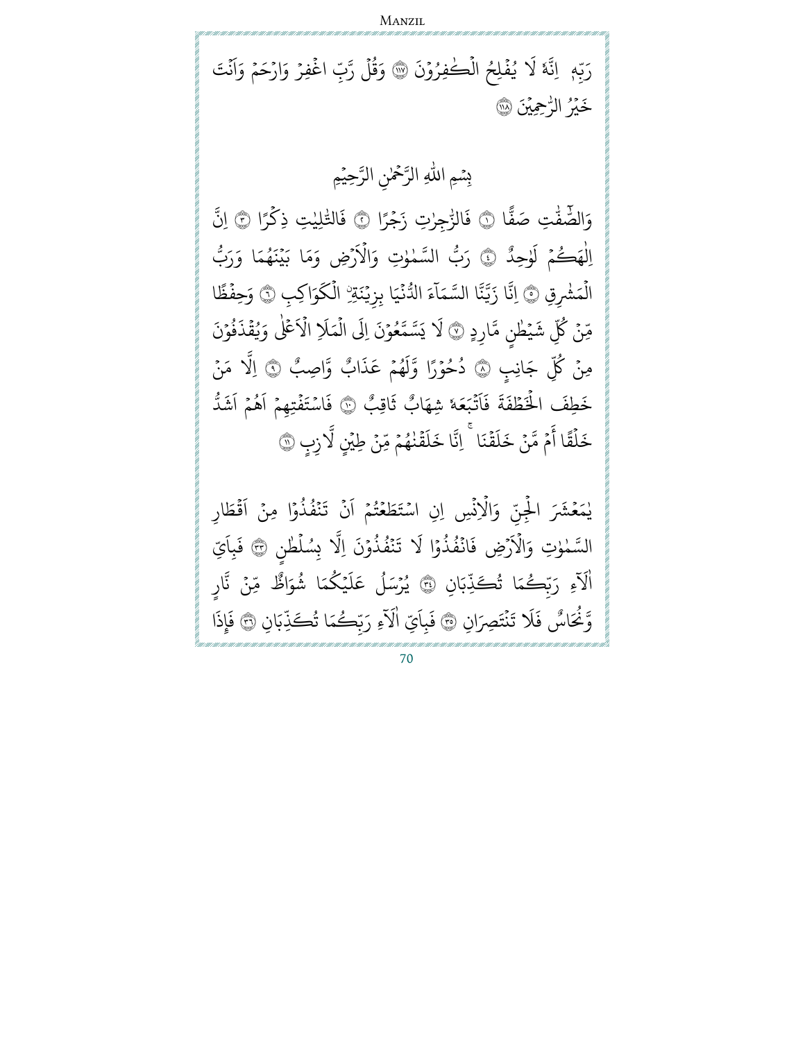رَبِّهٖ ۭ اِنَّهٗ لَا يُفْلِحُ الْـكٰفِرُوْنَ ۝١١٧ وَقُلْ رَّبِّ اغْفِرْ وَارْحَمْ وَاَنْتَ خَيْرُ الرّٰحِمِيْنَ ۝١١٨

بِسْمِ اللّٰهِ الرَّحْمٰنِ الرَّحِيْمِ

وَالصّٰۗفّٰتِ صَفًّا ۝١ فَالزّٰجِرٰتِ زَجْرًا ۝٢ فَالتّٰلِيٰتِ ذِكْرًا ۝٣ اِنَّ اِلٰهَكُمْ لَوَاحِدٌ ۝٤ رَبُّ السَّمٰوٰتِ وَالْاَرْضِ وَمَا بَيْنَهُمَا وَرَبُّ الْمَشَارِقِ ۝٥ اِنَّا زَيَّنَّا السَّمَاۗءَ الدُّنْيَا بِزِيْنَةِۨ الْكَوَاكِبِ ۝٦ وَحِفْظًا مِّنْ كُلِّ شَيْطٰنٍ مَّارِدٍ ۝٧ لَا يَسَّمَّعُوْنَ اِلَى الْمَلَاِ الْاَعْلٰى وَيُقْذَفُوْنَ مِنْ كُلِّ جَانِبٍ ۝٨ دُحُوْرًا وَّلَهُمْ عَذَابٌ وَّاصِبٌ ۝٩ اِلَّا مَنْ خَطِفَ الْخَطْفَةَ فَاَتْبَعَهٗ شِهَابٌ ثَاقِبٌ ۝١٠ فَاسْتَفْتِهِمْ اَهُمْ اَشَدُّ خَلْقًا اَمْ مَّنْ خَلَقْنَا ۭ اِنَّا خَلَقْنٰهُمْ مِّنْ طِيْنٍ لَّازِبٍ ۝١١

يٰمَعْشَرَ الْجِنِّ وَالْاِنْسِ اِنِ اسْتَطَعْتُمْ اَنْ تَنْفُذُوْا مِنْ اَقْطَارِ السَّمٰوٰتِ وَالْاَرْضِ فَانْفُذُوْا ۭ لَا تَنْفُذُوْنَ اِلَّا بِسُلْطٰنٍ ۝٣٣ فَبِاَيِّ اٰلَاۗءِ رَبِّكُمَا تُكَذِّبٰنِ ۝٣٤ يُرْسَلُ عَلَيْكُمَا شُوَاظٌ مِّنْ نَّارٍ وَّنُحَاسٌ فَلَا تَنْتَصِرٰنِ ۝٣٥ فَبِاَيِّ اٰلَاۗءِ رَبِّكُمَا تُكَذِّبٰنِ ۝٣٦ فَاِذَا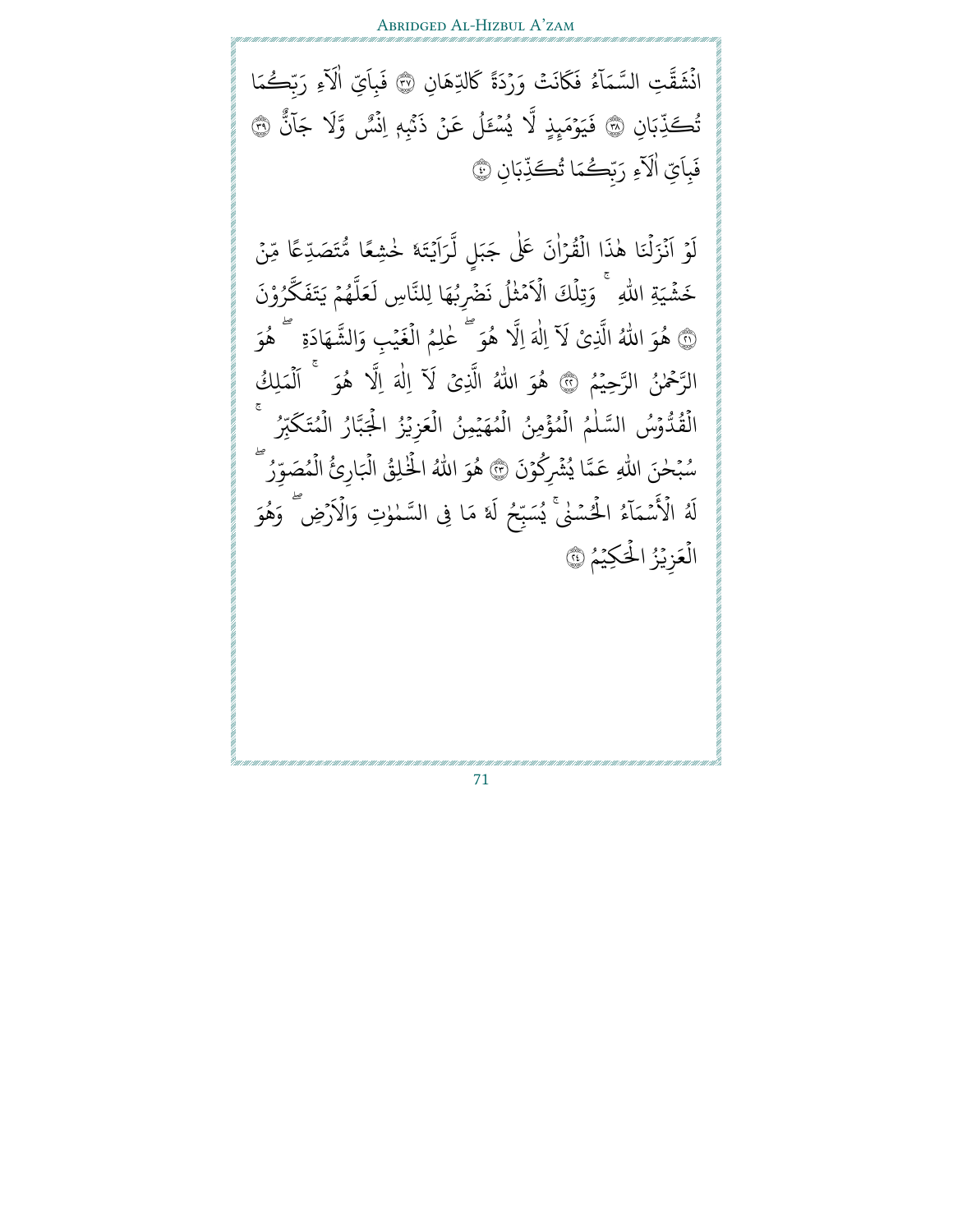انْشَقَّتِ السَّمَآءُ فَكَانَتْ وَرْدَةً كَالدِّهَانِ ﴿٣٧﴾ فَبِاَيِّ اٰلَآءِ رَبِّكُمَا تُكَذِّبَانِ ﴿٣٨﴾ فَيَوْمَئِذٍ لَّا يُسْـَٔلُ عَنْ ذَنْبِهٖۤ اِنْسٌ وَّلَا جَآنٌّ ﴿٣٩﴾ فَبِاَيِّ اٰلَآءِ رَبِّكُمَا تُكَذِّبَانِ ﴿٤٠﴾

لَوْ اَنْزَلْنَا هٰذَا الْقُرْاٰنَ عَلٰى جَبَلٍ لَّرَاَيْتَهٗ خَاشِعًا مُّتَصَدِّعًا مِّنْ خَشْيَةِ اللّٰهِ ؕ وَتِلْكَ الْاَمْثَالُ نَضْرِبُهَا لِلنَّاسِ لَعَلَّهُمْ يَتَفَكَّرُوْنَ ﴿٢١﴾ هُوَ اللّٰهُ الَّذِيْ لَاۤ اِلٰهَ اِلَّا هُوَ ۚ عٰلِمُ الْغَيْبِ وَالشَّهَادَةِ ۚ هُوَ الرَّحْمٰنُ الرَّحِيْمُ ﴿٢٢﴾ هُوَ اللّٰهُ الَّذِيْ لَاۤ اِلٰهَ اِلَّا هُوَ ۚ اَلْمَلِكُ الْقُدُّوْسُ السَّلٰمُ الْمُؤْمِنُ الْمُهَيْمِنُ الْعَزِيْزُ الْجَبَّارُ الْمُتَكَبِّرُ ؕ سُبْحٰنَ اللّٰهِ عَمَّا يُشْرِكُوْنَ ﴿٢٣﴾ هُوَ اللّٰهُ الْخَالِقُ الْبَارِئُ الْمُصَوِّرُ لَهُ الْاَسْمَآءُ الْحُسْنٰى ؕ يُسَبِّحُ لَهٗ مَا فِي السَّمٰوٰتِ وَالْاَرْضِ ۚ وَهُوَ الْعَزِيْزُ الْحَكِيْمُ ﴿٢٤﴾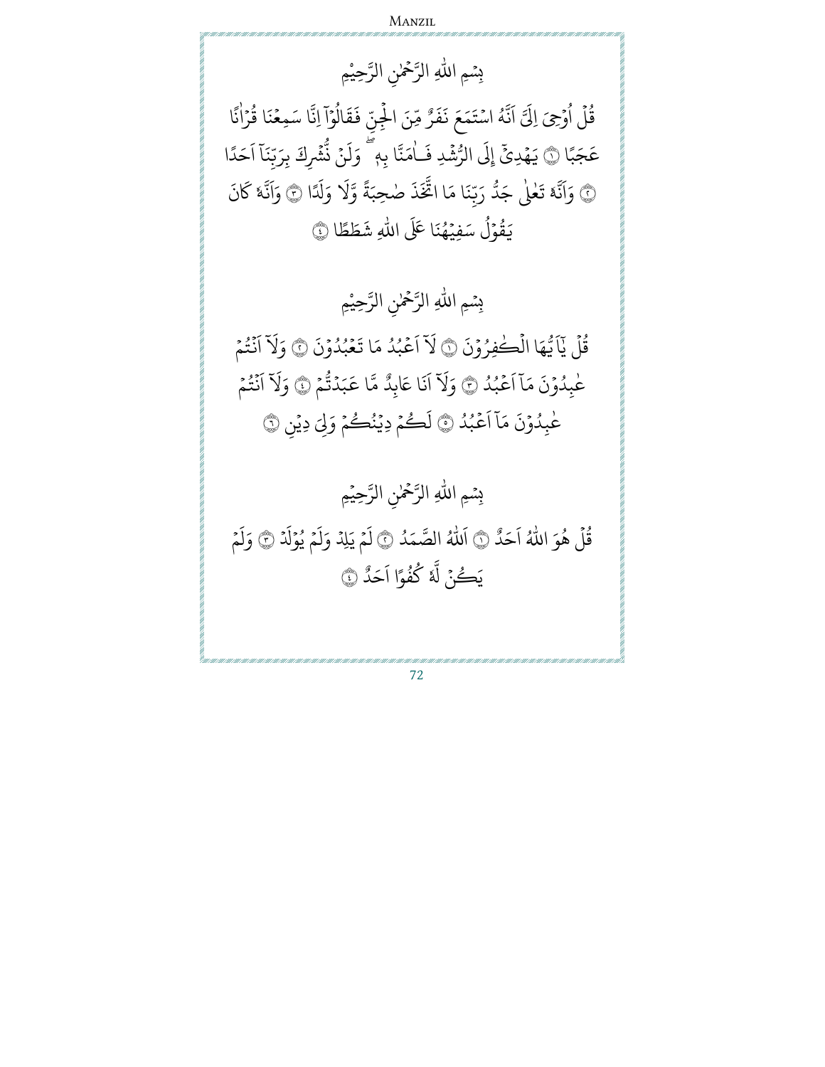بِسْمِ اللّٰهِ الرَّحْمٰنِ الرَّحِيْمِ

قُلْ اُوْحِىَ اِلَىَّ اَنَّهُ اسْتَمَعَ نَفَرٌ مِّنَ الْجِنِّ فَقَالُوْٓا اِنَّا سَمِعْنَا قُرْاٰنًا عَجَبًا ﴿١﴾ يَهْدِيْٓ اِلَى الرُّشْدِ فَاٰمَنَّا بِهٖ ۗ وَلَنْ نُّشْرِكَ بِرَبِّنَآ اَحَدًا ﴿٢﴾ وَاَنَّهٗ تَعٰلٰى جَدُّ رَبِّنَا مَا اتَّخَذَ صٰحِبَةً وَّلَا وَلَدًا ﴿٣﴾ وَاَنَّهٗ كَانَ يَقُوْلُ سَفِيْهُنَا عَلَى اللّٰهِ شَطَطًا ﴿٤﴾

بِسْمِ اللّٰهِ الرَّحْمٰنِ الرَّحِيْمِ

قُلْ يٰٓاَيُّهَا الْكٰفِرُوْنَ ﴿١﴾ لَآ اَعْبُدُ مَا تَعْبُدُوْنَ ﴿٢﴾ وَلَآ اَنْتُمْ عٰبِدُوْنَ مَآ اَعْبُدُ ﴿٣﴾ وَلَآ اَنَا عَابِدٌ مَّا عَبَدْتُّمْ ﴿٤﴾ وَلَآ اَنْتُمْ عٰبِدُوْنَ مَآ اَعْبُدُ ﴿٥﴾ لَكُمْ دِيْنُكُمْ وَلِيَ دِيْنِ ﴿٦﴾

بِسْمِ اللّٰهِ الرَّحْمٰنِ الرَّحِيْمِ

قُلْ هُوَ اللّٰهُ اَحَدٌ ﴿١﴾ اَللّٰهُ الصَّمَدُ ﴿٢﴾ لَمْ يَلِدْ وَلَمْ يُوْلَدْ ﴿٣﴾ وَلَمْ يَكُنْ لَّهٗ كُفُوًا اَحَدٌ ﴿٤﴾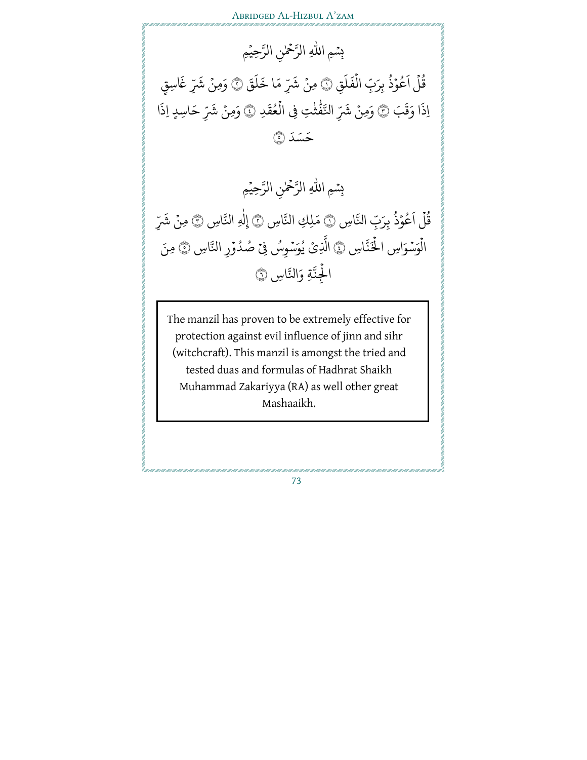بِسْمِ اللّٰهِ الرَّحْمٰنِ الرَّحِيْمِ

قُلْ اَعُوْذُ بِرَبِّ الْفَلَقِ ۝١ مِنْ شَرِّ مَا خَلَقَ ۝٢ وَمِنْ شَرِّ غَاسِقٍ اِذَا وَقَبَ ۝٣ وَمِنْ شَرِّ النَّفّٰثٰتِ فِى الْعُقَدِ ۝٤ وَمِنْ شَرِّ حَاسِدٍ اِذَا حَسَدَ ۝٥

بِسْمِ اللّٰهِ الرَّحْمٰنِ الرَّحِيْمِ

قُلْ اَعُوْذُ بِرَبِّ النَّاسِ ۝١ مَلِكِ النَّاسِ ۝٢ إِلٰهِ النَّاسِ ۝٣ مِنْ شَرِّ الْوَسْوَاسِ الْخَنَّاسِ ۝٤ الَّذِىْ يُوَسْوِسُ فِىْ صُدُوْرِ النَّاسِ ۝٥ مِنَ الْجِنَّةِ وَالنَّاسِ ۝٦

The manzil has proven to be extremely effective for protection against evil influence of jinn and sihr (witchcraft). This manzil is amongst the tried and tested duas and formulas of Hadhrat Shaikh Muhammad Zakariyya (RA) as well other great Mashaaikh.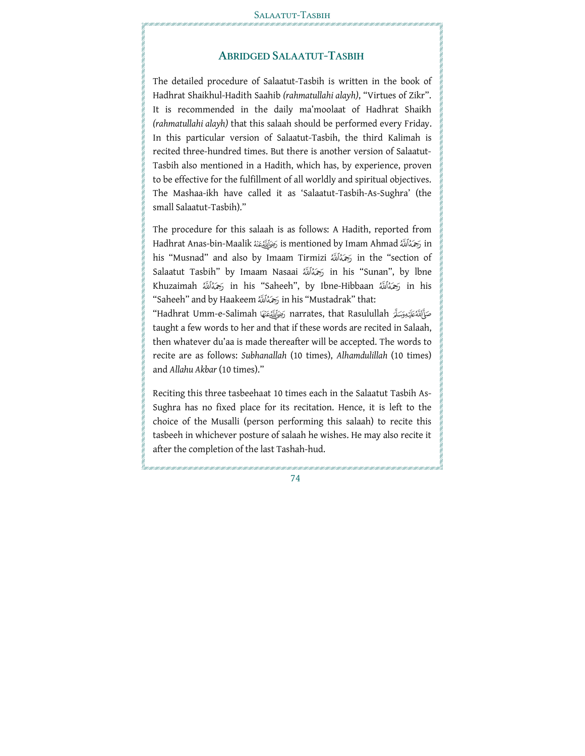## Abridged Salaatut-Tasbih

The detailed procedure of Salaatut-Tasbih is written in the book of Hadhrat Shaikhul-Hadith Saahib *(rahmatullahi alayh)*, "Virtues of Zikr". It is recommended in the daily ma'moolaat of Hadhrat Shaikh *(rahmatullahi alayh)* that this salaah should be performed every Friday. In this particular version of Salaatut-Tasbih, the third Kalimah is recited three-hundred times. But there is another version of Salaatut-Tasbih also mentioned in a Hadith, which has, by experience, proven to be effective for the fulfillment of all worldly and spiritual objectives. The Mashaa-ikh have called it as 'Salaatut-Tasbih-As-Sughra' (the small Salaatut-Tasbih)."

The procedure for this salaah is as follows: A Hadith, reported from Hadhrat Anas-bin-Maalik رَضِيَ ٱللَّهُ عَنْهُ is mentioned by Imam Ahmad رَحِمَهُ ٱللَّهُ in his "Musnad" and also by Imaam Tirmizi رَحِمَهُ ٱللَّهُ in the "section of Salaatut Tasbih" by Imaam Nasaai رَحِمَهُ ٱللَّهُ in his "Sunan", by lbne Khuzaimah رَحِمَهُ ٱللَّهُ in his "Saheeh", by Ibne-Hibbaan رَحِمَهُ ٱللَّهُ in his "Saheeh" and by Haakeem رَحِمَهُ ٱللَّهُ in his "Mustadrak" that:

"Hadhrat Umm-e-Salimah رَضِيَ ٱللَّهُ عَنْهَا narrates, that Rasulullah صَلَّى ٱللَّهُ عَلَيْهِ وَسَلَّمَ taught a few words to her and that if these words are recited in Salaah, then whatever du'aa is made thereafter will be accepted. The words to recite are as follows: *Subhanallah* (10 times), *Alhamdulillah* (10 times) and *Allahu Akbar* (10 times)."

Reciting this three tasbeehaat 10 times each in the Salaatut Tasbih As-Sughra has no fixed place for its recitation. Hence, it is left to the choice of the Musalli (person performing this salaah) to recite this tasbeeh in whichever posture of salaah he wishes. He may also recite it after the completion of the last Tashah-hud.